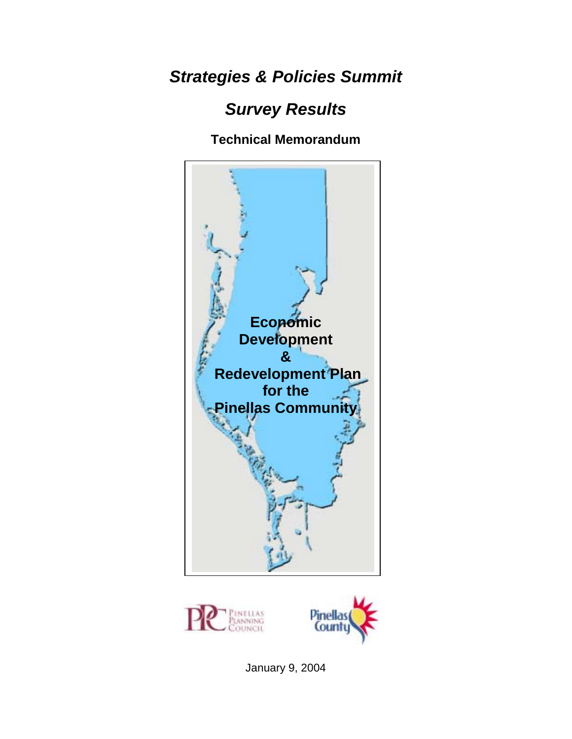# *Strategies & Policies Summit*

## *Survey Results*

### Technical Memorandum

**Economic Development & Redevelopment Plan for the Pinellas Community**

PINELLAS PLANNING COUNCIL

Pinellas County

January 9, 2004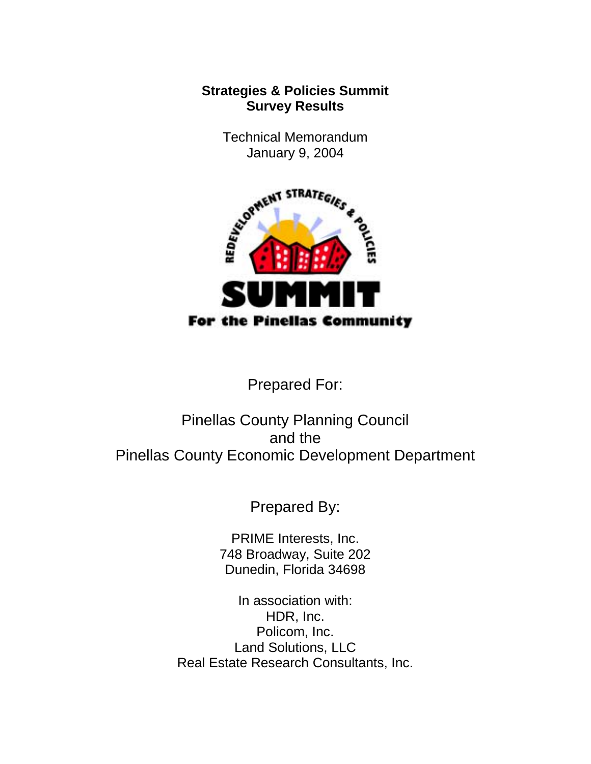**Strategies & Policies Summit**
**Survey Results**

Technical Memorandum
January 9, 2004

Prepared For:

Pinellas County Planning Council
and the
Pinellas County Economic Development Department

Prepared By:

PRIME Interests, Inc.
748 Broadway, Suite 202
Dunedin, Florida 34698

In association with:
HDR, Inc.
Policom, Inc.
Land Solutions, LLC
Real Estate Research Consultants, Inc.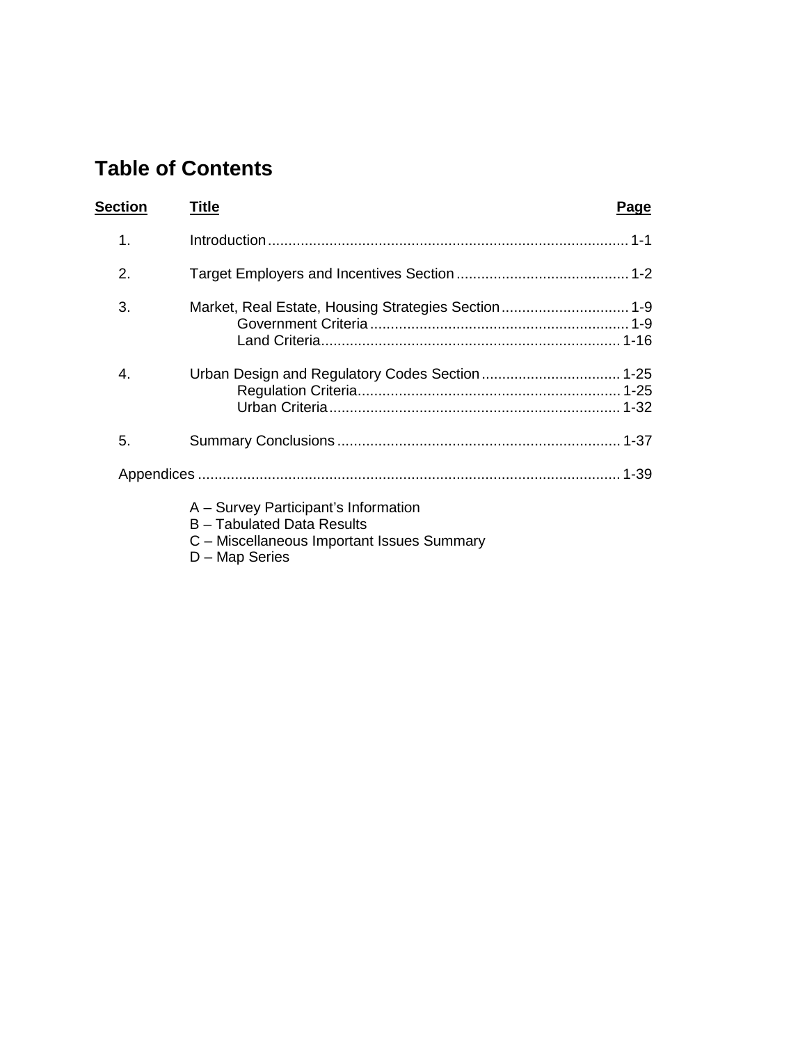# Table of Contents

| Section | Title | Page |
|---|---|---|
| 1. | Introduction | 1-1 |
| 2. | Target Employers and Incentives Section | 1-2 |
| 3. | Market, Real Estate, Housing Strategies Section | 1-9 |
| | Government Criteria | 1-9 |
| | Land Criteria | 1-16 |
| 4. | Urban Design and Regulatory Codes Section | 1-25 |
| | Regulation Criteria | 1-25 |
| | Urban Criteria | 1-32 |
| 5. | Summary Conclusions | 1-37 |
| Appendices | | 1-39 |
| | A – Survey Participant's Information | |
| | B – Tabulated Data Results | |
| | C – Miscellaneous Important Issues Summary | |
| | D – Map Series | |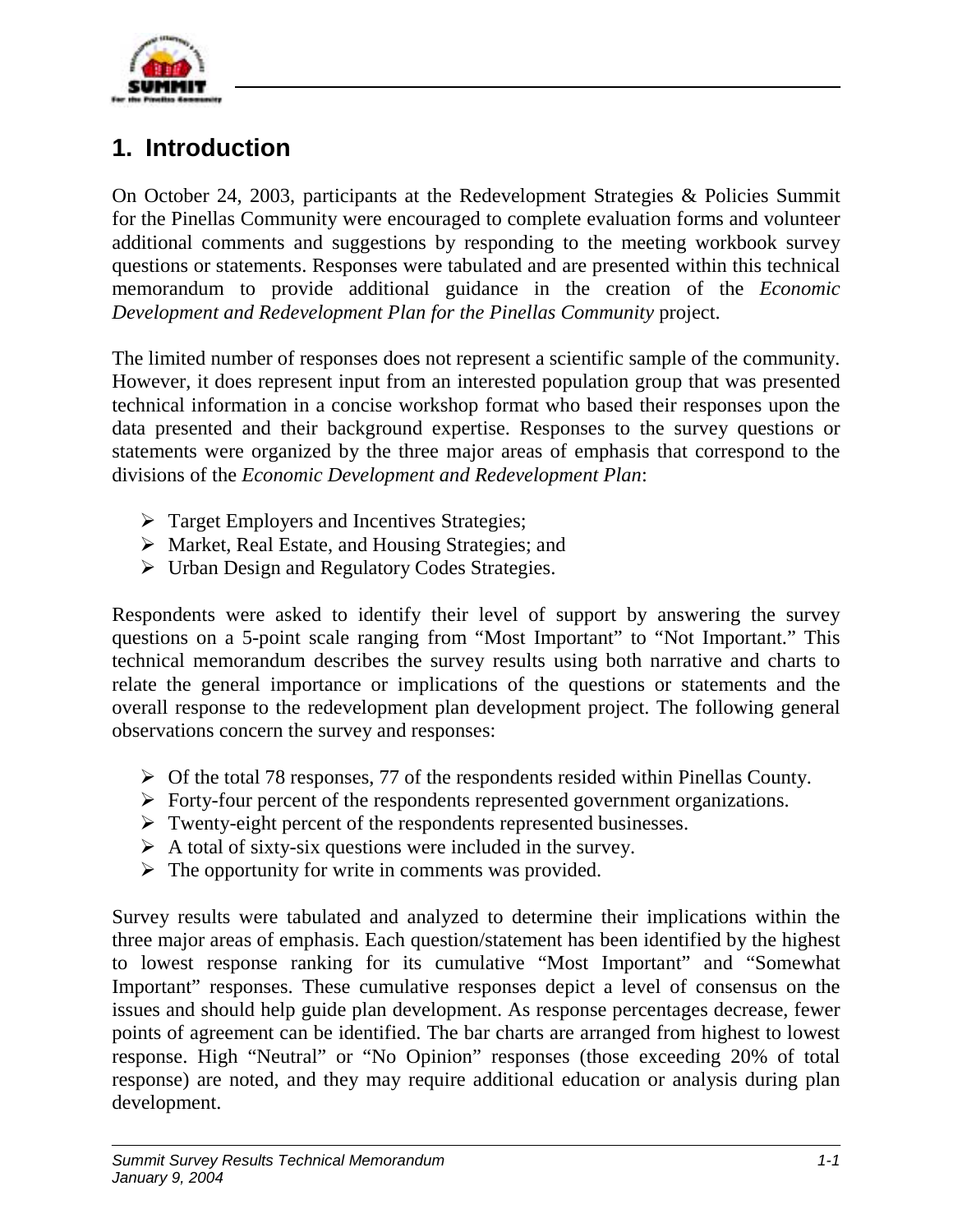## 1. Introduction

On October 24, 2003, participants at the Redevelopment Strategies & Policies Summit for the Pinellas Community were encouraged to complete evaluation forms and volunteer additional comments and suggestions by responding to the meeting workbook survey questions or statements. Responses were tabulated and are presented within this technical memorandum to provide additional guidance in the creation of the *Economic Development and Redevelopment Plan for the Pinellas Community* project.

The limited number of responses does not represent a scientific sample of the community. However, it does represent input from an interested population group that was presented technical information in a concise workshop format who based their responses upon the data presented and their background expertise. Responses to the survey questions or statements were organized by the three major areas of emphasis that correspond to the divisions of the *Economic Development and Redevelopment Plan*:

- Target Employers and Incentives Strategies;
- Market, Real Estate, and Housing Strategies; and
- Urban Design and Regulatory Codes Strategies.

Respondents were asked to identify their level of support by answering the survey questions on a 5-point scale ranging from "Most Important" to "Not Important." This technical memorandum describes the survey results using both narrative and charts to relate the general importance or implications of the questions or statements and the overall response to the redevelopment plan development project. The following general observations concern the survey and responses:

- Of the total 78 responses, 77 of the respondents resided within Pinellas County.
- Forty-four percent of the respondents represented government organizations.
- Twenty-eight percent of the respondents represented businesses.
- A total of sixty-six questions were included in the survey.
- The opportunity for write in comments was provided.

Survey results were tabulated and analyzed to determine their implications within the three major areas of emphasis. Each question/statement has been identified by the highest to lowest response ranking for its cumulative "Most Important" and "Somewhat Important" responses. These cumulative responses depict a level of consensus on the issues and should help guide plan development. As response percentages decrease, fewer points of agreement can be identified. The bar charts are arranged from highest to lowest response. High "Neutral" or "No Opinion" responses (those exceeding 20% of total response) are noted, and they may require additional education or analysis during plan development.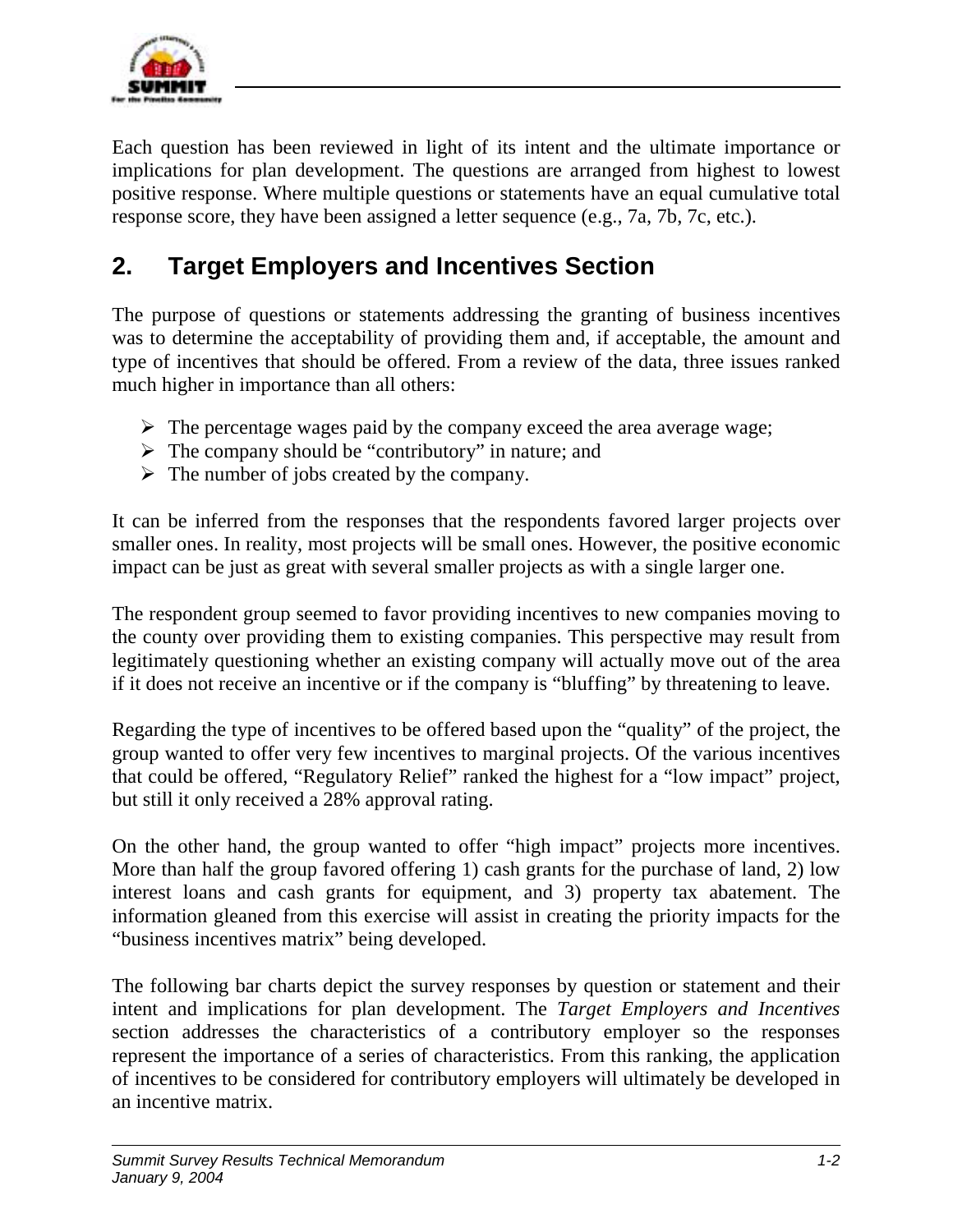Each question has been reviewed in light of its intent and the ultimate importance or implications for plan development. The questions are arranged from highest to lowest positive response. Where multiple questions or statements have an equal cumulative total response score, they have been assigned a letter sequence (e.g., 7a, 7b, 7c, etc.).

## 2. Target Employers and Incentives Section

The purpose of questions or statements addressing the granting of business incentives was to determine the acceptability of providing them and, if acceptable, the amount and type of incentives that should be offered. From a review of the data, three issues ranked much higher in importance than all others:

- The percentage wages paid by the company exceed the area average wage;
- The company should be "contributory" in nature; and
- The number of jobs created by the company.

It can be inferred from the responses that the respondents favored larger projects over smaller ones. In reality, most projects will be small ones. However, the positive economic impact can be just as great with several smaller projects as with a single larger one.

The respondent group seemed to favor providing incentives to new companies moving to the county over providing them to existing companies. This perspective may result from legitimately questioning whether an existing company will actually move out of the area if it does not receive an incentive or if the company is "bluffing" by threatening to leave.

Regarding the type of incentives to be offered based upon the "quality" of the project, the group wanted to offer very few incentives to marginal projects. Of the various incentives that could be offered, "Regulatory Relief" ranked the highest for a "low impact" project, but still it only received a 28% approval rating.

On the other hand, the group wanted to offer "high impact" projects more incentives. More than half the group favored offering 1) cash grants for the purchase of land, 2) low interest loans and cash grants for equipment, and 3) property tax abatement. The information gleaned from this exercise will assist in creating the priority impacts for the "business incentives matrix" being developed.

The following bar charts depict the survey responses by question or statement and their intent and implications for plan development. The *Target Employers and Incentives* section addresses the characteristics of a contributory employer so the responses represent the importance of a series of characteristics. From this ranking, the application of incentives to be considered for contributory employers will ultimately be developed in an incentive matrix.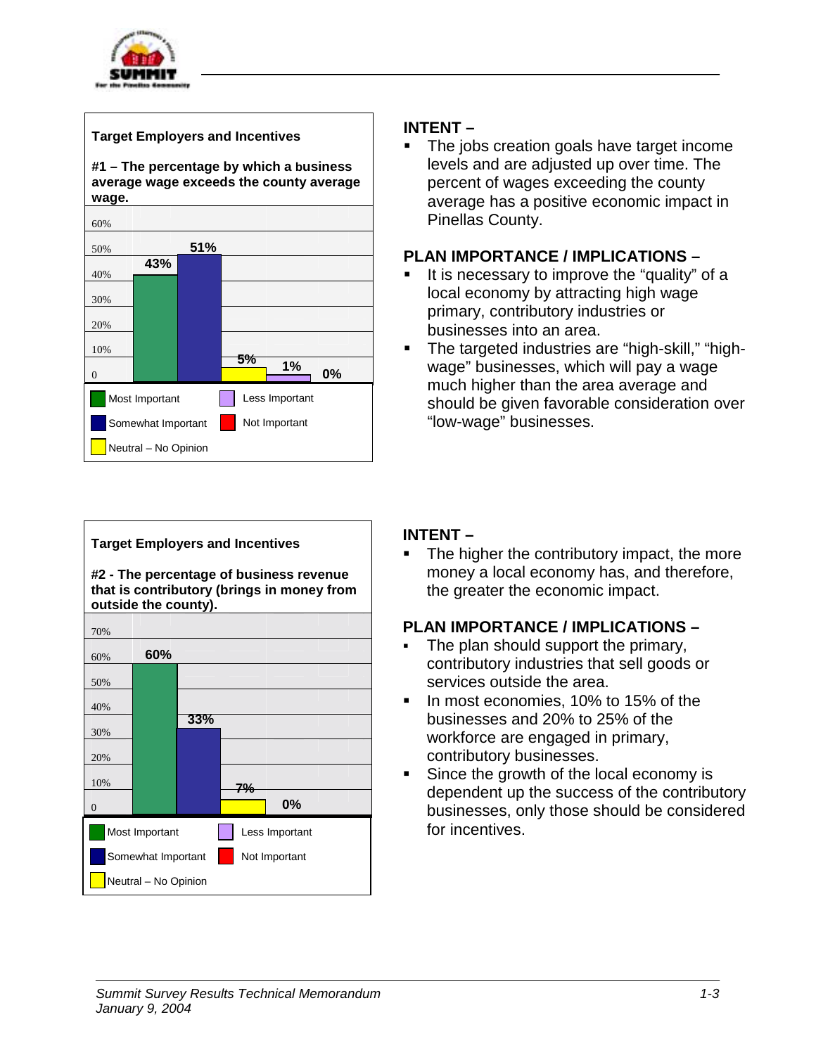**Target Employers and Incentives**

**#1 – The percentage by which a business average wage exceeds the county average wage.**

60%
50%
40%
30%
20%
10%
0

43%
51%
5%
1%
0%

Most Important
Somewhat Important
Neutral – No Opinion
Less Important
Not Important

## INTENT –

- The jobs creation goals have target income levels and are adjusted up over time. The percent of wages exceeding the county average has a positive economic impact in Pinellas County.

## PLAN IMPORTANCE / IMPLICATIONS –

- It is necessary to improve the "quality" of a local economy by attracting high wage primary, contributory industries or businesses into an area.
- The targeted industries are "high-skill," "high-wage" businesses, which will pay a wage much higher than the area average and should be given favorable consideration over "low-wage" businesses.

**Target Employers and Incentives**

**#2 - The percentage of business revenue that is contributory (brings in money from outside the county).**

70%
60%
50%
40%
30%
20%
10%
0

60%
33%
7%
0%

Most Important
Somewhat Important
Neutral – No Opinion
Less Important
Not Important

## INTENT –

- The higher the contributory impact, the more money a local economy has, and therefore, the greater the economic impact.

## PLAN IMPORTANCE / IMPLICATIONS –

- The plan should support the primary, contributory industries that sell goods or services outside the area.
- In most economies, 10% to 15% of the businesses and 20% to 25% of the workforce are engaged in primary, contributory businesses.
- Since the growth of the local economy is dependent up the success of the contributory businesses, only those should be considered for incentives.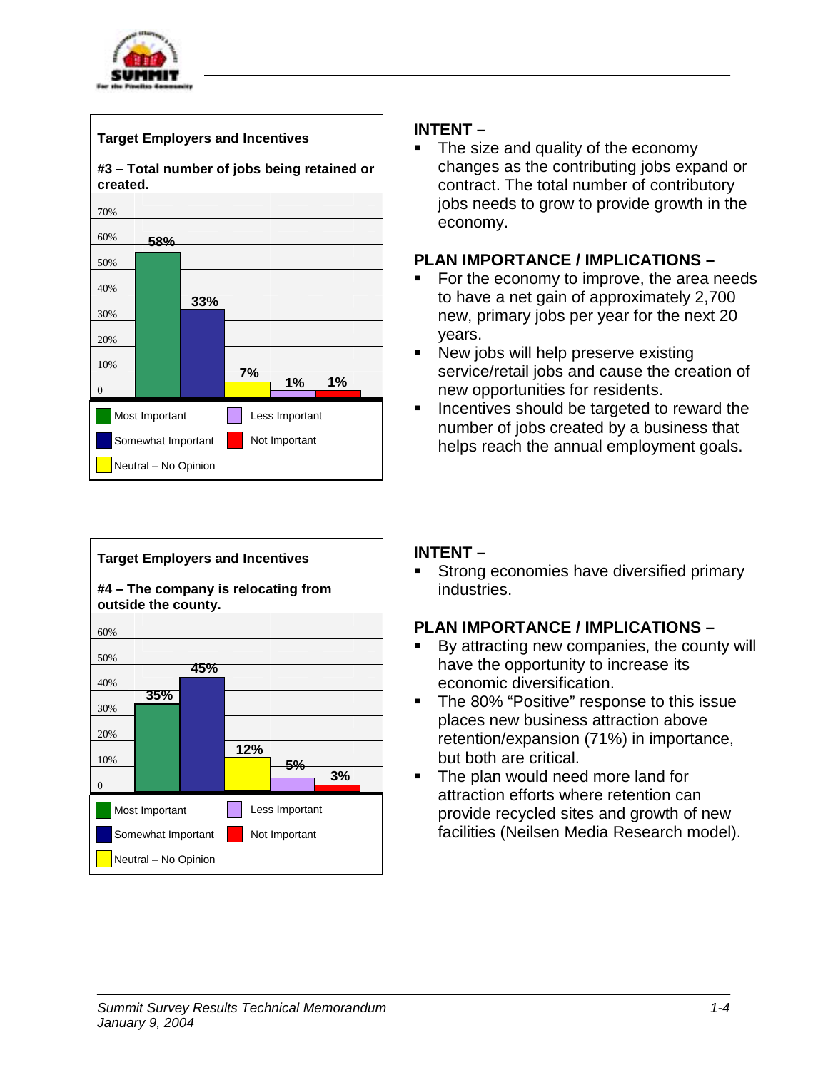**Target Employers and Incentives**

**#3 – Total number of jobs being retained or created.**

70%
60%
50%
40%
30%
20%
10%
0

58%
33%
7%
1%
1%

Most Important
Somewhat Important
Neutral – No Opinion
Less Important
Not Important

## INTENT –

- The size and quality of the economy changes as the contributing jobs expand or contract. The total number of contributory jobs needs to grow to provide growth in the economy.

## PLAN IMPORTANCE / IMPLICATIONS –

- For the economy to improve, the area needs to have a net gain of approximately 2,700 new, primary jobs per year for the next 20 years.
- New jobs will help preserve existing service/retail jobs and cause the creation of new opportunities for residents.
- Incentives should be targeted to reward the number of jobs created by a business that helps reach the annual employment goals.

**Target Employers and Incentives**

**#4 – The company is relocating from outside the county.**

60%
50%
40%
30%
20%
10%
0

35%
45%
12%
5%
3%

Most Important
Somewhat Important
Neutral – No Opinion
Less Important
Not Important

## INTENT –

- Strong economies have diversified primary industries.

## PLAN IMPORTANCE / IMPLICATIONS –

- By attracting new companies, the county will have the opportunity to increase its economic diversification.
- The 80% "Positive" response to this issue places new business attraction above retention/expansion (71%) in importance, but both are critical.
- The plan would need more land for attraction efforts where retention can provide recycled sites and growth of new facilities (Neilsen Media Research model).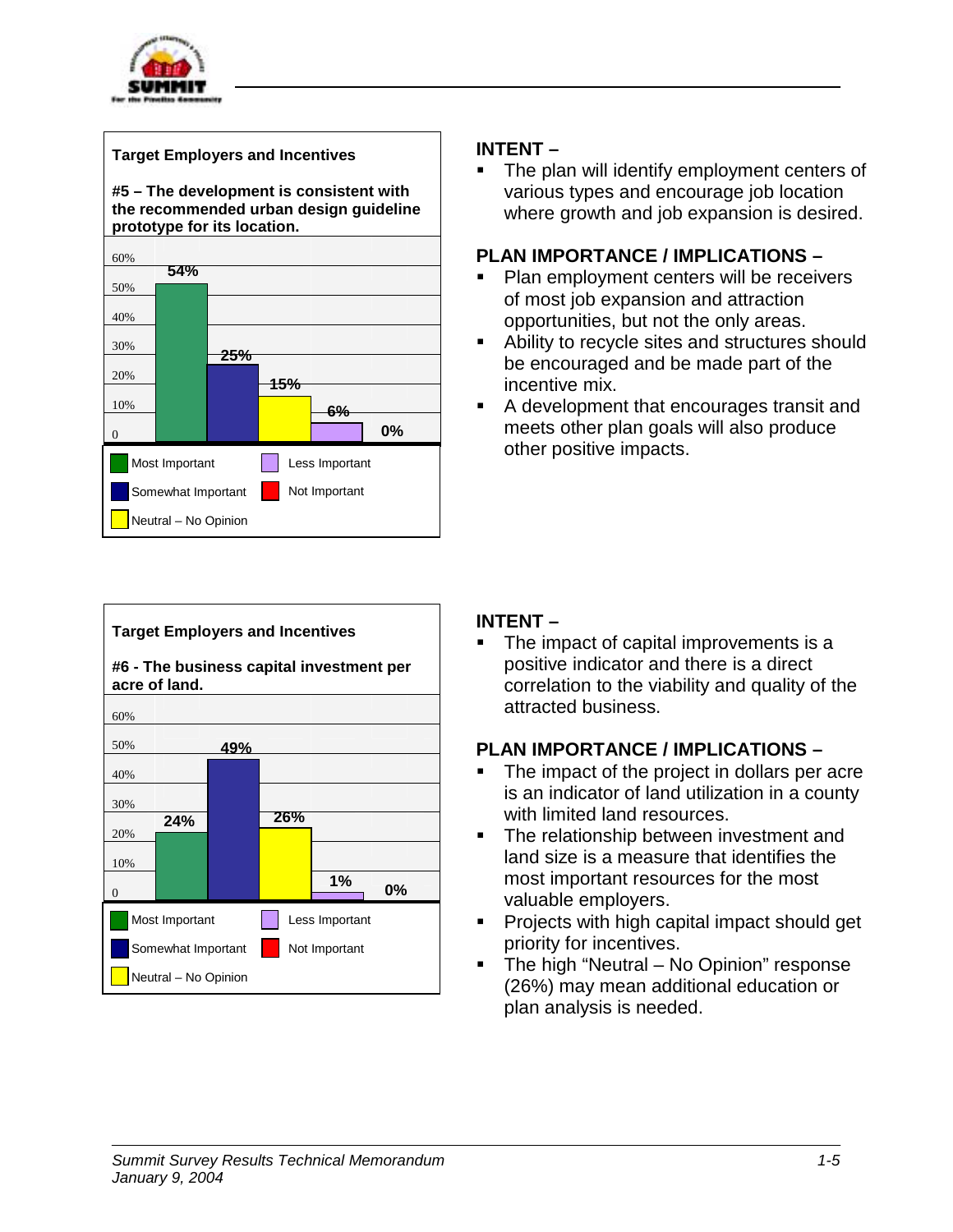**Target Employers and Incentives**

**#5 – The development is consistent with the recommended urban design guideline prototype for its location.**

60%
50%
40%
30%
20%
10%
0

54%
25%
15%
6%
0%

Most Important
Somewhat Important
Neutral – No Opinion
Less Important
Not Important

## INTENT –

- The plan will identify employment centers of various types and encourage job location where growth and job expansion is desired.

## PLAN IMPORTANCE / IMPLICATIONS –

- Plan employment centers will be receivers of most job expansion and attraction opportunities, but not the only areas.
- Ability to recycle sites and structures should be encouraged and be made part of the incentive mix.
- A development that encourages transit and meets other plan goals will also produce other positive impacts.

**Target Employers and Incentives**

**#6 - The business capital investment per acre of land.**

60%
50%
40%
30%
20%
10%
0

24%
49%
26%
1%
0%

Most Important
Somewhat Important
Neutral – No Opinion
Less Important
Not Important

## INTENT –

- The impact of capital improvements is a positive indicator and there is a direct correlation to the viability and quality of the attracted business.

## PLAN IMPORTANCE / IMPLICATIONS –

- The impact of the project in dollars per acre is an indicator of land utilization in a county with limited land resources.
- The relationship between investment and land size is a measure that identifies the most important resources for the most valuable employers.
- Projects with high capital impact should get priority for incentives.
- The high "Neutral – No Opinion" response (26%) may mean additional education or plan analysis is needed.

*Summit Survey Results Technical Memorandum*
*January 9, 2004*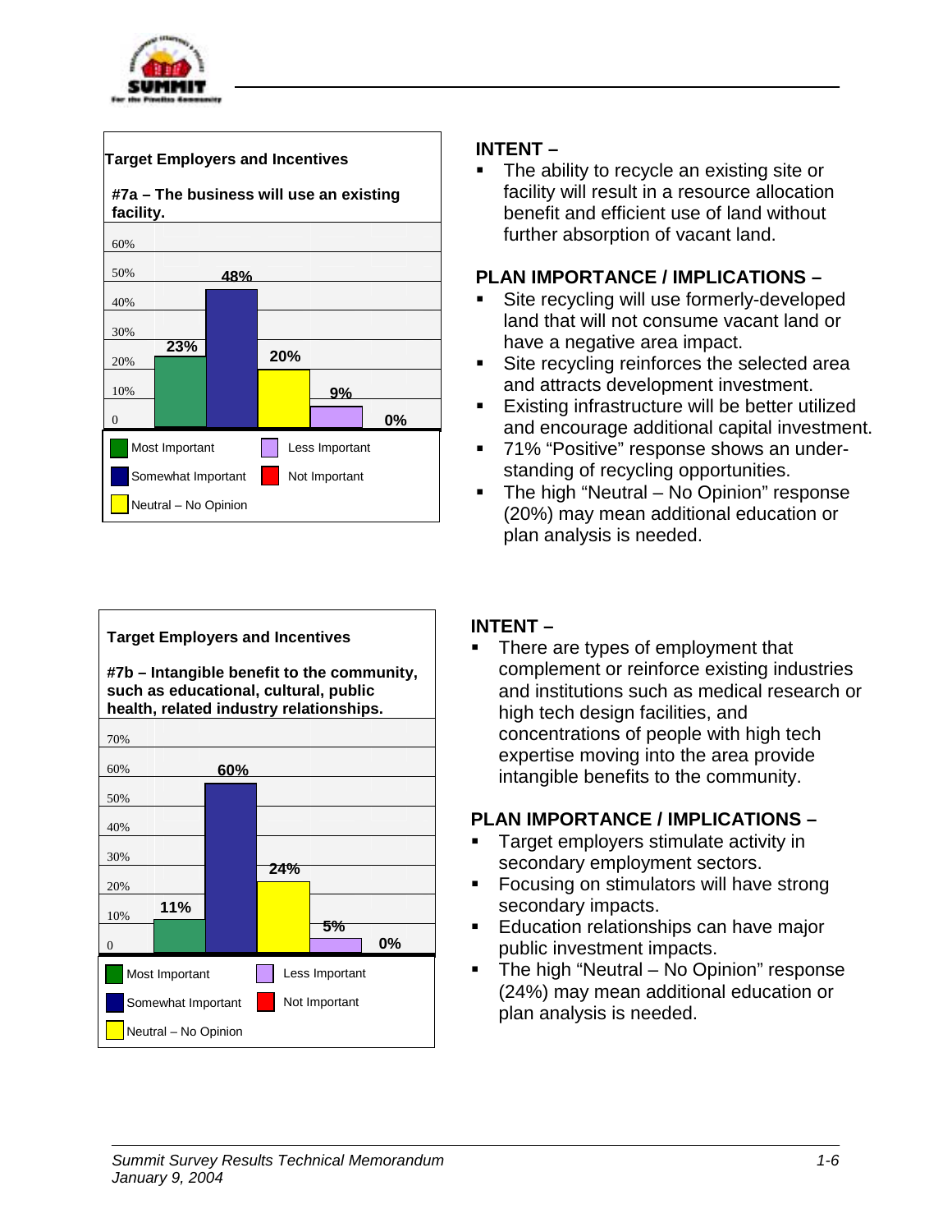**Target Employers and Incentives**

**#7a – The business will use an existing facility.**

60%
50%
40%
30%
20%
10%
0

23%
48%
20%
9%
0%

Most Important
Somewhat Important
Neutral – No Opinion
Less Important
Not Important

## INTENT –

- The ability to recycle an existing site or facility will result in a resource allocation benefit and efficient use of land without further absorption of vacant land.

## PLAN IMPORTANCE / IMPLICATIONS –

- Site recycling will use formerly-developed land that will not consume vacant land or have a negative area impact.
- Site recycling reinforces the selected area and attracts development investment.
- Existing infrastructure will be better utilized and encourage additional capital investment.
- 71% "Positive" response shows an under-standing of recycling opportunities.
- The high "Neutral – No Opinion" response (20%) may mean additional education or plan analysis is needed.

**Target Employers and Incentives**

**#7b – Intangible benefit to the community, such as educational, cultural, public health, related industry relationships.**

70%
60%
50%
40%
30%
20%
10%
0

11%
60%
24%
5%
0%

Most Important
Somewhat Important
Neutral – No Opinion
Less Important
Not Important

## INTENT –

- There are types of employment that complement or reinforce existing industries and institutions such as medical research or high tech design facilities, and concentrations of people with high tech expertise moving into the area provide intangible benefits to the community.

## PLAN IMPORTANCE / IMPLICATIONS –

- Target employers stimulate activity in secondary employment sectors.
- Focusing on stimulators will have strong secondary impacts.
- Education relationships can have major public investment impacts.
- The high "Neutral – No Opinion" response (24%) may mean additional education or plan analysis is needed.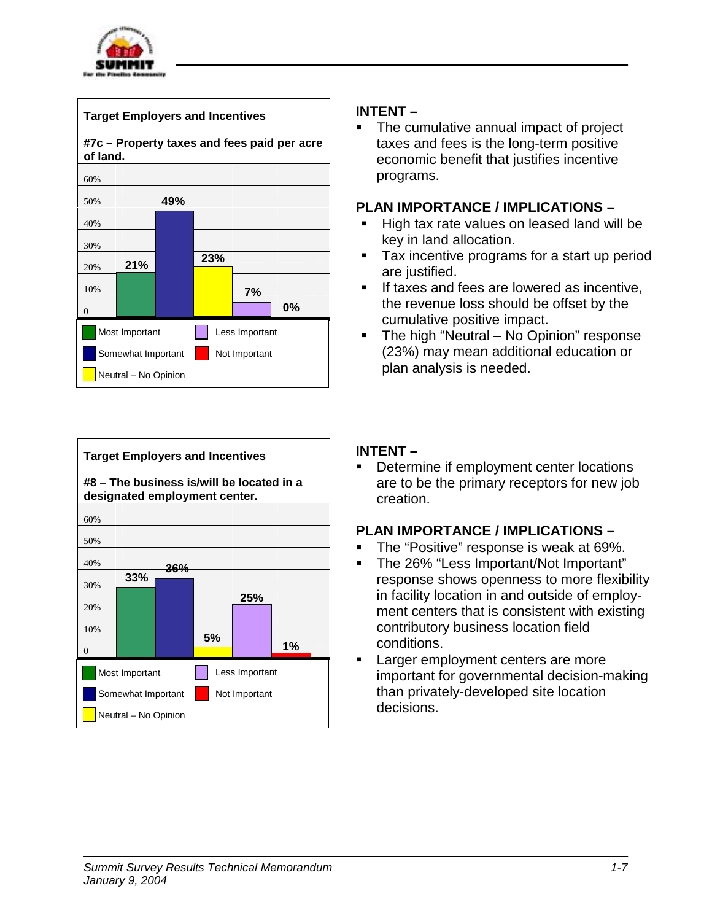**Target Employers and Incentives**

**#7c – Property taxes and fees paid per acre of land.**

60%
50%
40%
30%
20%
10%
0

21%
49%
23%
7%
0%

Most Important
Somewhat Important
Neutral – No Opinion
Less Important
Not Important

### INTENT –

- The cumulative annual impact of project taxes and fees is the long-term positive economic benefit that justifies incentive programs.

### PLAN IMPORTANCE / IMPLICATIONS –

- High tax rate values on leased land will be key in land allocation.
- Tax incentive programs for a start up period are justified.
- If taxes and fees are lowered as incentive, the revenue loss should be offset by the cumulative positive impact.
- The high "Neutral – No Opinion" response (23%) may mean additional education or plan analysis is needed.

**Target Employers and Incentives**

**#8 – The business is/will be located in a designated employment center.**

60%
50%
40%
30%
20%
10%
0

33%
36%
5%
25%
1%

Most Important
Somewhat Important
Neutral – No Opinion
Less Important
Not Important

### INTENT –

- Determine if employment center locations are to be the primary receptors for new job creation.

### PLAN IMPORTANCE / IMPLICATIONS –

- The "Positive" response is weak at 69%.
- The 26% "Less Important/Not Important" response shows openness to more flexibility in facility location in and outside of employment centers that is consistent with existing contributory business location field conditions.
- Larger employment centers are more important for governmental decision-making than privately-developed site location decisions.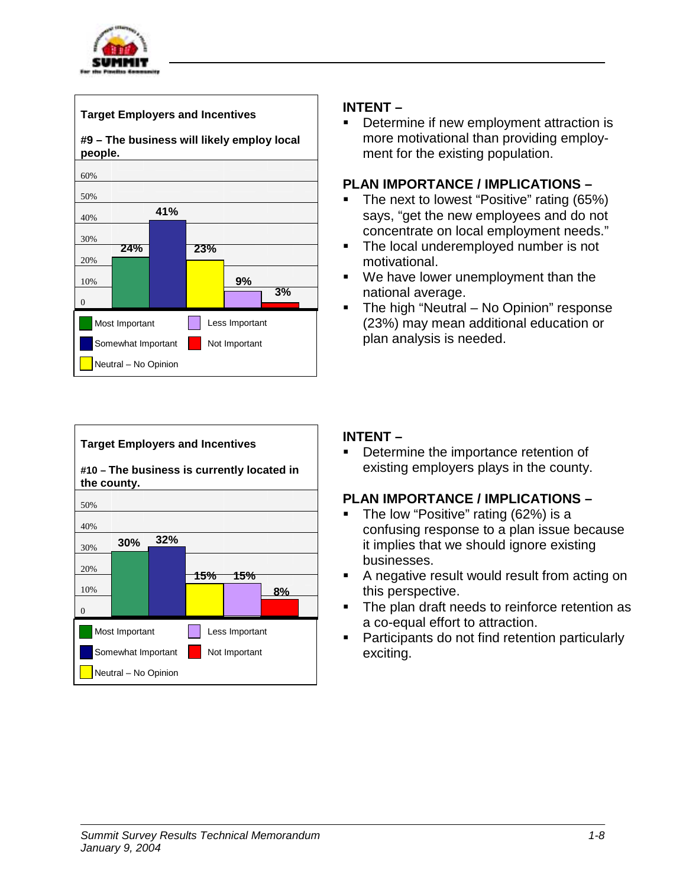**Target Employers and Incentives**

**#9 – The business will likely employ local people.**

60%
50%
40%
30%
20%
10%
0

24%
41%
23%
9%
3%

Most Important
Somewhat Important
Neutral – No Opinion
Less Important
Not Important

## INTENT –

- Determine if new employment attraction is more motivational than providing employment for the existing population.

## PLAN IMPORTANCE / IMPLICATIONS –

- The next to lowest "Positive" rating (65%) says, "get the new employees and do not concentrate on local employment needs."
- The local underemployed number is not motivational.
- We have lower unemployment than the national average.
- The high "Neutral – No Opinion" response (23%) may mean additional education or plan analysis is needed.

**Target Employers and Incentives**

**#10 – The business is currently located in the county.**

50%
40%
30%
20%
10%
0

30%
32%
15%
15%
8%

Most Important
Somewhat Important
Neutral – No Opinion
Less Important
Not Important

## INTENT –

- Determine the importance retention of existing employers plays in the county.

## PLAN IMPORTANCE / IMPLICATIONS –

- The low "Positive" rating (62%) is a confusing response to a plan issue because it implies that we should ignore existing businesses.
- A negative result would result from acting on this perspective.
- The plan draft needs to reinforce retention as a co-equal effort to attraction.
- Participants do not find retention particularly exciting.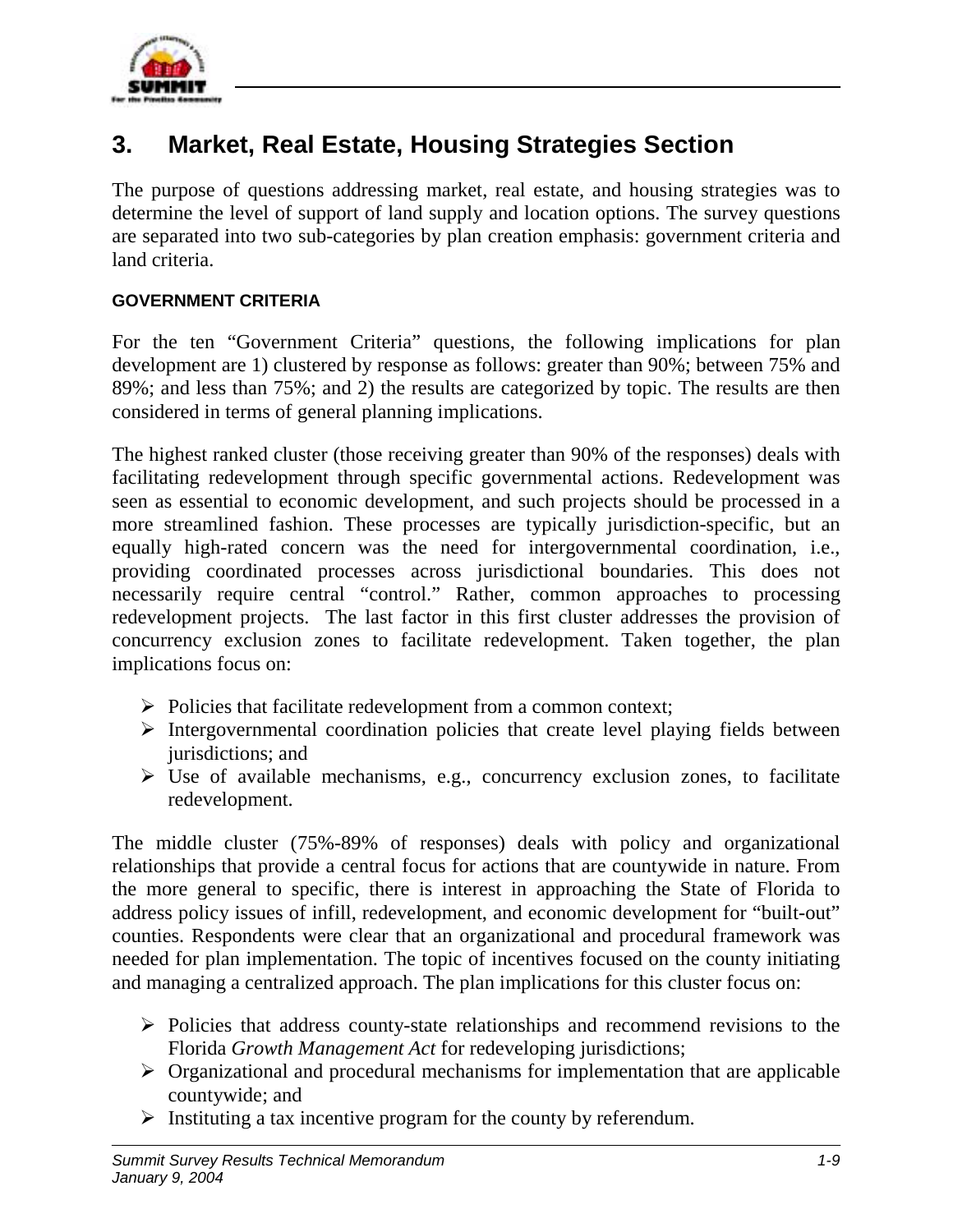# 3. Market, Real Estate, Housing Strategies Section

The purpose of questions addressing market, real estate, and housing strategies was to determine the level of support of land supply and location options. The survey questions are separated into two sub-categories by plan creation emphasis: government criteria and land criteria.

### GOVERNMENT CRITERIA

For the ten "Government Criteria" questions, the following implications for plan development are 1) clustered by response as follows: greater than 90%; between 75% and 89%; and less than 75%; and 2) the results are categorized by topic. The results are then considered in terms of general planning implications.

The highest ranked cluster (those receiving greater than 90% of the responses) deals with facilitating redevelopment through specific governmental actions. Redevelopment was seen as essential to economic development, and such projects should be processed in a more streamlined fashion. These processes are typically jurisdiction-specific, but an equally high-rated concern was the need for intergovernmental coordination, i.e., providing coordinated processes across jurisdictional boundaries. This does not necessarily require central "control." Rather, common approaches to processing redevelopment projects. The last factor in this first cluster addresses the provision of concurrency exclusion zones to facilitate redevelopment. Taken together, the plan implications focus on:

- Policies that facilitate redevelopment from a common context;
- Intergovernmental coordination policies that create level playing fields between jurisdictions; and
- Use of available mechanisms, e.g., concurrency exclusion zones, to facilitate redevelopment.

The middle cluster (75%-89% of responses) deals with policy and organizational relationships that provide a central focus for actions that are countywide in nature. From the more general to specific, there is interest in approaching the State of Florida to address policy issues of infill, redevelopment, and economic development for "built-out" counties. Respondents were clear that an organizational and procedural framework was needed for plan implementation. The topic of incentives focused on the county initiating and managing a centralized approach. The plan implications for this cluster focus on:

- Policies that address county-state relationships and recommend revisions to the Florida *Growth Management Act* for redeveloping jurisdictions;
- Organizational and procedural mechanisms for implementation that are applicable countywide; and
- Instituting a tax incentive program for the county by referendum.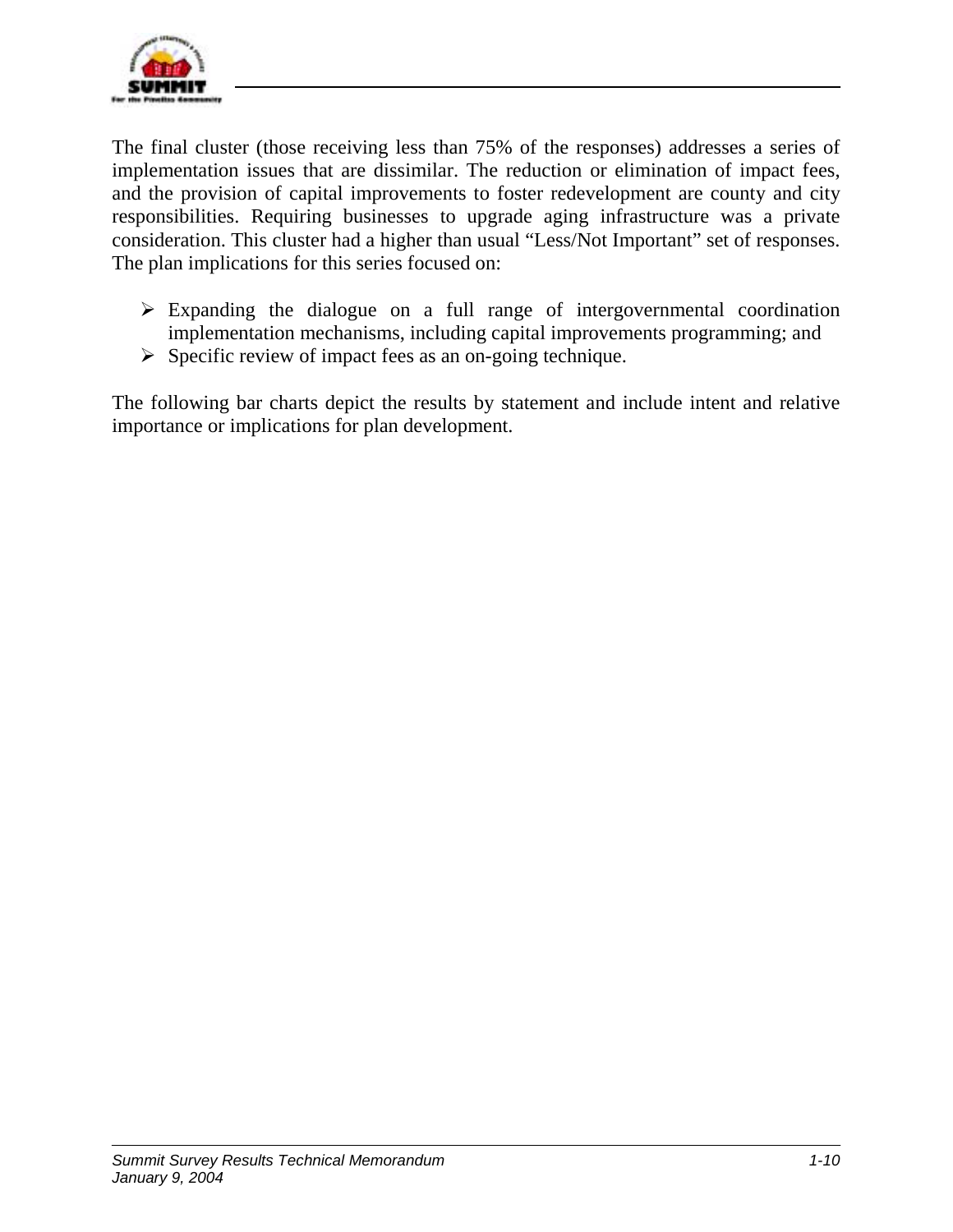The final cluster (those receiving less than 75% of the responses) addresses a series of implementation issues that are dissimilar. The reduction or elimination of impact fees, and the provision of capital improvements to foster redevelopment are county and city responsibilities. Requiring businesses to upgrade aging infrastructure was a private consideration. This cluster had a higher than usual "Less/Not Important" set of responses. The plan implications for this series focused on:

- Expanding the dialogue on a full range of intergovernmental coordination implementation mechanisms, including capital improvements programming; and
- Specific review of impact fees as an on-going technique.

The following bar charts depict the results by statement and include intent and relative importance or implications for plan development.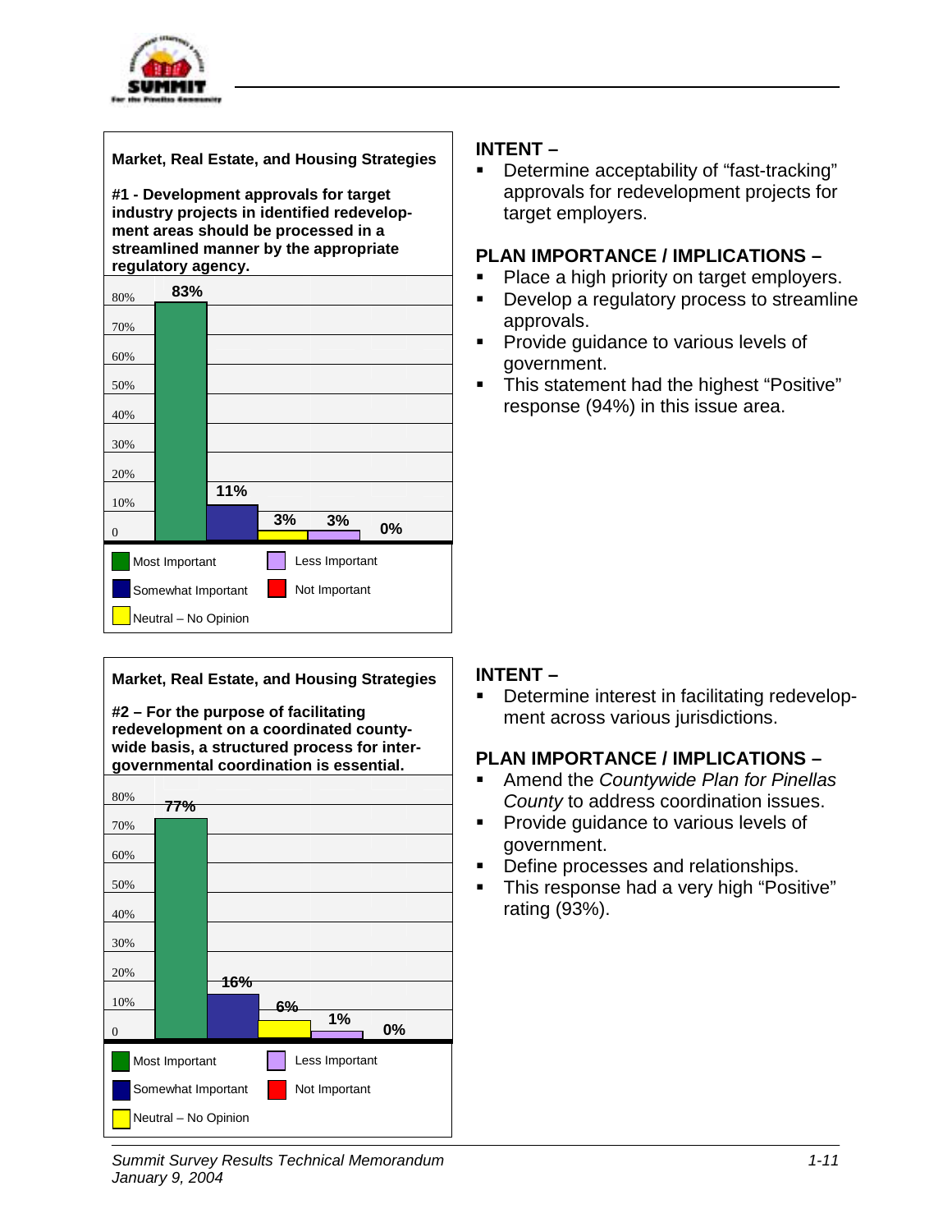**Market, Real Estate, and Housing Strategies**

**#1 - Development approvals for target industry projects in identified redevelopment areas should be processed in a streamlined manner by the appropriate regulatory agency.**

80%
70%
60%
50%
40%
30%
20%
10%
0

83%
11%
3%
3%
0%

Most Important
Somewhat Important
Neutral – No Opinion
Less Important
Not Important

### INTENT –

- Determine acceptability of "fast-tracking" approvals for redevelopment projects for target employers.

### PLAN IMPORTANCE / IMPLICATIONS –

- Place a high priority on target employers.
- Develop a regulatory process to streamline approvals.
- Provide guidance to various levels of government.
- This statement had the highest "Positive" response (94%) in this issue area.

**Market, Real Estate, and Housing Strategies**

**#2 – For the purpose of facilitating redevelopment on a coordinated countywide basis, a structured process for intergovernmental coordination is essential.**

80%
70%
60%
50%
40%
30%
20%
10%
0

77%
16%
6%
1%
0%

Most Important
Somewhat Important
Neutral – No Opinion
Less Important
Not Important

### INTENT –

- Determine interest in facilitating redevelopment across various jurisdictions.

### PLAN IMPORTANCE / IMPLICATIONS –

- Amend the *Countywide Plan for Pinellas County* to address coordination issues.
- Provide guidance to various levels of government.
- Define processes and relationships.
- This response had a very high "Positive" rating (93%).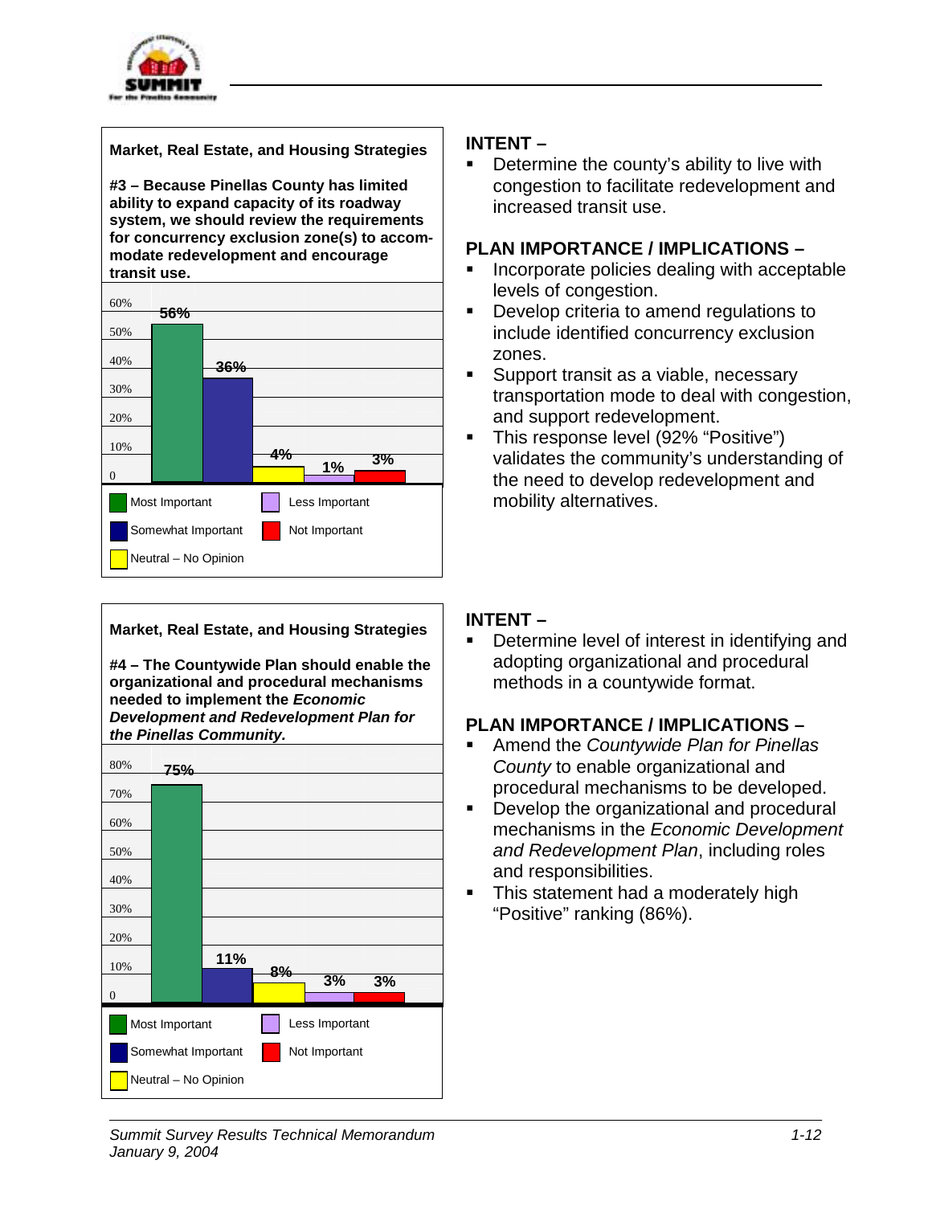**Market, Real Estate, and Housing Strategies**

**#3 – Because Pinellas County has limited ability to expand capacity of its roadway system, we should review the requirements for concurrency exclusion zone(s) to accommodate redevelopment and encourage transit use.**

60%
50%
40%
30%
20%
10%
0

56%
36%
4%
1%
3%

Most Important
Somewhat Important
Neutral – No Opinion
Less Important
Not Important

## INTENT –

- Determine the county's ability to live with congestion to facilitate redevelopment and increased transit use.

## PLAN IMPORTANCE / IMPLICATIONS –

- Incorporate policies dealing with acceptable levels of congestion.
- Develop criteria to amend regulations to include identified concurrency exclusion zones.
- Support transit as a viable, necessary transportation mode to deal with congestion, and support redevelopment.
- This response level (92% "Positive") validates the community's understanding of the need to develop redevelopment and mobility alternatives.

**Market, Real Estate, and Housing Strategies**

**#4 – The Countywide Plan should enable the organizational and procedural mechanisms needed to implement the *Economic Development and Redevelopment Plan for the Pinellas Community.***

80%
70%
60%
50%
40%
30%
20%
10%
0

75%
11%
8%
3%
3%

Most Important
Somewhat Important
Neutral – No Opinion
Less Important
Not Important

## INTENT –

- Determine level of interest in identifying and adopting organizational and procedural methods in a countywide format.

## PLAN IMPORTANCE / IMPLICATIONS –

- Amend the *Countywide Plan for Pinellas County* to enable organizational and procedural mechanisms to be developed.
- Develop the organizational and procedural mechanisms in the *Economic Development and Redevelopment Plan*, including roles and responsibilities.
- This statement had a moderately high "Positive" ranking (86%).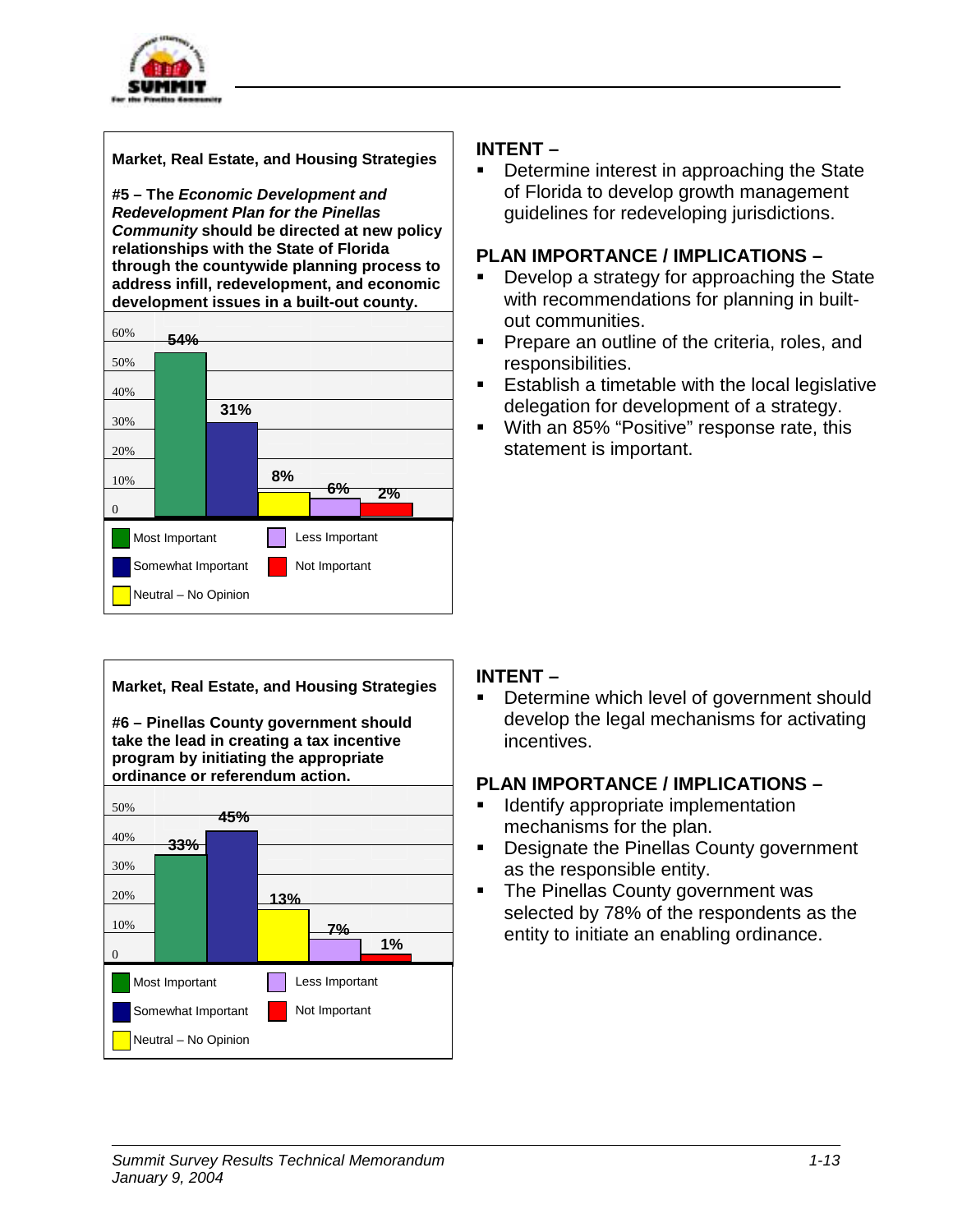**Market, Real Estate, and Housing Strategies**

**#5 – The *Economic Development and Redevelopment Plan for the Pinellas Community* should be directed at new policy relationships with the State of Florida through the countywide planning process to address infill, redevelopment, and economic development issues in a built-out county.**

60%
50%
40%
30%
20%
10%
0

54%
31%
8%
6%
2%

Most Important
Somewhat Important
Neutral – No Opinion
Less Important
Not Important

## INTENT –

- Determine interest in approaching the State of Florida to develop growth management guidelines for redeveloping jurisdictions.

## PLAN IMPORTANCE / IMPLICATIONS –

- Develop a strategy for approaching the State with recommendations for planning in built-out communities.
- Prepare an outline of the criteria, roles, and responsibilities.
- Establish a timetable with the local legislative delegation for development of a strategy.
- With an 85% "Positive" response rate, this statement is important.

**Market, Real Estate, and Housing Strategies**

**#6 – Pinellas County government should take the lead in creating a tax incentive program by initiating the appropriate ordinance or referendum action.**

50%
40%
30%
20%
10%
0

33%
45%
13%
7%
1%

Most Important
Somewhat Important
Neutral – No Opinion
Less Important
Not Important

## INTENT –

- Determine which level of government should develop the legal mechanisms for activating incentives.

## PLAN IMPORTANCE / IMPLICATIONS –

- Identify appropriate implementation mechanisms for the plan.
- Designate the Pinellas County government as the responsible entity.
- The Pinellas County government was selected by 78% of the respondents as the entity to initiate an enabling ordinance.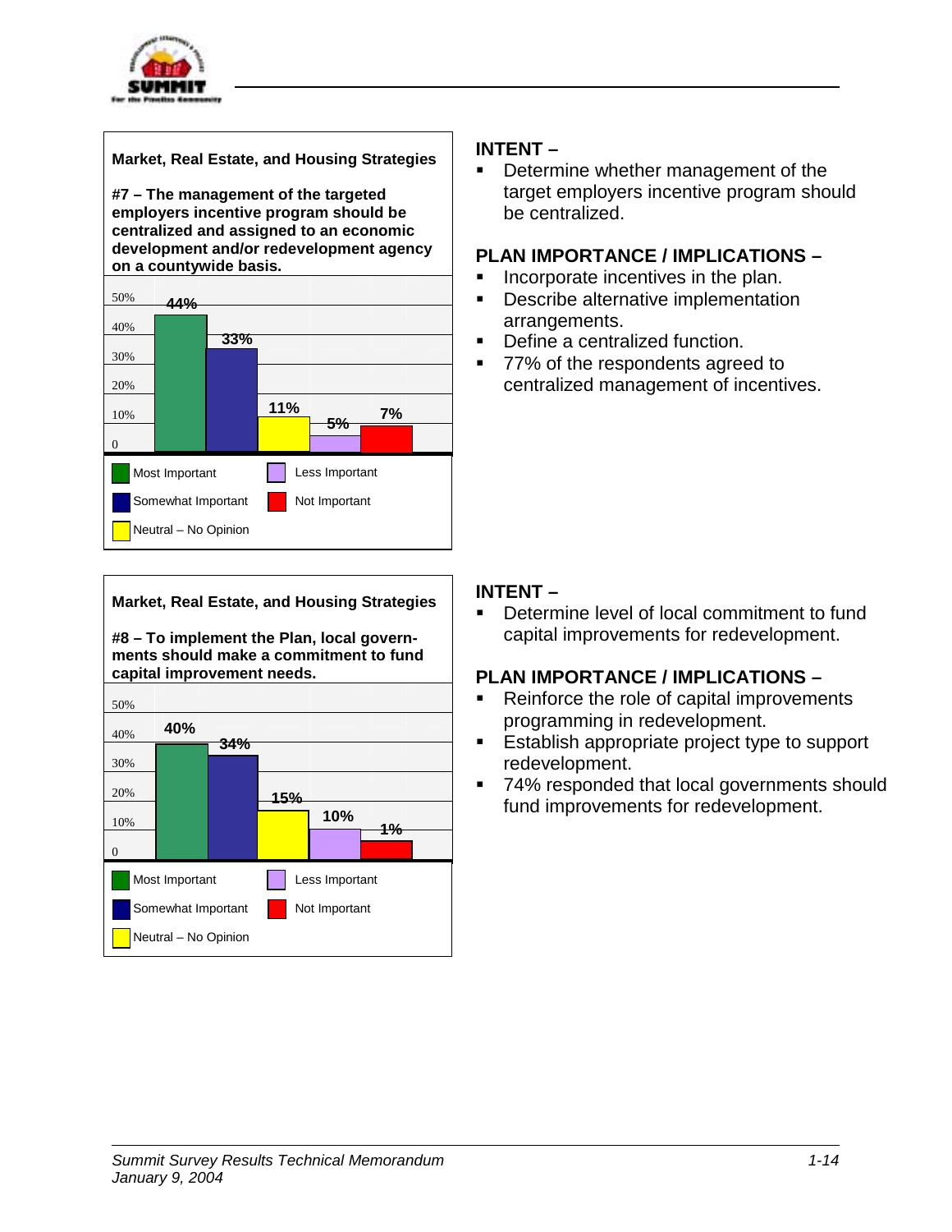**Market, Real Estate, and Housing Strategies**

**#7 – The management of the targeted employers incentive program should be centralized and assigned to an economic development and/or redevelopment agency on a countywide basis.**

50%
40%
30%
20%
10%
0

44%
33%
11%
5%
7%

Most Important
Somewhat Important
Neutral – No Opinion
Less Important
Not Important

## INTENT –

- Determine whether management of the target employers incentive program should be centralized.

## PLAN IMPORTANCE / IMPLICATIONS –

- Incorporate incentives in the plan.
- Describe alternative implementation arrangements.
- Define a centralized function.
- 77% of the respondents agreed to centralized management of incentives.

**Market, Real Estate, and Housing Strategies**

**#8 – To implement the Plan, local governments should make a commitment to fund capital improvement needs.**

50%
40%
30%
20%
10%
0

40%
34%
15%
10%
1%

Most Important
Somewhat Important
Neutral – No Opinion
Less Important
Not Important

## INTENT –

- Determine level of local commitment to fund capital improvements for redevelopment.

## PLAN IMPORTANCE / IMPLICATIONS –

- Reinforce the role of capital improvements programming in redevelopment.
- Establish appropriate project type to support redevelopment.
- 74% responded that local governments should fund improvements for redevelopment.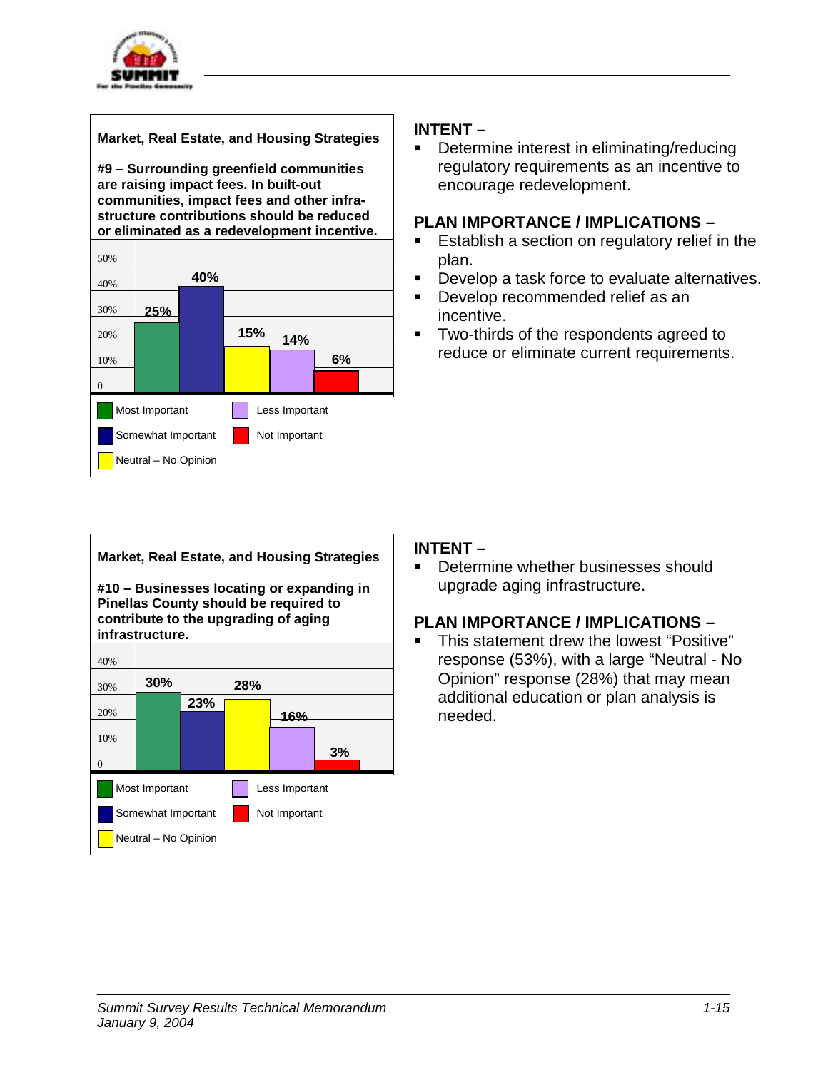**Market, Real Estate, and Housing Strategies**

**#9 – Surrounding greenfield communities are raising impact fees. In built-out communities, impact fees and other infra-structure contributions should be reduced or eliminated as a redevelopment incentive.**

| Response | Percent |
|---|---|
| Most Important | 25% |
| Somewhat Important | 40% |
| Neutral – No Opinion | 15% |
| Less Important | 14% |
| Not Important | 6% |

## INTENT –

- Determine interest in eliminating/reducing regulatory requirements as an incentive to encourage redevelopment.

## PLAN IMPORTANCE / IMPLICATIONS –

- Establish a section on regulatory relief in the plan.
- Develop a task force to evaluate alternatives.
- Develop recommended relief as an incentive.
- Two-thirds of the respondents agreed to reduce or eliminate current requirements.

**Market, Real Estate, and Housing Strategies**

**#10 – Businesses locating or expanding in Pinellas County should be required to contribute to the upgrading of aging infrastructure.**

| Response | Percent |
|---|---|
| Most Important | 30% |
| Somewhat Important | 23% |
| Neutral – No Opinion | 28% |
| Less Important | 16% |
| Not Important | 3% |

## INTENT –

- Determine whether businesses should upgrade aging infrastructure.

## PLAN IMPORTANCE / IMPLICATIONS –

- This statement drew the lowest "Positive" response (53%), with a large "Neutral - No Opinion" response (28%) that may mean additional education or plan analysis is needed.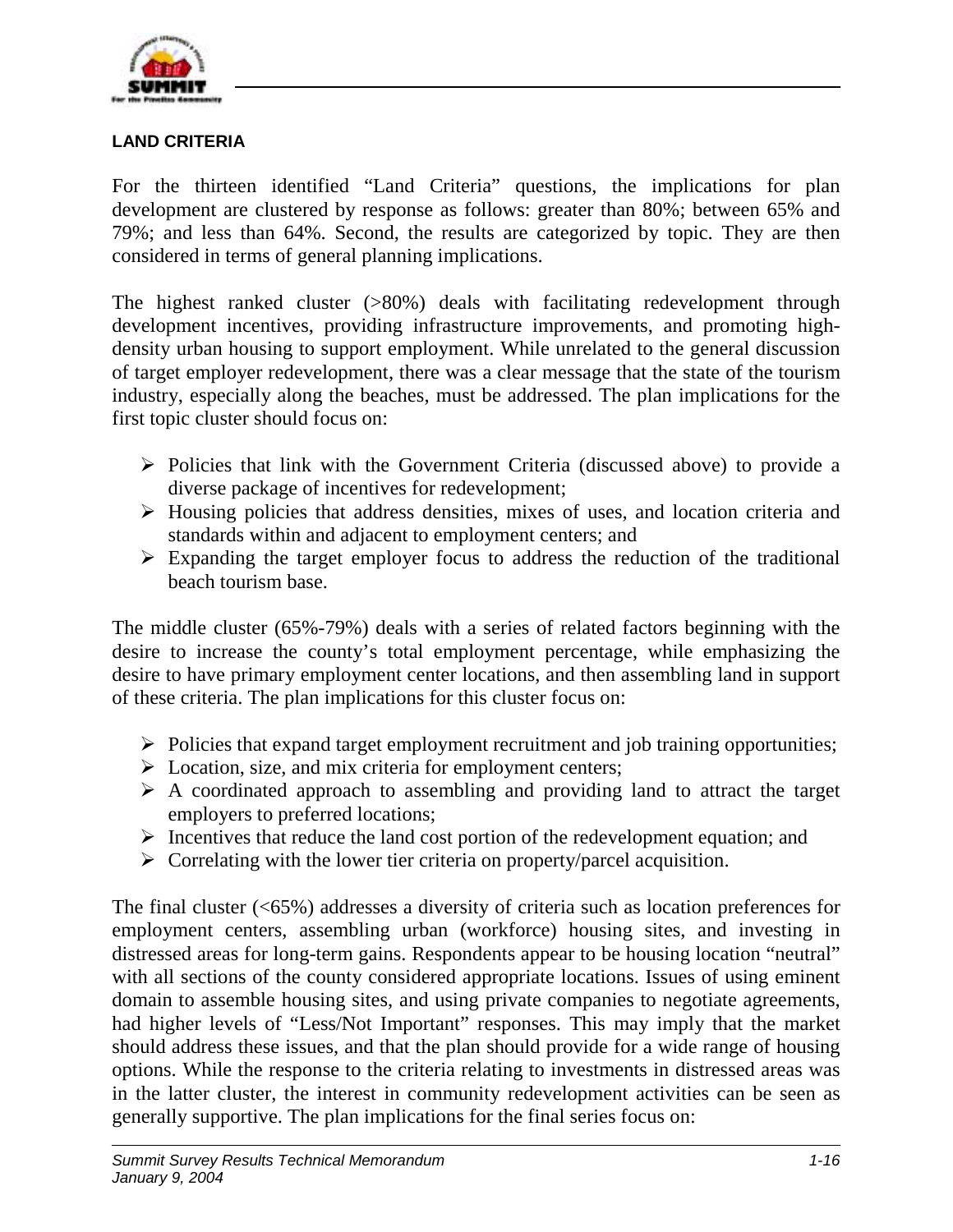## LAND CRITERIA

For the thirteen identified "Land Criteria" questions, the implications for plan development are clustered by response as follows: greater than 80%; between 65% and 79%; and less than 64%. Second, the results are categorized by topic. They are then considered in terms of general planning implications.

The highest ranked cluster (>80%) deals with facilitating redevelopment through development incentives, providing infrastructure improvements, and promoting high-density urban housing to support employment. While unrelated to the general discussion of target employer redevelopment, there was a clear message that the state of the tourism industry, especially along the beaches, must be addressed. The plan implications for the first topic cluster should focus on:

- Policies that link with the Government Criteria (discussed above) to provide a diverse package of incentives for redevelopment;
- Housing policies that address densities, mixes of uses, and location criteria and standards within and adjacent to employment centers; and
- Expanding the target employer focus to address the reduction of the traditional beach tourism base.

The middle cluster (65%-79%) deals with a series of related factors beginning with the desire to increase the county's total employment percentage, while emphasizing the desire to have primary employment center locations, and then assembling land in support of these criteria. The plan implications for this cluster focus on:

- Policies that expand target employment recruitment and job training opportunities;
- Location, size, and mix criteria for employment centers;
- A coordinated approach to assembling and providing land to attract the target employers to preferred locations;
- Incentives that reduce the land cost portion of the redevelopment equation; and
- Correlating with the lower tier criteria on property/parcel acquisition.

The final cluster (<65%) addresses a diversity of criteria such as location preferences for employment centers, assembling urban (workforce) housing sites, and investing in distressed areas for long-term gains. Respondents appear to be housing location "neutral" with all sections of the county considered appropriate locations. Issues of using eminent domain to assemble housing sites, and using private companies to negotiate agreements, had higher levels of "Less/Not Important" responses. This may imply that the market should address these issues, and that the plan should provide for a wide range of housing options. While the response to the criteria relating to investments in distressed areas was in the latter cluster, the interest in community redevelopment activities can be seen as generally supportive. The plan implications for the final series focus on: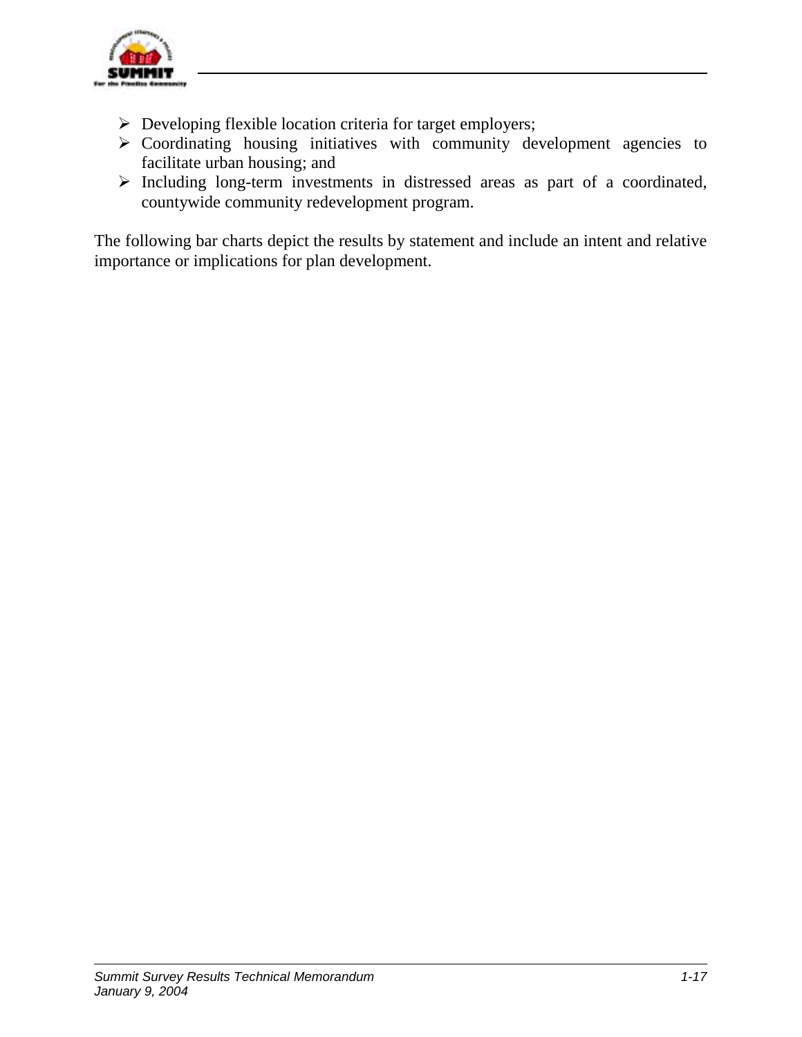- Developing flexible location criteria for target employers;
- Coordinating housing initiatives with community development agencies to facilitate urban housing; and
- Including long-term investments in distressed areas as part of a coordinated, countywide community redevelopment program.

The following bar charts depict the results by statement and include an intent and relative importance or implications for plan development.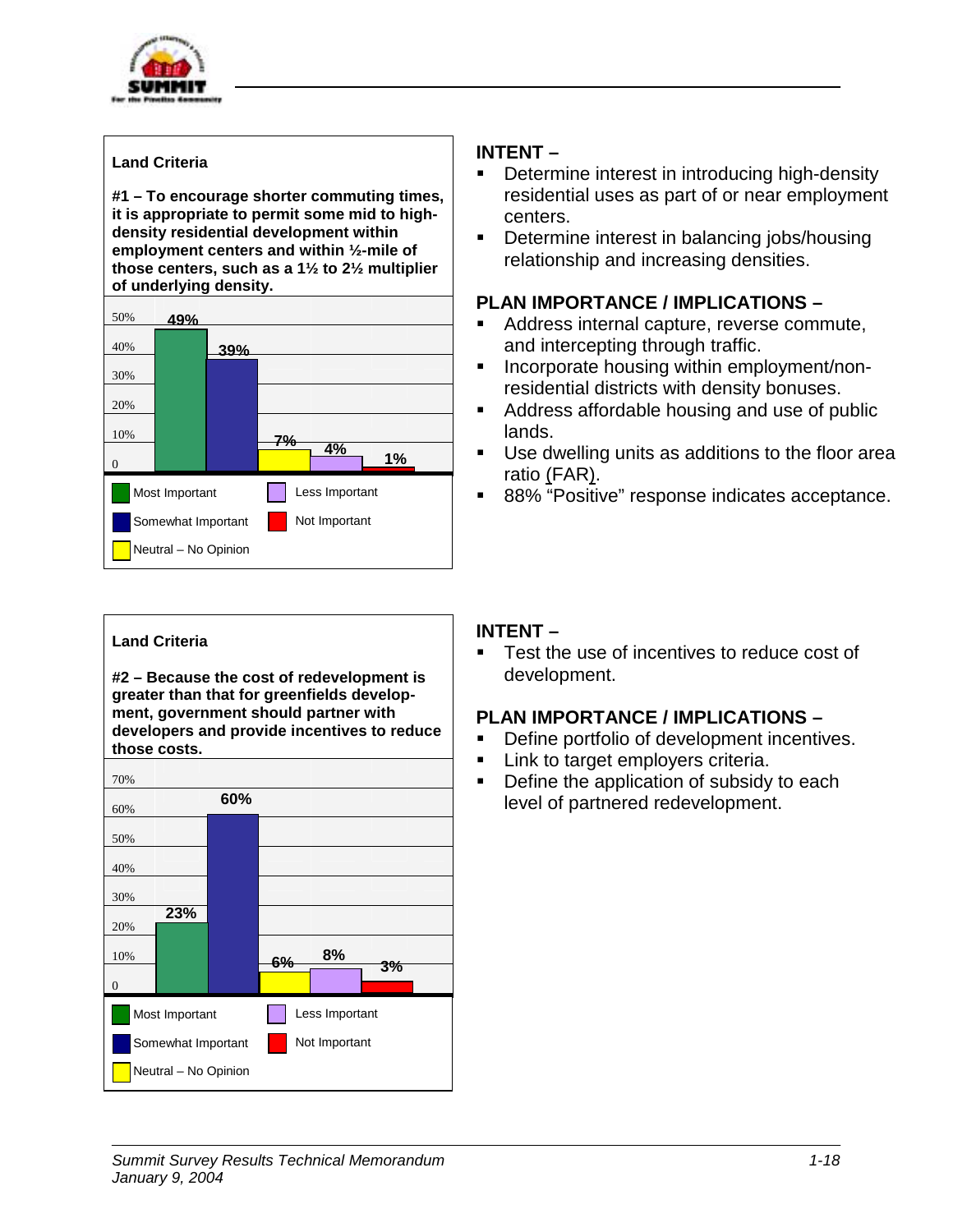## Land Criteria

**#1 – To encourage shorter commuting times, it is appropriate to permit some mid to high-density residential development within employment centers and within ½-mile of those centers, such as a 1½ to 2½ multiplier of underlying density.**

50%
40%
30%
20%
10%
0

49%
39%
7%
4%
1%

Most Important
Somewhat Important
Neutral – No Opinion
Less Important
Not Important

### INTENT –

- Determine interest in introducing high-density residential uses as part of or near employment centers.
- Determine interest in balancing jobs/housing relationship and increasing densities.

### PLAN IMPORTANCE / IMPLICATIONS –

- Address internal capture, reverse commute, and intercepting through traffic.
- Incorporate housing within employment/non-residential districts with density bonuses.
- Address affordable housing and use of public lands.
- Use dwelling units as additions to the floor area ratio (FAR).
- 88% "Positive" response indicates acceptance.

## Land Criteria

**#2 – Because the cost of redevelopment is greater than that for greenfields development, government should partner with developers and provide incentives to reduce those costs.**

70%
60%
50%
40%
30%
20%
10%
0

23%
60%
6%
8%
3%

Most Important
Somewhat Important
Neutral – No Opinion
Less Important
Not Important

### INTENT –

- Test the use of incentives to reduce cost of development.

### PLAN IMPORTANCE / IMPLICATIONS –

- Define portfolio of development incentives.
- Link to target employers criteria.
- Define the application of subsidy to each level of partnered redevelopment.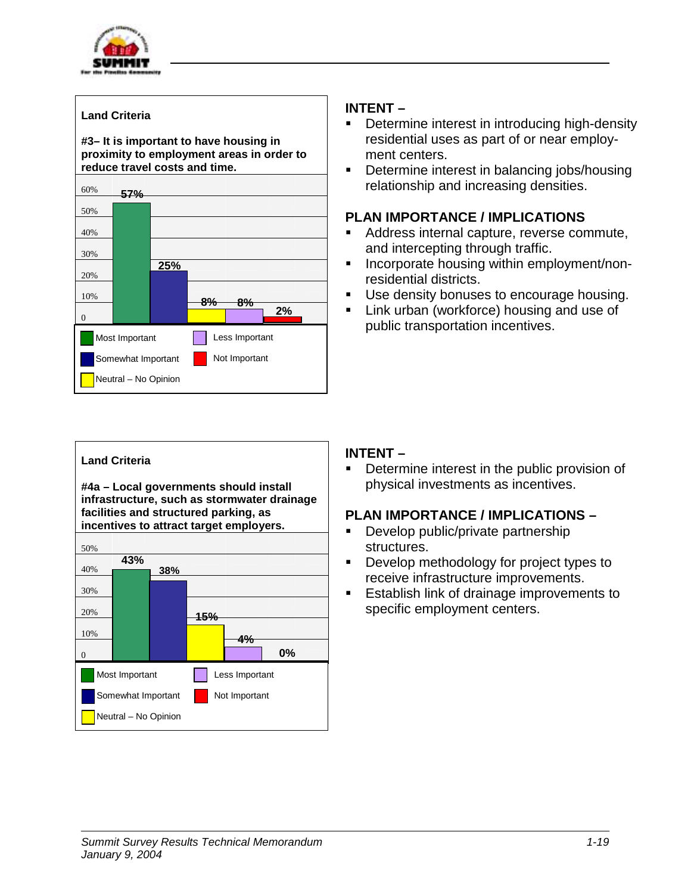**Land Criteria**

**#3– It is important to have housing in proximity to employment areas in order to reduce travel costs and time.**

60%
50%
40%
30%
20%
10%
0

57%
25%
8%
8%
2%

Most Important
Somewhat Important
Neutral – No Opinion
Less Important
Not Important

## INTENT –

- Determine interest in introducing high-density residential uses as part of or near employment centers.
- Determine interest in balancing jobs/housing relationship and increasing densities.

## PLAN IMPORTANCE / IMPLICATIONS

- Address internal capture, reverse commute, and intercepting through traffic.
- Incorporate housing within employment/non-residential districts.
- Use density bonuses to encourage housing.
- Link urban (workforce) housing and use of public transportation incentives.

**Land Criteria**

**#4a – Local governments should install infrastructure, such as stormwater drainage facilities and structured parking, as incentives to attract target employers.**

50%
40%
30%
20%
10%
0

43%
38%
15%
4%
0%

Most Important
Somewhat Important
Neutral – No Opinion
Less Important
Not Important

## INTENT –

- Determine interest in the public provision of physical investments as incentives.

## PLAN IMPORTANCE / IMPLICATIONS –

- Develop public/private partnership structures.
- Develop methodology for project types to receive infrastructure improvements.
- Establish link of drainage improvements to specific employment centers.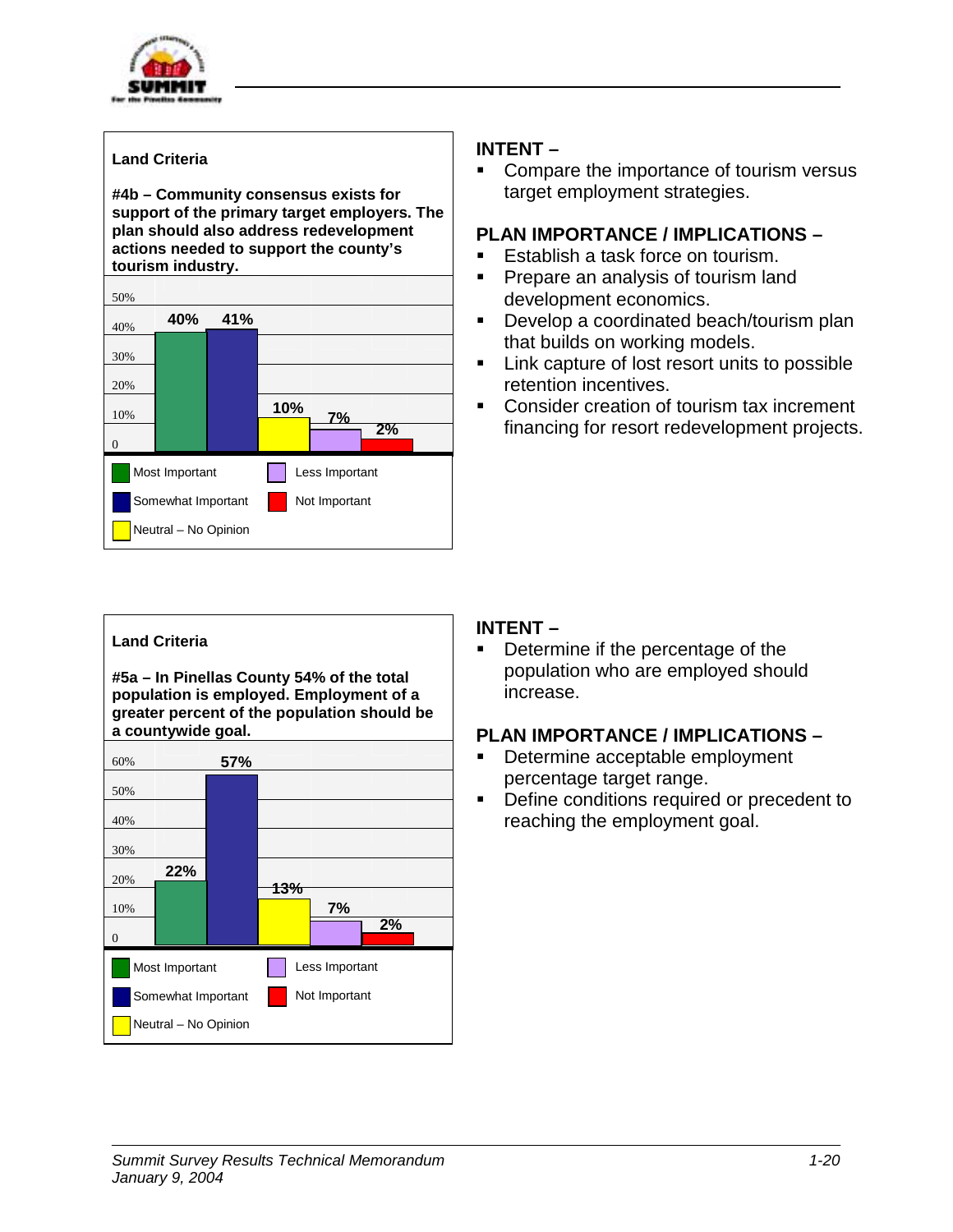**Land Criteria**

**#4b – Community consensus exists for support of the primary target employers. The plan should also address redevelopment actions needed to support the county's tourism industry.**

50%
40%
30%
20%
10%
0

40%
41%
10%
7%
2%

Most Important
Somewhat Important
Neutral – No Opinion
Less Important
Not Important

## INTENT –

- Compare the importance of tourism versus target employment strategies.

## PLAN IMPORTANCE / IMPLICATIONS –

- Establish a task force on tourism.
- Prepare an analysis of tourism land development economics.
- Develop a coordinated beach/tourism plan that builds on working models.
- Link capture of lost resort units to possible retention incentives.
- Consider creation of tourism tax increment financing for resort redevelopment projects.

**Land Criteria**

**#5a – In Pinellas County 54% of the total population is employed. Employment of a greater percent of the population should be a countywide goal.**

60%
50%
40%
30%
20%
10%
0

22%
57%
13%
7%
2%

Most Important
Somewhat Important
Neutral – No Opinion
Less Important
Not Important

## INTENT –

- Determine if the percentage of the population who are employed should increase.

## PLAN IMPORTANCE / IMPLICATIONS –

- Determine acceptable employment percentage target range.
- Define conditions required or precedent to reaching the employment goal.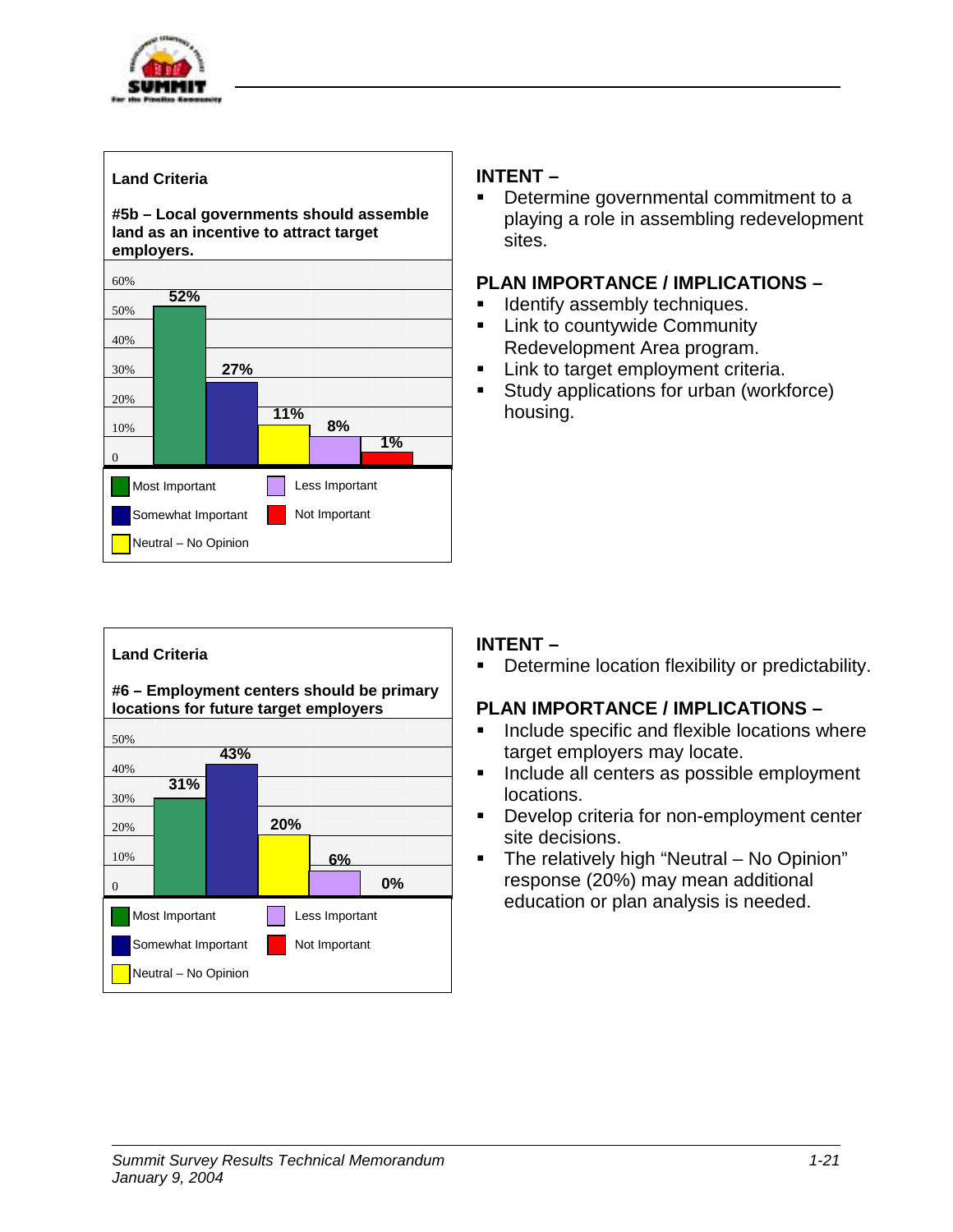**Land Criteria**

**#5b – Local governments should assemble land as an incentive to attract target employers.**

60%
50%
40%
30%
20%
10%
0

52%
27%
11%
8%
1%

Most Important
Somewhat Important
Neutral – No Opinion
Less Important
Not Important

## INTENT –

- Determine governmental commitment to a playing a role in assembling redevelopment sites.

## PLAN IMPORTANCE / IMPLICATIONS –

- Identify assembly techniques.
- Link to countywide Community Redevelopment Area program.
- Link to target employment criteria.
- Study applications for urban (workforce) housing.

**Land Criteria**

**#6 – Employment centers should be primary locations for future target employers**

50%
40%
30%
20%
10%
0

31%
43%
20%
6%
0%

Most Important
Somewhat Important
Neutral – No Opinion
Less Important
Not Important

## INTENT –

- Determine location flexibility or predictability.

## PLAN IMPORTANCE / IMPLICATIONS –

- Include specific and flexible locations where target employers may locate.
- Include all centers as possible employment locations.
- Develop criteria for non-employment center site decisions.
- The relatively high "Neutral – No Opinion" response (20%) may mean additional education or plan analysis is needed.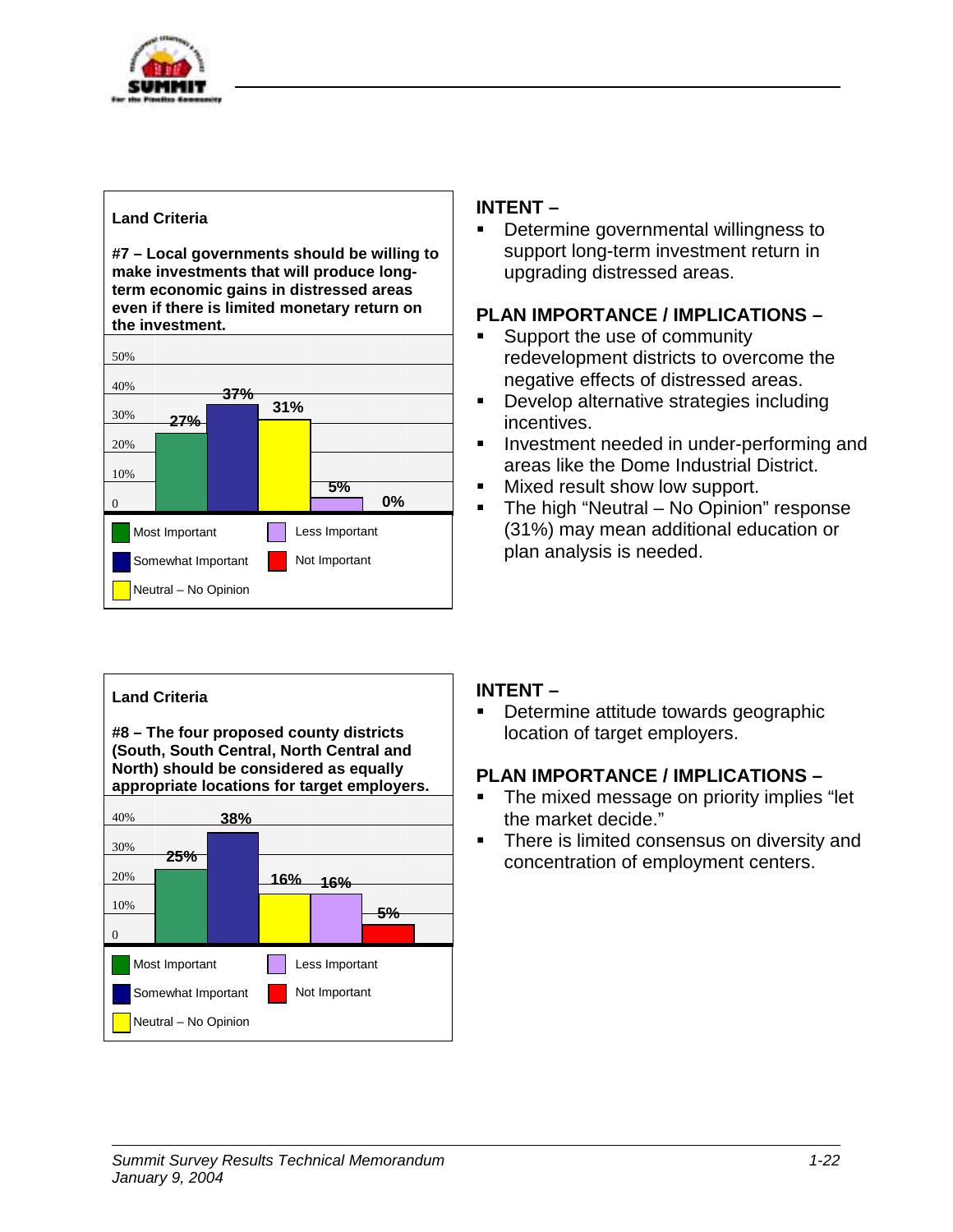**Land Criteria**

**#7 – Local governments should be willing to make investments that will produce long-term economic gains in distressed areas even if there is limited monetary return on the investment.**

50%
40%
30%
20%
10%
0

27%
37%
31%
5%
0%

Most Important
Somewhat Important
Neutral – No Opinion
Less Important
Not Important

## INTENT –

- Determine governmental willingness to support long-term investment return in upgrading distressed areas.

## PLAN IMPORTANCE / IMPLICATIONS –

- Support the use of community redevelopment districts to overcome the negative effects of distressed areas.
- Develop alternative strategies including incentives.
- Investment needed in under-performing and areas like the Dome Industrial District.
- Mixed result show low support.
- The high "Neutral – No Opinion" response (31%) may mean additional education or plan analysis is needed.

**Land Criteria**

**#8 – The four proposed county districts (South, South Central, North Central and North) should be considered as equally appropriate locations for target employers.**

40%
30%
20%
10%
0

25%
38%
16%
16%
5%

Most Important
Somewhat Important
Neutral – No Opinion
Less Important
Not Important

## INTENT –

- Determine attitude towards geographic location of target employers.

## PLAN IMPORTANCE / IMPLICATIONS –

- The mixed message on priority implies "let the market decide."
- There is limited consensus on diversity and concentration of employment centers.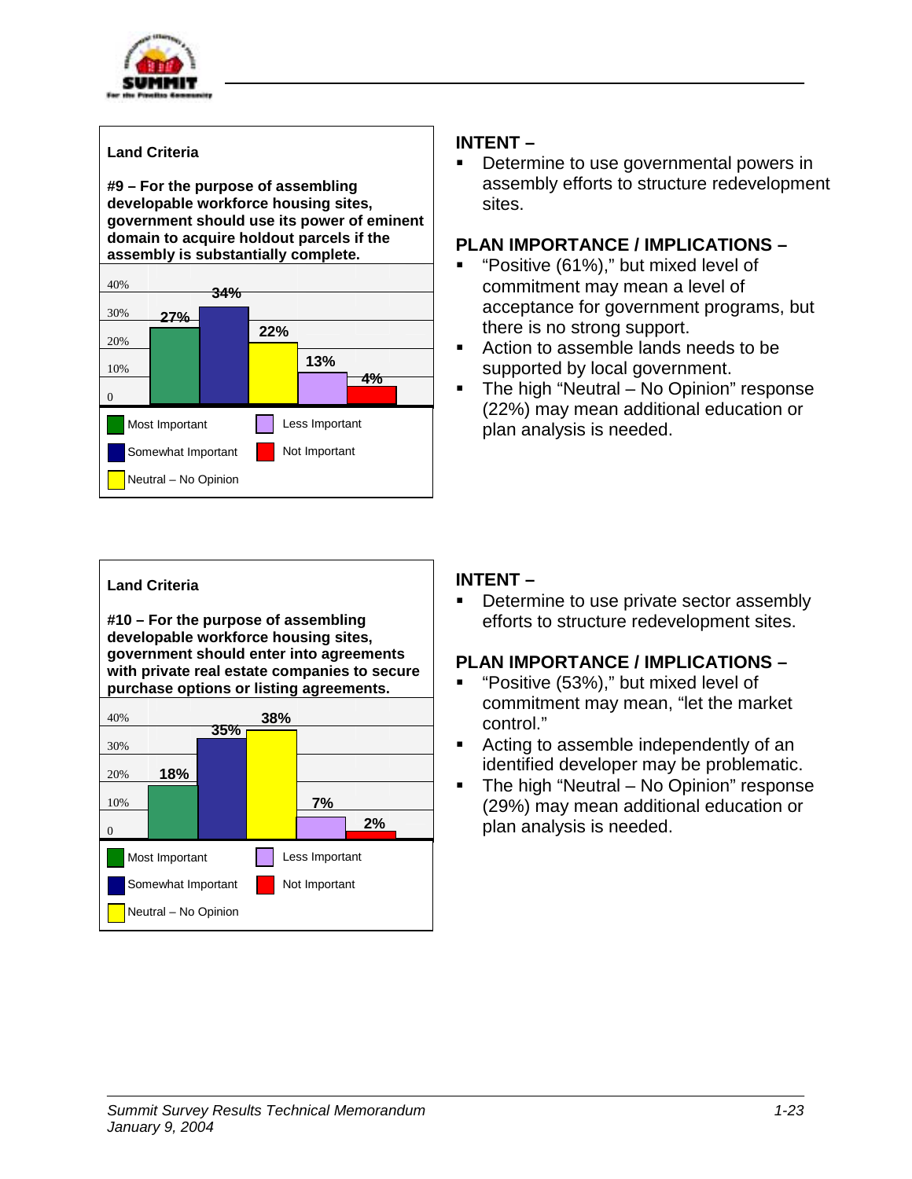**Land Criteria**

**#9 – For the purpose of assembling developable workforce housing sites, government should use its power of eminent domain to acquire holdout parcels if the assembly is substantially complete.**

40%
30%
20%
10%
0

27%
34%
22%
13%
4%

Most Important
Somewhat Important
Neutral – No Opinion
Less Important
Not Important

### INTENT –

- Determine to use governmental powers in assembly efforts to structure redevelopment sites.

### PLAN IMPORTANCE / IMPLICATIONS –

- "Positive (61%)," but mixed level of commitment may mean a level of acceptance for government programs, but there is no strong support.
- Action to assemble lands needs to be supported by local government.
- The high "Neutral – No Opinion" response (22%) may mean additional education or plan analysis is needed.

**Land Criteria**

**#10 – For the purpose of assembling developable workforce housing sites, government should enter into agreements with private real estate companies to secure purchase options or listing agreements.**

40%
30%
20%
10%
0

18%
35%
38%
7%
2%

Most Important
Somewhat Important
Neutral – No Opinion
Less Important
Not Important

### INTENT –

- Determine to use private sector assembly efforts to structure redevelopment sites.

### PLAN IMPORTANCE / IMPLICATIONS –

- "Positive (53%)," but mixed level of commitment may mean, "let the market control."
- Acting to assemble independently of an identified developer may be problematic.
- The high "Neutral – No Opinion" response (29%) may mean additional education or plan analysis is needed.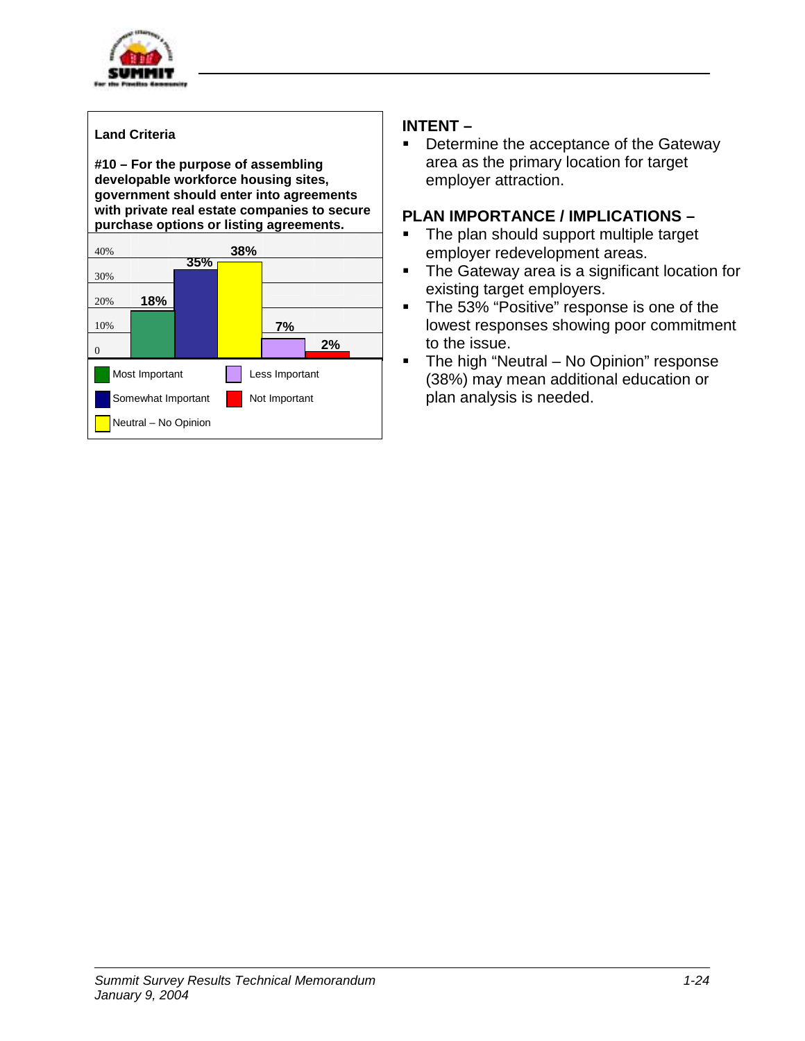**Land Criteria**

**#10 – For the purpose of assembling developable workforce housing sites, government should enter into agreements with private real estate companies to secure purchase options or listing agreements.**

40%
30%
20%
10%
0

18%
35%
38%
7%
2%

Most Important
Somewhat Important
Neutral – No Opinion
Less Important
Not Important

## INTENT –

- Determine the acceptance of the Gateway area as the primary location for target employer attraction.

## PLAN IMPORTANCE / IMPLICATIONS –

- The plan should support multiple target employer redevelopment areas.
- The Gateway area is a significant location for existing target employers.
- The 53% "Positive" response is one of the lowest responses showing poor commitment to the issue.
- The high "Neutral – No Opinion" response (38%) may mean additional education or plan analysis is needed.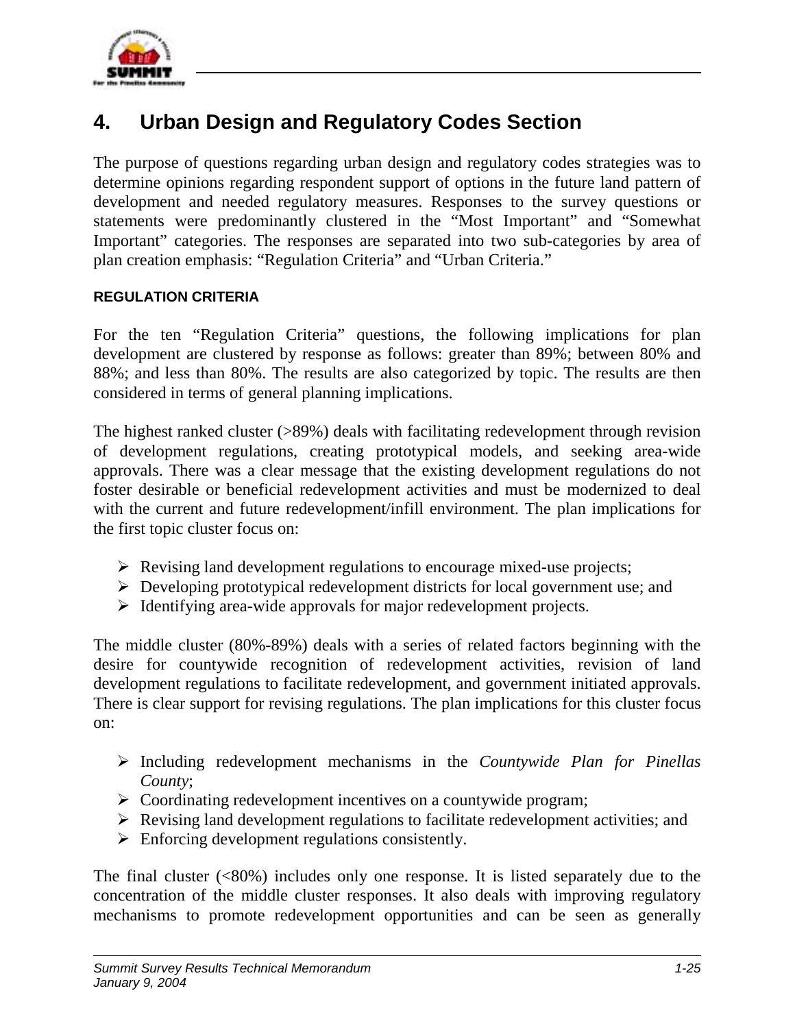# 4. Urban Design and Regulatory Codes Section

The purpose of questions regarding urban design and regulatory codes strategies was to determine opinions regarding respondent support of options in the future land pattern of development and needed regulatory measures. Responses to the survey questions or statements were predominantly clustered in the "Most Important" and "Somewhat Important" categories. The responses are separated into two sub-categories by area of plan creation emphasis: "Regulation Criteria" and "Urban Criteria."

#### REGULATION CRITERIA

For the ten "Regulation Criteria" questions, the following implications for plan development are clustered by response as follows: greater than 89%; between 80% and 88%; and less than 80%. The results are also categorized by topic. The results are then considered in terms of general planning implications.

The highest ranked cluster (>89%) deals with facilitating redevelopment through revision of development regulations, creating prototypical models, and seeking area-wide approvals. There was a clear message that the existing development regulations do not foster desirable or beneficial redevelopment activities and must be modernized to deal with the current and future redevelopment/infill environment. The plan implications for the first topic cluster focus on:

- Revising land development regulations to encourage mixed-use projects;
- Developing prototypical redevelopment districts for local government use; and
- Identifying area-wide approvals for major redevelopment projects.

The middle cluster (80%-89%) deals with a series of related factors beginning with the desire for countywide recognition of redevelopment activities, revision of land development regulations to facilitate redevelopment, and government initiated approvals. There is clear support for revising regulations. The plan implications for this cluster focus on:

- Including redevelopment mechanisms in the *Countywide Plan for Pinellas County*;
- Coordinating redevelopment incentives on a countywide program;
- Revising land development regulations to facilitate redevelopment activities; and
- Enforcing development regulations consistently.

The final cluster (<80%) includes only one response. It is listed separately due to the concentration of the middle cluster responses. It also deals with improving regulatory mechanisms to promote redevelopment opportunities and can be seen as generally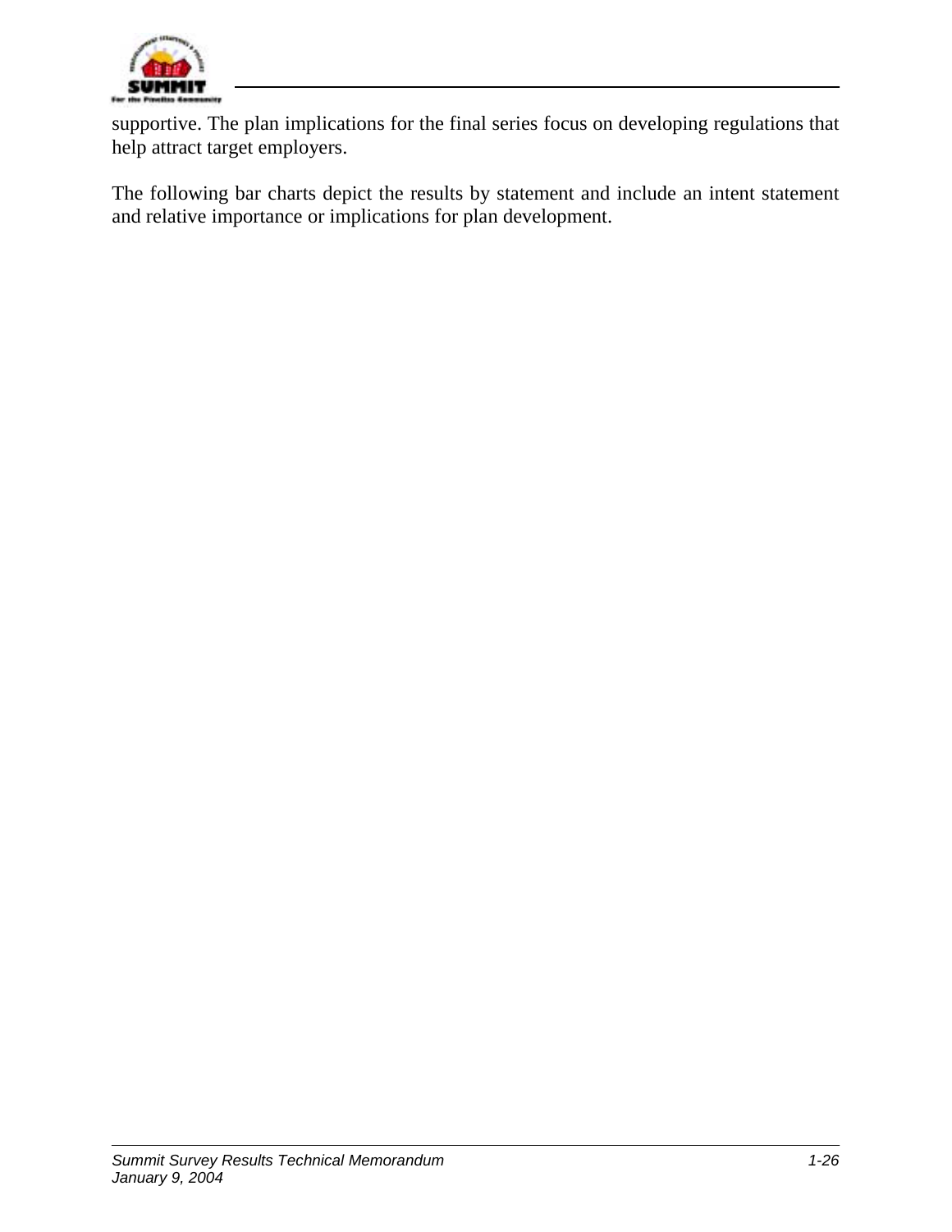supportive. The plan implications for the final series focus on developing regulations that help attract target employers.

The following bar charts depict the results by statement and include an intent statement and relative importance or implications for plan development.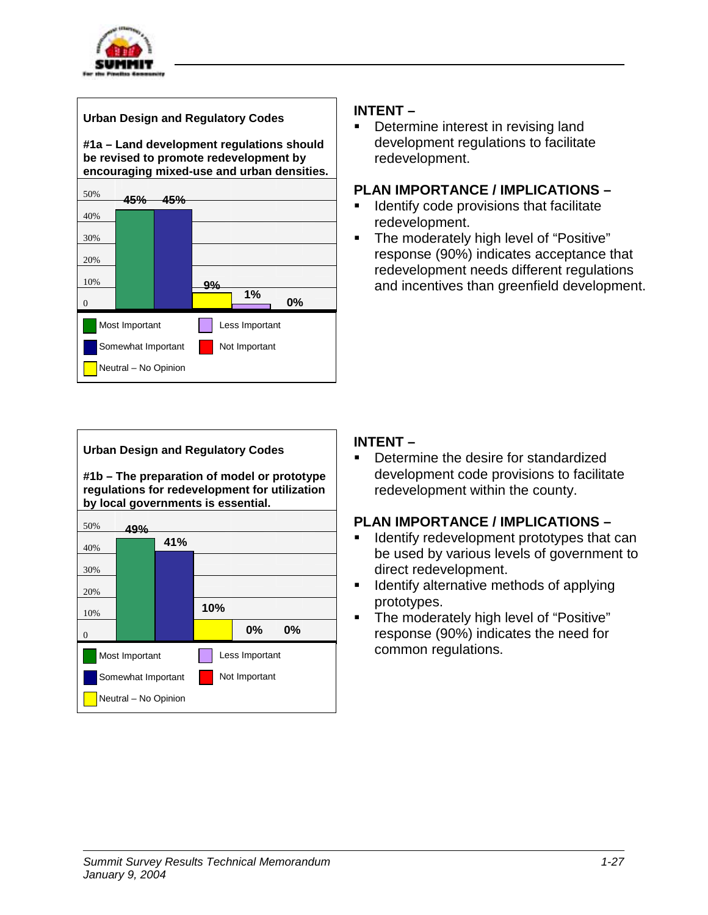**Urban Design and Regulatory Codes**

**#1a – Land development regulations should be revised to promote redevelopment by encouraging mixed-use and urban densities.**

50%
40%
30%
20%
10%
0

45% 45% 9% 1% 0%

Most Important
Somewhat Important
Neutral – No Opinion
Less Important
Not Important

## INTENT –

- Determine interest in revising land development regulations to facilitate redevelopment.

## PLAN IMPORTANCE / IMPLICATIONS –

- Identify code provisions that facilitate redevelopment.
- The moderately high level of "Positive" response (90%) indicates acceptance that redevelopment needs different regulations and incentives than greenfield development.

**Urban Design and Regulatory Codes**

**#1b – The preparation of model or prototype regulations for redevelopment for utilization by local governments is essential.**

50%
40%
30%
20%
10%
0

49% 41% 10% 0% 0%

Most Important
Somewhat Important
Neutral – No Opinion
Less Important
Not Important

## INTENT –

- Determine the desire for standardized development code provisions to facilitate redevelopment within the county.

## PLAN IMPORTANCE / IMPLICATIONS –

- Identify redevelopment prototypes that can be used by various levels of government to direct redevelopment.
- Identify alternative methods of applying prototypes.
- The moderately high level of "Positive" response (90%) indicates the need for common regulations.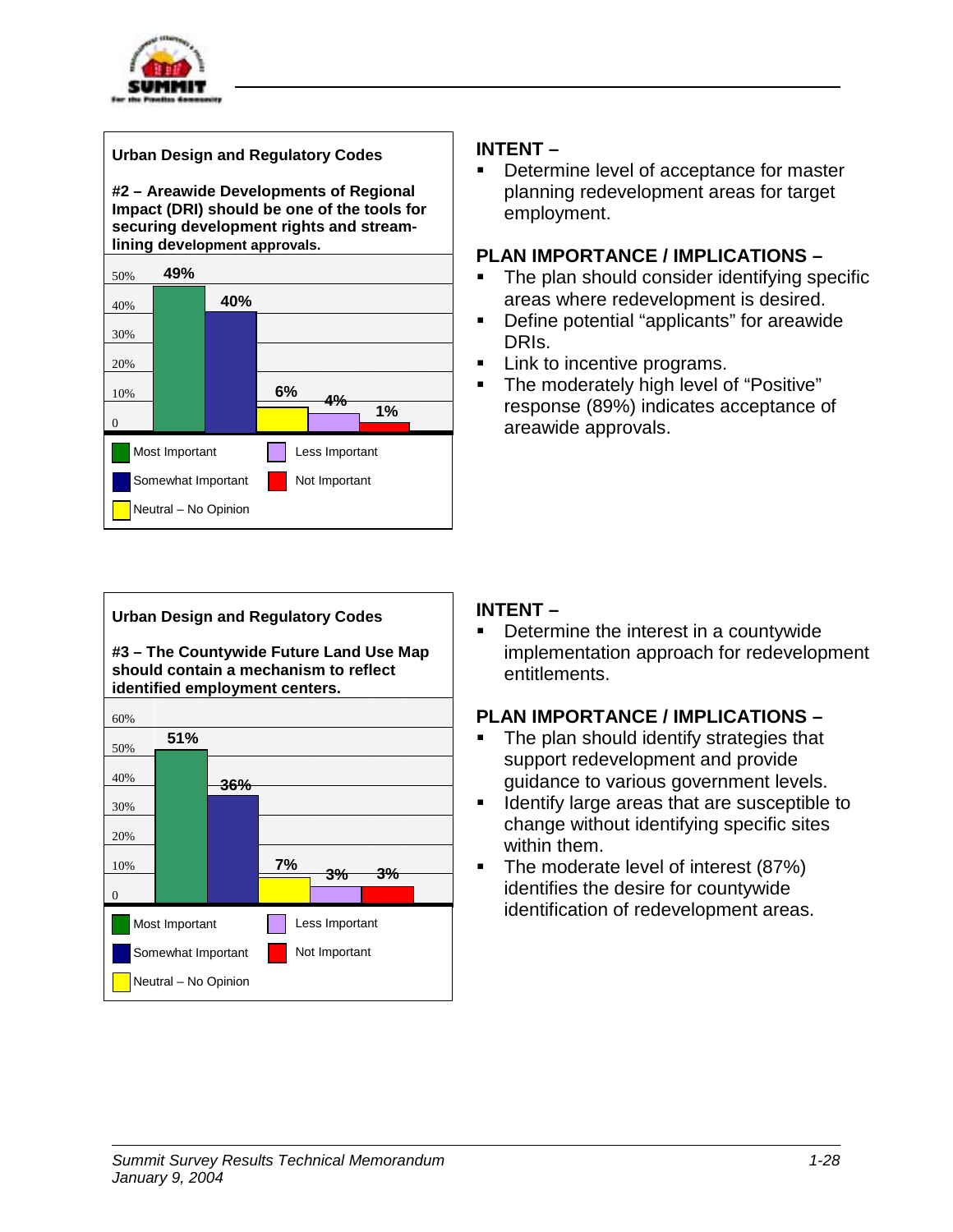**Urban Design and Regulatory Codes**

**#2 – Areawide Developments of Regional Impact (DRI) should be one of the tools for securing development rights and stream-lining development approvals.**

50%
40%
30%
20%
10%
0

49%
40%
6%
4%
1%

Most Important
Somewhat Important
Neutral – No Opinion
Less Important
Not Important

## INTENT –

- Determine level of acceptance for master planning redevelopment areas for target employment.

## PLAN IMPORTANCE / IMPLICATIONS –

- The plan should consider identifying specific areas where redevelopment is desired.
- Define potential "applicants" for areawide DRIs.
- Link to incentive programs.
- The moderately high level of "Positive" response (89%) indicates acceptance of areawide approvals.

**Urban Design and Regulatory Codes**

**#3 – The Countywide Future Land Use Map should contain a mechanism to reflect identified employment centers.**

60%
50%
40%
30%
20%
10%
0

51%
36%
7%
3%
3%

Most Important
Somewhat Important
Neutral – No Opinion
Less Important
Not Important

## INTENT –

- Determine the interest in a countywide implementation approach for redevelopment entitlements.

## PLAN IMPORTANCE / IMPLICATIONS –

- The plan should identify strategies that support redevelopment and provide guidance to various government levels.
- Identify large areas that are susceptible to change without identifying specific sites within them.
- The moderate level of interest (87%) identifies the desire for countywide identification of redevelopment areas.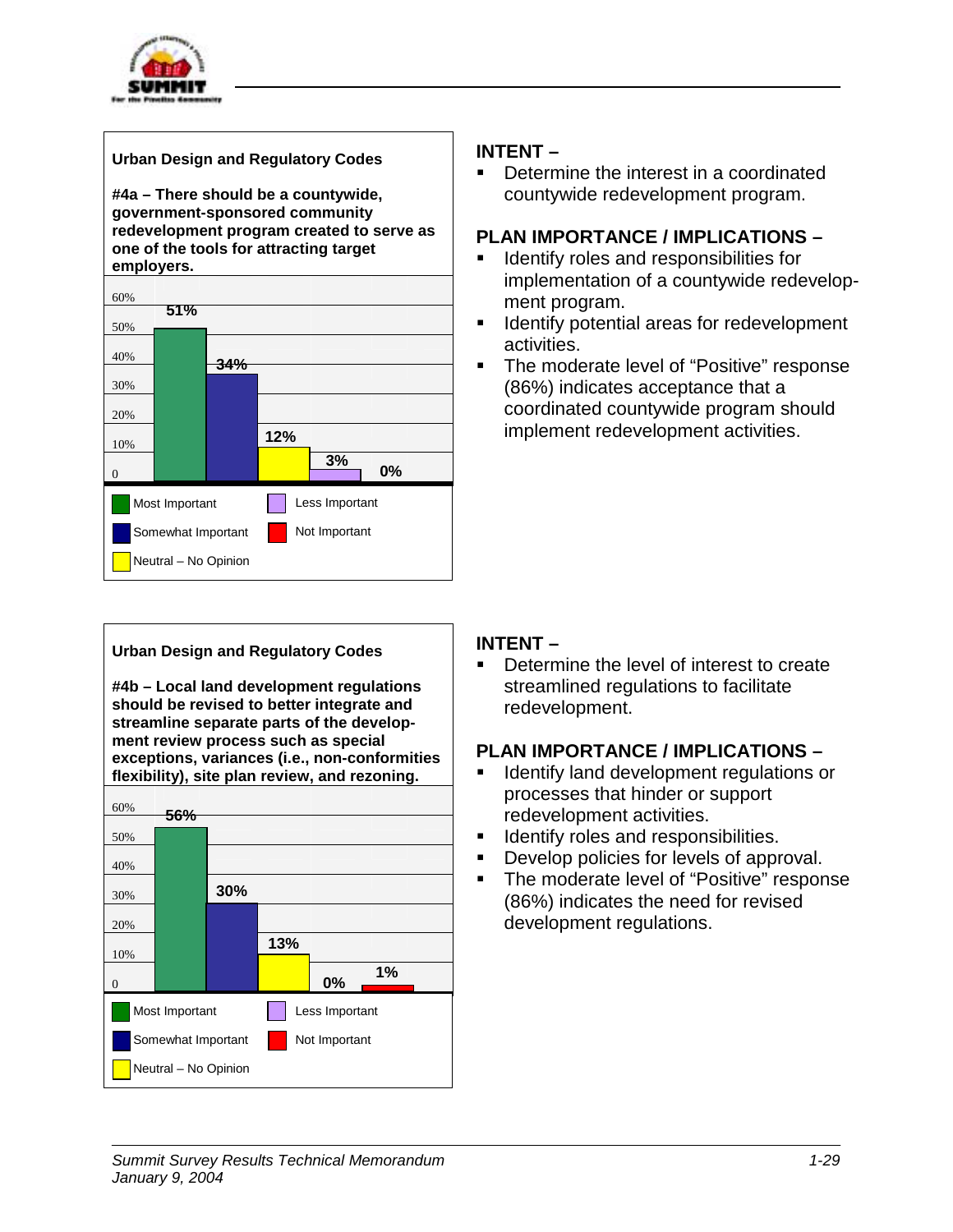**Urban Design and Regulatory Codes**

**#4a – There should be a countywide, government-sponsored community redevelopment program created to serve as one of the tools for attracting target employers.**

| Response | Percent |
|---|---|
| Most Important | 51% |
| Somewhat Important | 34% |
| Neutral – No Opinion | 12% |
| Less Important | 3% |
| Not Important | 0% |

## INTENT –

- Determine the interest in a coordinated countywide redevelopment program.

## PLAN IMPORTANCE / IMPLICATIONS –

- Identify roles and responsibilities for implementation of a countywide redevelopment program.
- Identify potential areas for redevelopment activities.
- The moderate level of "Positive" response (86%) indicates acceptance that a coordinated countywide program should implement redevelopment activities.

**Urban Design and Regulatory Codes**

**#4b – Local land development regulations should be revised to better integrate and streamline separate parts of the development review process such as special exceptions, variances (i.e., non-conformities flexibility), site plan review, and rezoning.**

| Response | Percent |
|---|---|
| Most Important | 56% |
| Somewhat Important | 30% |
| Neutral – No Opinion | 13% |
| Less Important | 0% |
| Not Important | 1% |

## INTENT –

- Determine the level of interest to create streamlined regulations to facilitate redevelopment.

## PLAN IMPORTANCE / IMPLICATIONS –

- Identify land development regulations or processes that hinder or support redevelopment activities.
- Identify roles and responsibilities.
- Develop policies for levels of approval.
- The moderate level of "Positive" response (86%) indicates the need for revised development regulations.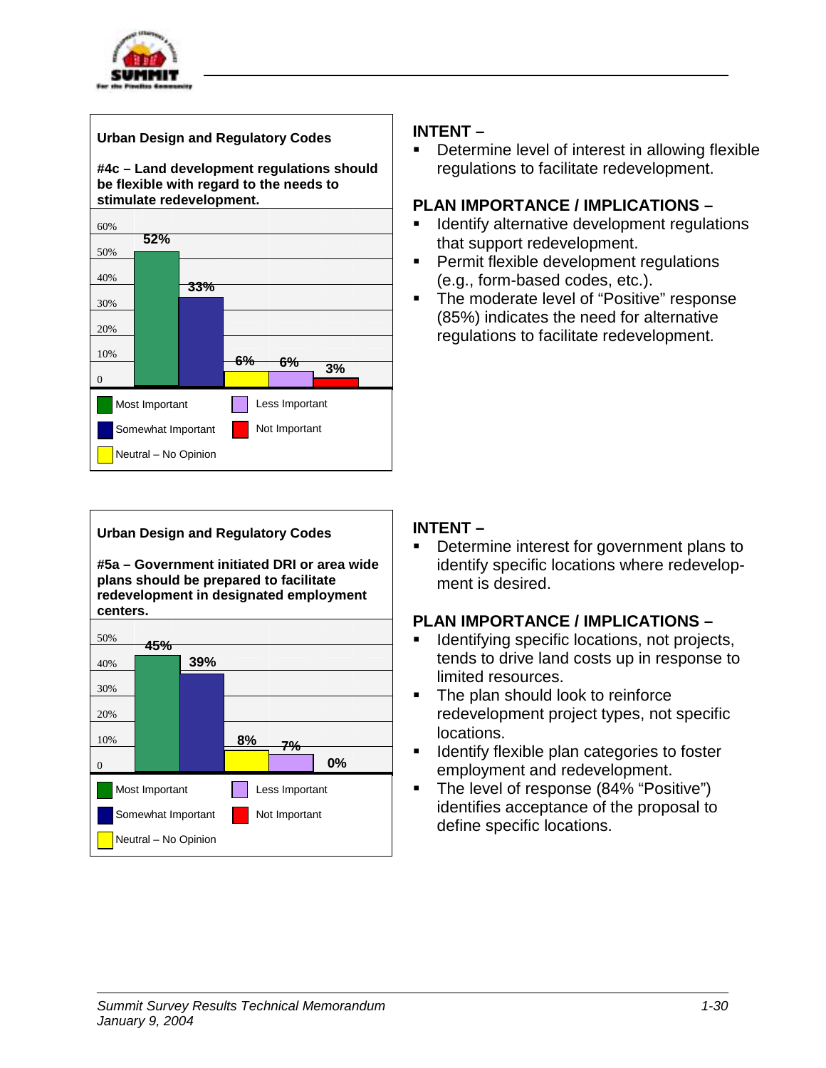**Urban Design and Regulatory Codes**

**#4c – Land development regulations should be flexible with regard to the needs to stimulate redevelopment.**

60%
50%
40%
30%
20%
10%
0

52%
33%
6%
6%
3%

Most Important
Somewhat Important
Neutral – No Opinion
Less Important
Not Important

## INTENT –

- Determine level of interest in allowing flexible regulations to facilitate redevelopment.

## PLAN IMPORTANCE / IMPLICATIONS –

- Identify alternative development regulations that support redevelopment.
- Permit flexible development regulations (e.g., form-based codes, etc.).
- The moderate level of "Positive" response (85%) indicates the need for alternative regulations to facilitate redevelopment.

**Urban Design and Regulatory Codes**

**#5a – Government initiated DRI or area wide plans should be prepared to facilitate redevelopment in designated employment centers.**

50%
40%
30%
20%
10%
0

45%
39%
8%
7%
0%

Most Important
Somewhat Important
Neutral – No Opinion
Less Important
Not Important

## INTENT –

- Determine interest for government plans to identify specific locations where redevelop-ment is desired.

## PLAN IMPORTANCE / IMPLICATIONS –

- Identifying specific locations, not projects, tends to drive land costs up in response to limited resources.
- The plan should look to reinforce redevelopment project types, not specific locations.
- Identify flexible plan categories to foster employment and redevelopment.
- The level of response (84% "Positive") identifies acceptance of the proposal to define specific locations.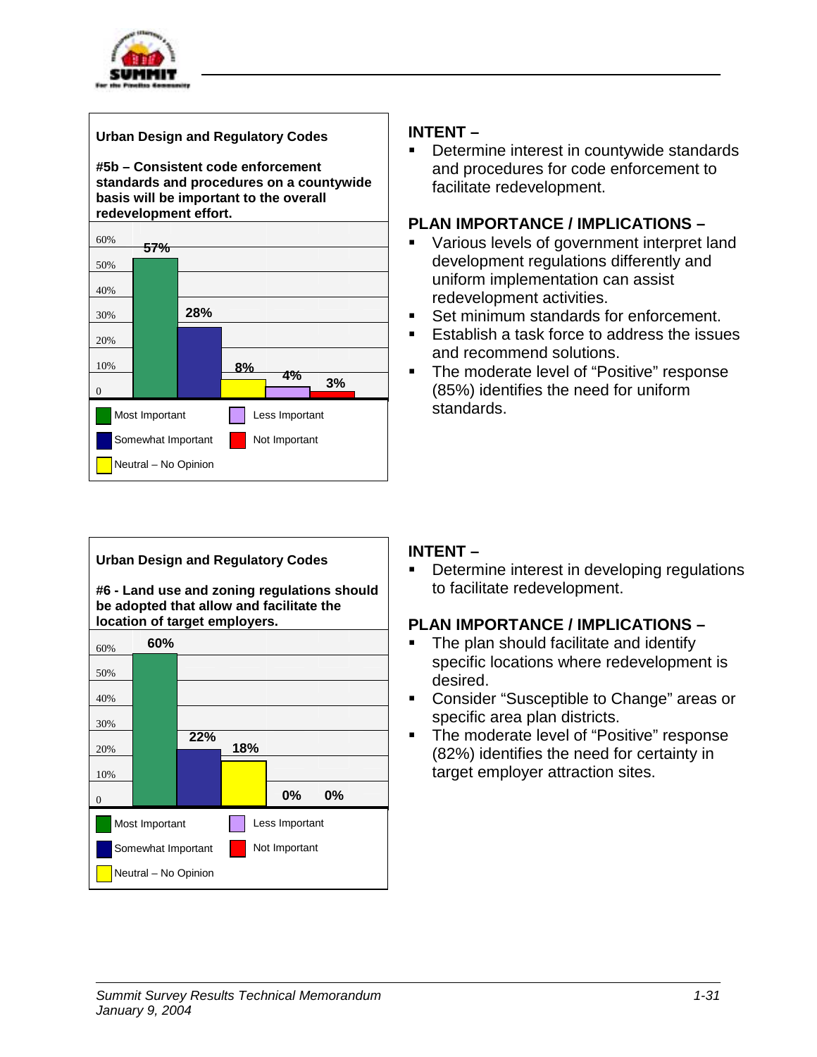**Urban Design and Regulatory Codes**

**#5b – Consistent code enforcement standards and procedures on a countywide basis will be important to the overall redevelopment effort.**

| Response | Percent |
|---|---|
| Most Important | 57% |
| Somewhat Important | 28% |
| Neutral – No Opinion | 8% |
| Less Important | 4% |
| Not Important | 3% |

## INTENT –

- Determine interest in countywide standards and procedures for code enforcement to facilitate redevelopment.

## PLAN IMPORTANCE / IMPLICATIONS –

- Various levels of government interpret land development regulations differently and uniform implementation can assist redevelopment activities.
- Set minimum standards for enforcement.
- Establish a task force to address the issues and recommend solutions.
- The moderate level of "Positive" response (85%) identifies the need for uniform standards.

**Urban Design and Regulatory Codes**

**#6 - Land use and zoning regulations should be adopted that allow and facilitate the location of target employers.**

| Response | Percent |
|---|---|
| Most Important | 60% |
| Somewhat Important | 22% |
| Neutral – No Opinion | 18% |
| Less Important | 0% |
| Not Important | 0% |

## INTENT –

- Determine interest in developing regulations to facilitate redevelopment.

## PLAN IMPORTANCE / IMPLICATIONS –

- The plan should facilitate and identify specific locations where redevelopment is desired.
- Consider "Susceptible to Change" areas or specific area plan districts.
- The moderate level of "Positive" response (82%) identifies the need for certainty in target employer attraction sites.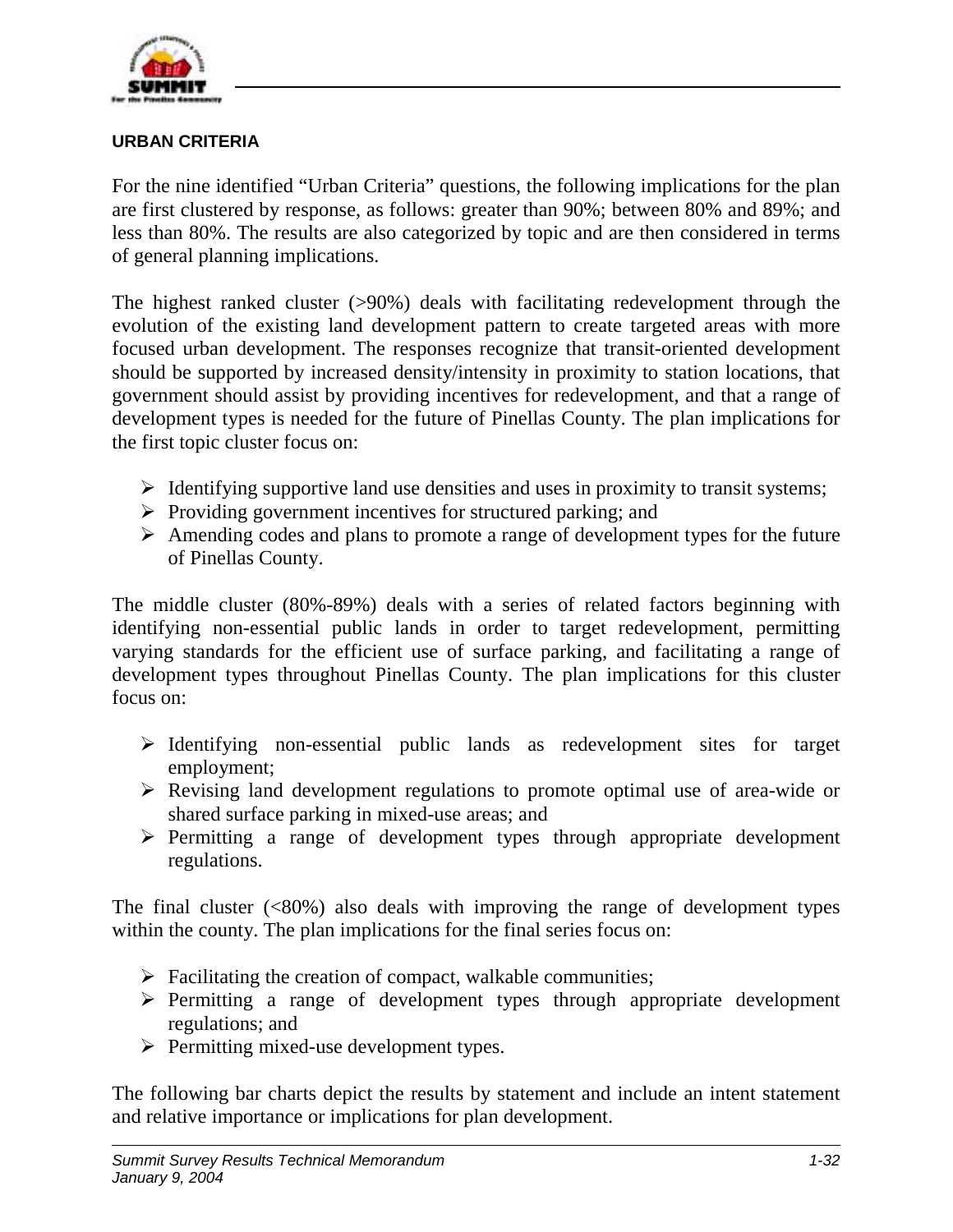## URBAN CRITERIA

For the nine identified "Urban Criteria" questions, the following implications for the plan are first clustered by response, as follows: greater than 90%; between 80% and 89%; and less than 80%. The results are also categorized by topic and are then considered in terms of general planning implications.

The highest ranked cluster (>90%) deals with facilitating redevelopment through the evolution of the existing land development pattern to create targeted areas with more focused urban development. The responses recognize that transit-oriented development should be supported by increased density/intensity in proximity to station locations, that government should assist by providing incentives for redevelopment, and that a range of development types is needed for the future of Pinellas County. The plan implications for the first topic cluster focus on:

- Identifying supportive land use densities and uses in proximity to transit systems;
- Providing government incentives for structured parking; and
- Amending codes and plans to promote a range of development types for the future of Pinellas County.

The middle cluster (80%-89%) deals with a series of related factors beginning with identifying non-essential public lands in order to target redevelopment, permitting varying standards for the efficient use of surface parking, and facilitating a range of development types throughout Pinellas County. The plan implications for this cluster focus on:

- Identifying non-essential public lands as redevelopment sites for target employment;
- Revising land development regulations to promote optimal use of area-wide or shared surface parking in mixed-use areas; and
- Permitting a range of development types through appropriate development regulations.

The final cluster (<80%) also deals with improving the range of development types within the county. The plan implications for the final series focus on:

- Facilitating the creation of compact, walkable communities;
- Permitting a range of development types through appropriate development regulations; and
- Permitting mixed-use development types.

The following bar charts depict the results by statement and include an intent statement and relative importance or implications for plan development.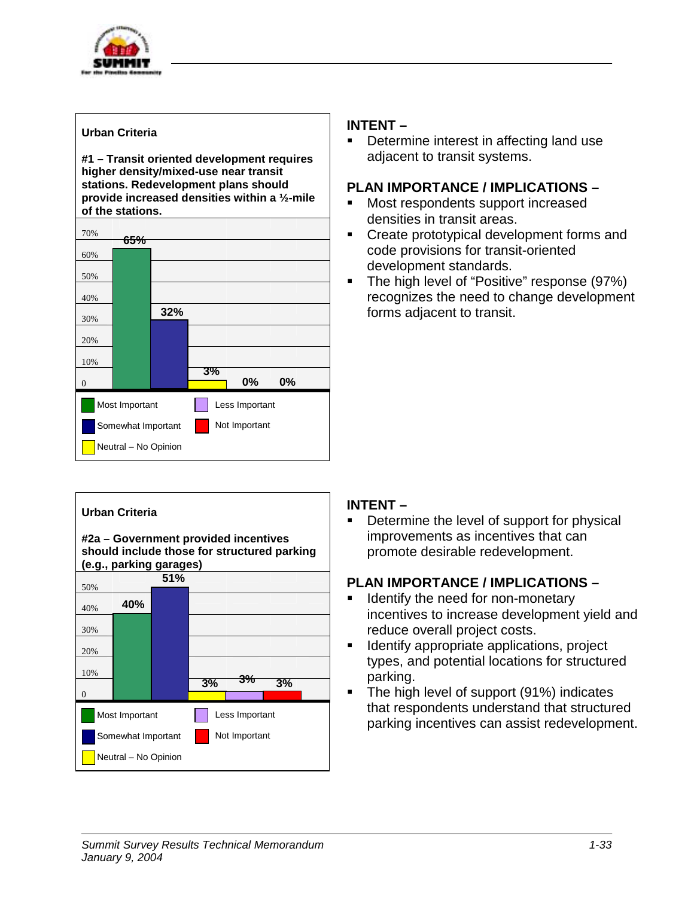**Urban Criteria**

**#1 – Transit oriented development requires higher density/mixed-use near transit stations. Redevelopment plans should provide increased densities within a ½-mile of the stations.**

70%
60%
50%
40%
30%
20%
10%
0

65%
32%
3%
0%
0%

Most Important
Somewhat Important
Neutral – No Opinion
Less Important
Not Important

## INTENT –

- Determine interest in affecting land use adjacent to transit systems.

## PLAN IMPORTANCE / IMPLICATIONS –

- Most respondents support increased densities in transit areas.
- Create prototypical development forms and code provisions for transit-oriented development standards.
- The high level of "Positive" response (97%) recognizes the need to change development forms adjacent to transit.

**Urban Criteria**

**#2a – Government provided incentives should include those for structured parking (e.g., parking garages)**

50%
40%
30%
20%
10%
0

40%
51%
3%
3%
3%

Most Important
Somewhat Important
Neutral – No Opinion
Less Important
Not Important

## INTENT –

- Determine the level of support for physical improvements as incentives that can promote desirable redevelopment.

## PLAN IMPORTANCE / IMPLICATIONS –

- Identify the need for non-monetary incentives to increase development yield and reduce overall project costs.
- Identify appropriate applications, project types, and potential locations for structured parking.
- The high level of support (91%) indicates that respondents understand that structured parking incentives can assist redevelopment.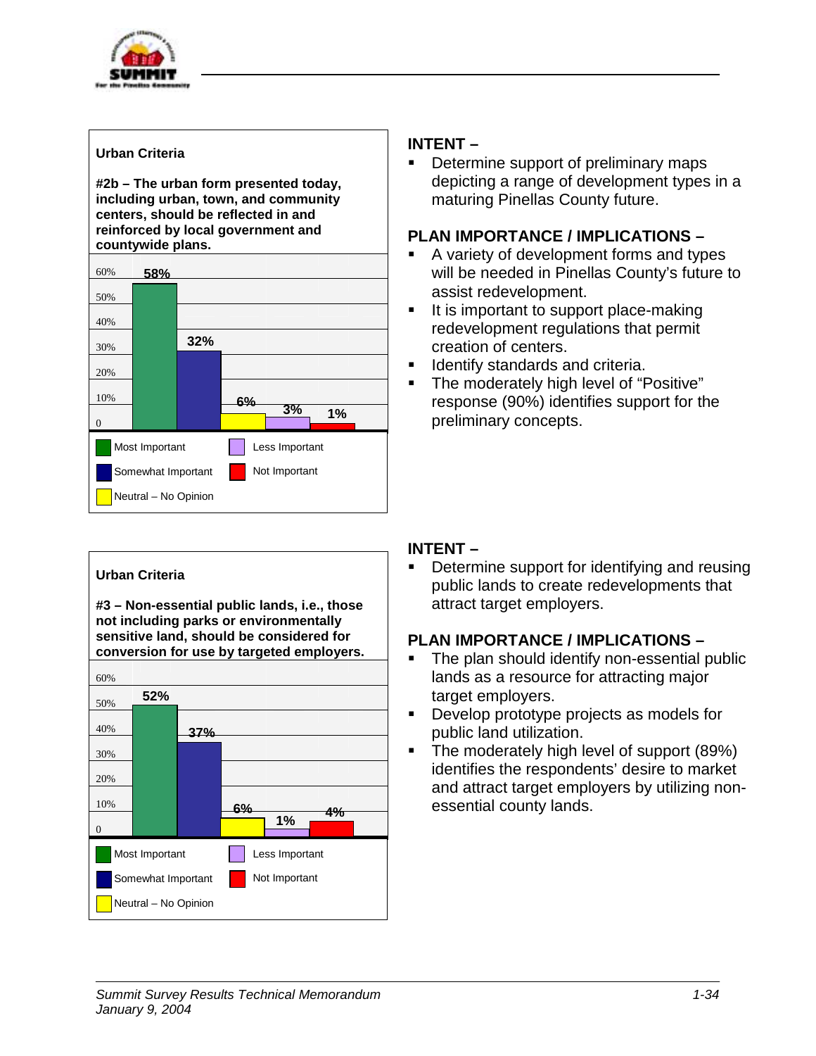**Urban Criteria**

**#2b – The urban form presented today, including urban, town, and community centers, should be reflected in and reinforced by local government and countywide plans.**

60%
50%
40%
30%
20%
10%
0

58%
32%
6%
3%
1%

Most Important
Somewhat Important
Neutral – No Opinion
Less Important
Not Important

## INTENT –

- Determine support of preliminary maps depicting a range of development types in a maturing Pinellas County future.

## PLAN IMPORTANCE / IMPLICATIONS –

- A variety of development forms and types will be needed in Pinellas County's future to assist redevelopment.
- It is important to support place-making redevelopment regulations that permit creation of centers.
- Identify standards and criteria.
- The moderately high level of "Positive" response (90%) identifies support for the preliminary concepts.

**Urban Criteria**

**#3 – Non-essential public lands, i.e., those not including parks or environmentally sensitive land, should be considered for conversion for use by targeted employers.**

60%
50%
40%
30%
20%
10%
0

52%
37%
6%
1%
4%

Most Important
Somewhat Important
Neutral – No Opinion
Less Important
Not Important

## INTENT –

- Determine support for identifying and reusing public lands to create redevelopments that attract target employers.

## PLAN IMPORTANCE / IMPLICATIONS –

- The plan should identify non-essential public lands as a resource for attracting major target employers.
- Develop prototype projects as models for public land utilization.
- The moderately high level of support (89%) identifies the respondents' desire to market and attract target employers by utilizing non-essential county lands.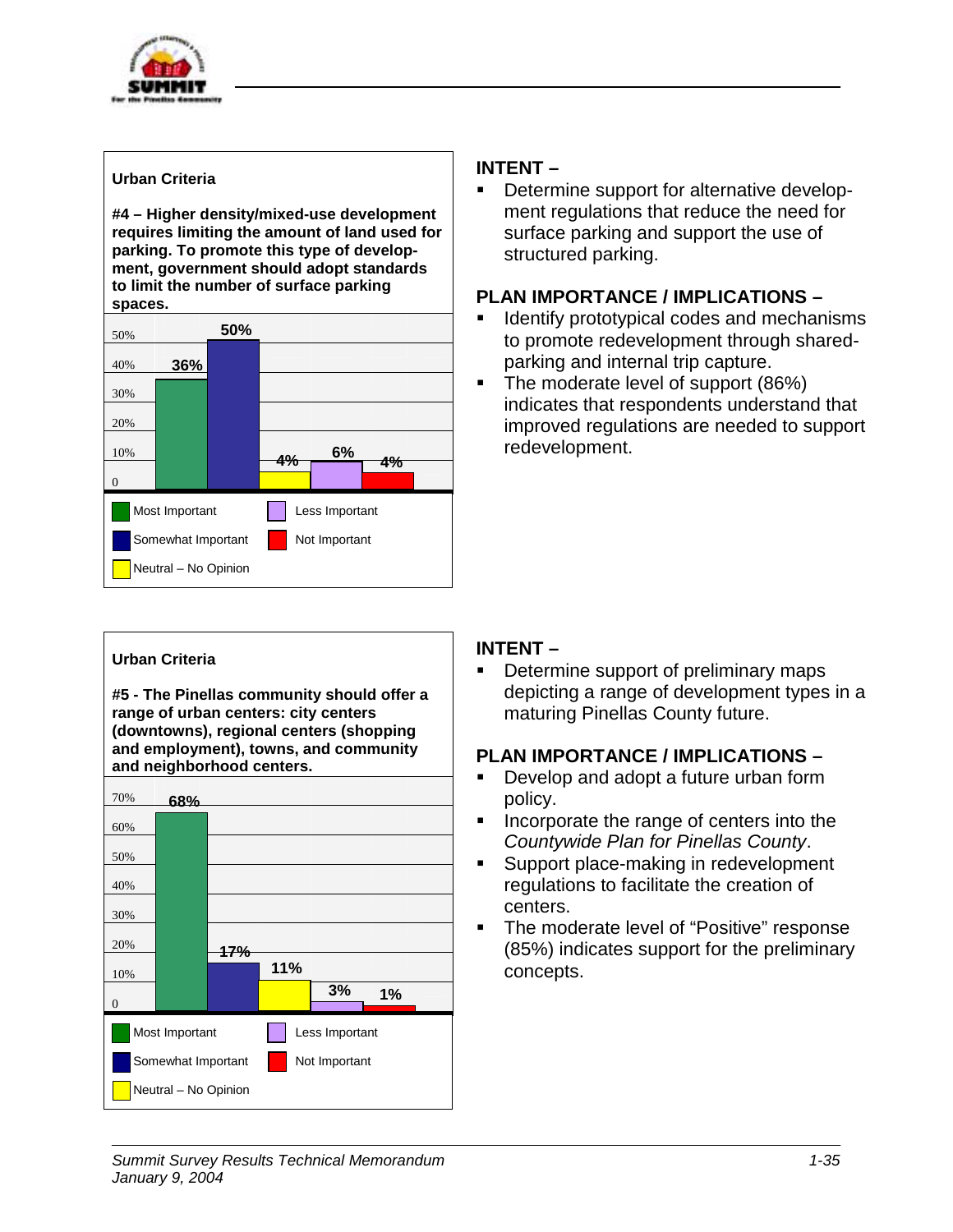**Urban Criteria**

**#4 – Higher density/mixed-use development requires limiting the amount of land used for parking. To promote this type of development, government should adopt standards to limit the number of surface parking spaces.**

50%
40%
30%
20%
10%
0

36%
50%
4%
6%
4%

Most Important
Somewhat Important
Neutral – No Opinion
Less Important
Not Important

## INTENT –

- Determine support for alternative development regulations that reduce the need for surface parking and support the use of structured parking.

## PLAN IMPORTANCE / IMPLICATIONS –

- Identify prototypical codes and mechanisms to promote redevelopment through shared-parking and internal trip capture.
- The moderate level of support (86%) indicates that respondents understand that improved regulations are needed to support redevelopment.

**Urban Criteria**

**#5 - The Pinellas community should offer a range of urban centers: city centers (downtowns), regional centers (shopping and employment), towns, and community and neighborhood centers.**

70%
60%
50%
40%
30%
20%
10%
0

68%
17%
11%
3%
1%

Most Important
Somewhat Important
Neutral – No Opinion
Less Important
Not Important

## INTENT –

- Determine support of preliminary maps depicting a range of development types in a maturing Pinellas County future.

## PLAN IMPORTANCE / IMPLICATIONS –

- Develop and adopt a future urban form policy.
- Incorporate the range of centers into the *Countywide Plan for Pinellas County*.
- Support place-making in redevelopment regulations to facilitate the creation of centers.
- The moderate level of "Positive" response (85%) indicates support for the preliminary concepts.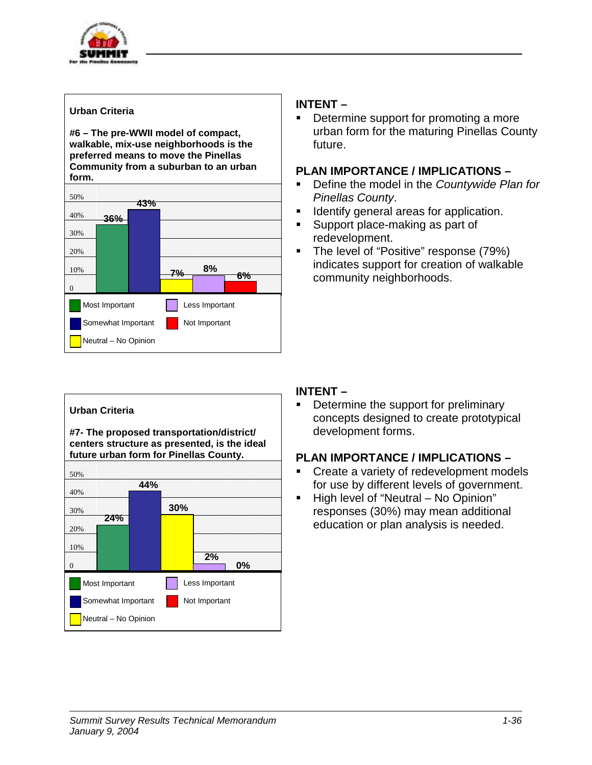**Urban Criteria**

**#6 – The pre-WWII model of compact, walkable, mix-use neighborhoods is the preferred means to move the Pinellas Community from a suburban to an urban form.**

50%
40%
30%
20%
10%
0

36%
43%
7%
8%
6%

Most Important
Somewhat Important
Neutral – No Opinion
Less Important
Not Important

## INTENT –

- Determine support for promoting a more urban form for the maturing Pinellas County future.

## PLAN IMPORTANCE / IMPLICATIONS –

- Define the model in the *Countywide Plan for Pinellas County*.
- Identify general areas for application.
- Support place-making as part of redevelopment.
- The level of "Positive" response (79%) indicates support for creation of walkable community neighborhoods.

**Urban Criteria**

**#7- The proposed transportation/district/ centers structure as presented, is the ideal future urban form for Pinellas County.**

50%
40%
30%
20%
10%
0

24%
44%
30%
2%
0%

Most Important
Somewhat Important
Neutral – No Opinion
Less Important
Not Important

## INTENT –

- Determine the support for preliminary concepts designed to create prototypical development forms.

## PLAN IMPORTANCE / IMPLICATIONS –

- Create a variety of redevelopment models for use by different levels of government.
- High level of "Neutral – No Opinion" responses (30%) may mean additional education or plan analysis is needed.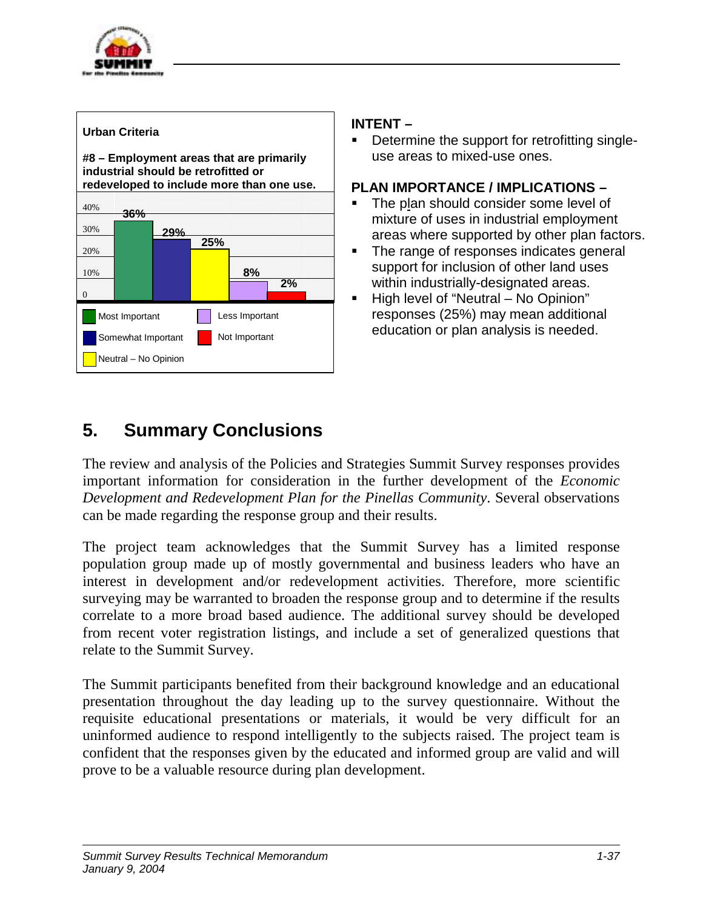**Urban Criteria**

**#8 – Employment areas that are primarily industrial should be retrofitted or redeveloped to include more than one use.**

40%
30%
20%
10%
0

36%
29%
25%
8%
2%

Most Important
Somewhat Important
Neutral – No Opinion
Less Important
Not Important

**INTENT –**

- Determine the support for retrofitting single-use areas to mixed-use ones.

**PLAN IMPORTANCE / IMPLICATIONS –**

- The plan should consider some level of mixture of uses in industrial employment areas where supported by other plan factors.
- The range of responses indicates general support for inclusion of other land uses within industrially-designated areas.
- High level of "Neutral – No Opinion" responses (25%) may mean additional education or plan analysis is needed.

## 5. Summary Conclusions

The review and analysis of the Policies and Strategies Summit Survey responses provides important information for consideration in the further development of the *Economic Development and Redevelopment Plan for the Pinellas Community*. Several observations can be made regarding the response group and their results.

The project team acknowledges that the Summit Survey has a limited response population group made up of mostly governmental and business leaders who have an interest in development and/or redevelopment activities. Therefore, more scientific surveying may be warranted to broaden the response group and to determine if the results correlate to a more broad based audience. The additional survey should be developed from recent voter registration listings, and include a set of generalized questions that relate to the Summit Survey.

The Summit participants benefited from their background knowledge and an educational presentation throughout the day leading up to the survey questionnaire. Without the requisite educational presentations or materials, it would be very difficult for an uninformed audience to respond intelligently to the subjects raised. The project team is confident that the responses given by the educated and informed group are valid and will prove to be a valuable resource during plan development.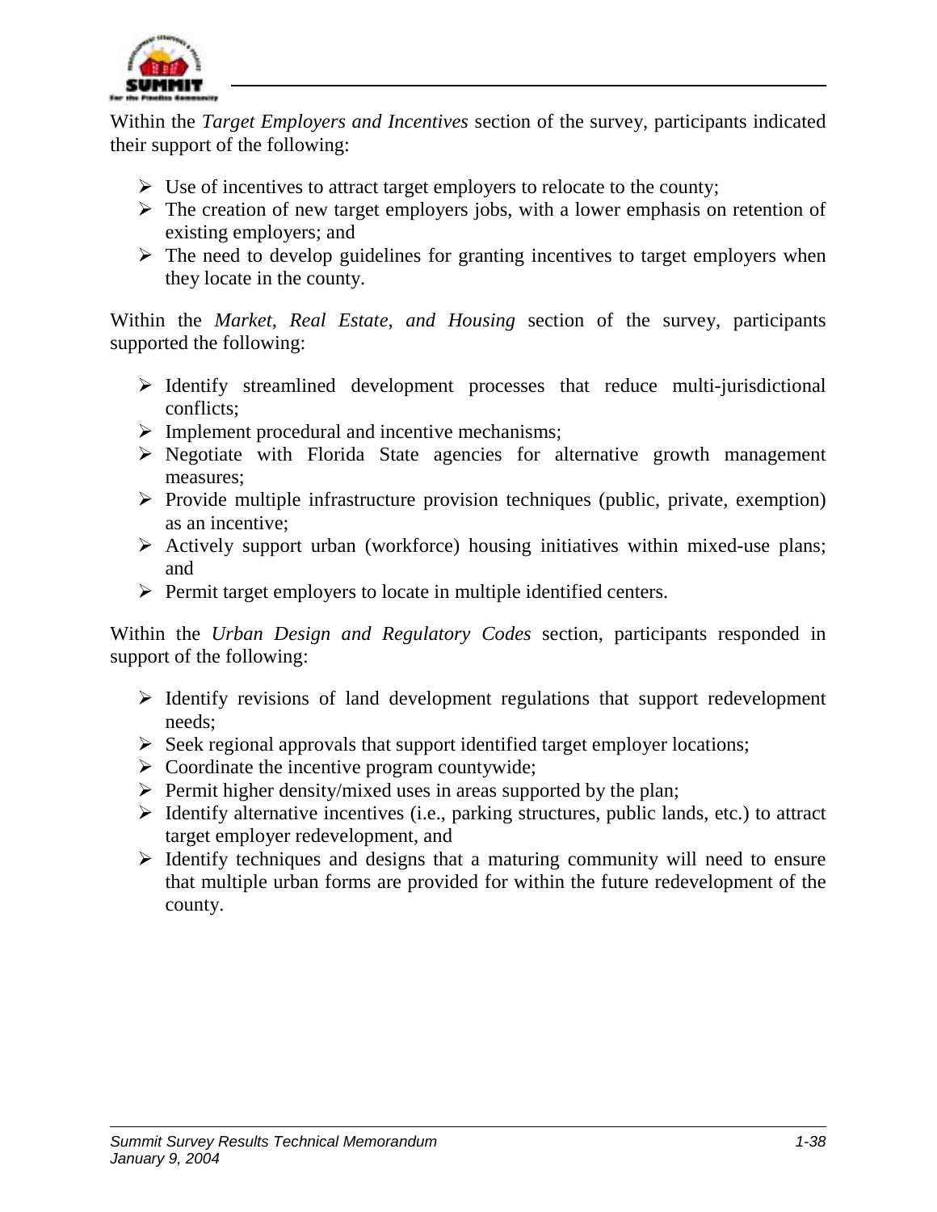Within the *Target Employers and Incentives* section of the survey, participants indicated their support of the following:

- Use of incentives to attract target employers to relocate to the county;
- The creation of new target employers jobs, with a lower emphasis on retention of existing employers; and
- The need to develop guidelines for granting incentives to target employers when they locate in the county.

Within the *Market, Real Estate, and Housing* section of the survey, participants supported the following:

- Identify streamlined development processes that reduce multi-jurisdictional conflicts;
- Implement procedural and incentive mechanisms;
- Negotiate with Florida State agencies for alternative growth management measures;
- Provide multiple infrastructure provision techniques (public, private, exemption) as an incentive;
- Actively support urban (workforce) housing initiatives within mixed-use plans; and
- Permit target employers to locate in multiple identified centers.

Within the *Urban Design and Regulatory Codes* section, participants responded in support of the following:

- Identify revisions of land development regulations that support redevelopment needs;
- Seek regional approvals that support identified target employer locations;
- Coordinate the incentive program countywide;
- Permit higher density/mixed uses in areas supported by the plan;
- Identify alternative incentives (i.e., parking structures, public lands, etc.) to attract target employer redevelopment, and
- Identify techniques and designs that a maturing community will need to ensure that multiple urban forms are provided for within the future redevelopment of the county.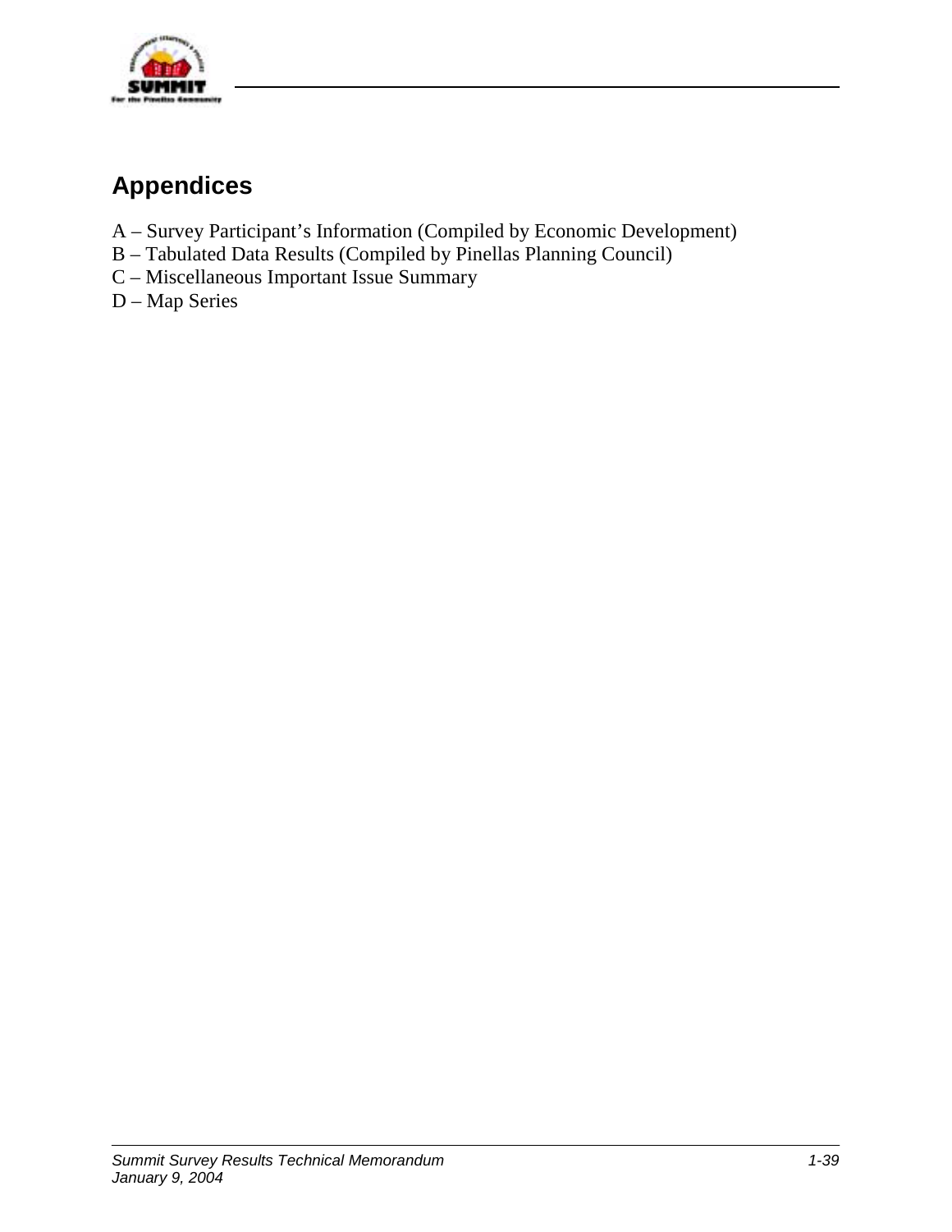# Appendices

A – Survey Participant's Information (Compiled by Economic Development)
B – Tabulated Data Results (Compiled by Pinellas Planning Council)
C – Miscellaneous Important Issue Summary
D – Map Series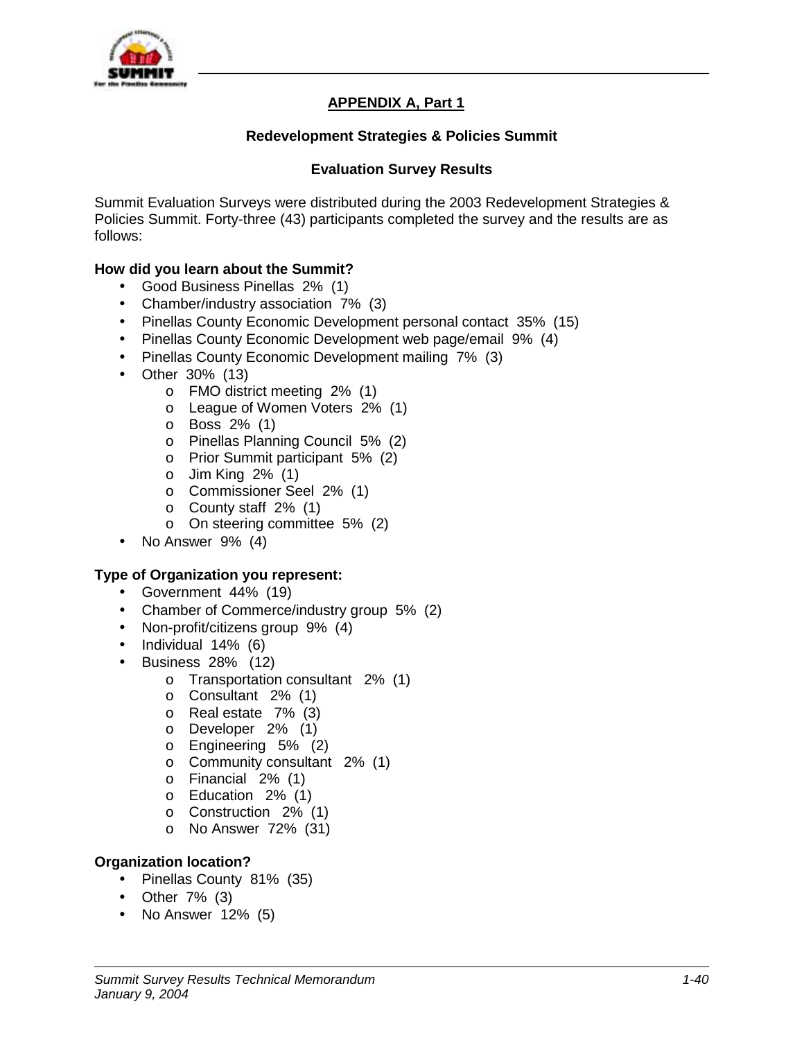## APPENDIX A, Part 1

### Redevelopment Strategies & Policies Summit

### Evaluation Survey Results

Summit Evaluation Surveys were distributed during the 2003 Redevelopment Strategies & Policies Summit. Forty-three (43) participants completed the survey and the results are as follows:

**How did you learn about the Summit?**

- Good Business Pinellas 2% (1)
- Chamber/industry association 7% (3)
- Pinellas County Economic Development personal contact 35% (15)
- Pinellas County Economic Development web page/email 9% (4)
- Pinellas County Economic Development mailing 7% (3)
- Other 30% (13)
  - FMO district meeting 2% (1)
  - League of Women Voters 2% (1)
  - Boss 2% (1)
  - Pinellas Planning Council 5% (2)
  - Prior Summit participant 5% (2)
  - Jim King 2% (1)
  - Commissioner Seel 2% (1)
  - County staff 2% (1)
  - On steering committee 5% (2)
- No Answer 9% (4)

**Type of Organization you represent:**

- Government 44% (19)
- Chamber of Commerce/industry group 5% (2)
- Non-profit/citizens group 9% (4)
- Individual 14% (6)
- Business 28% (12)
  - Transportation consultant 2% (1)
  - Consultant 2% (1)
  - Real estate 7% (3)
  - Developer 2% (1)
  - Engineering 5% (2)
  - Community consultant 2% (1)
  - Financial 2% (1)
  - Education 2% (1)
  - Construction 2% (1)
  - No Answer 72% (31)

**Organization location?**

- Pinellas County 81% (35)
- Other 7% (3)
- No Answer 12% (5)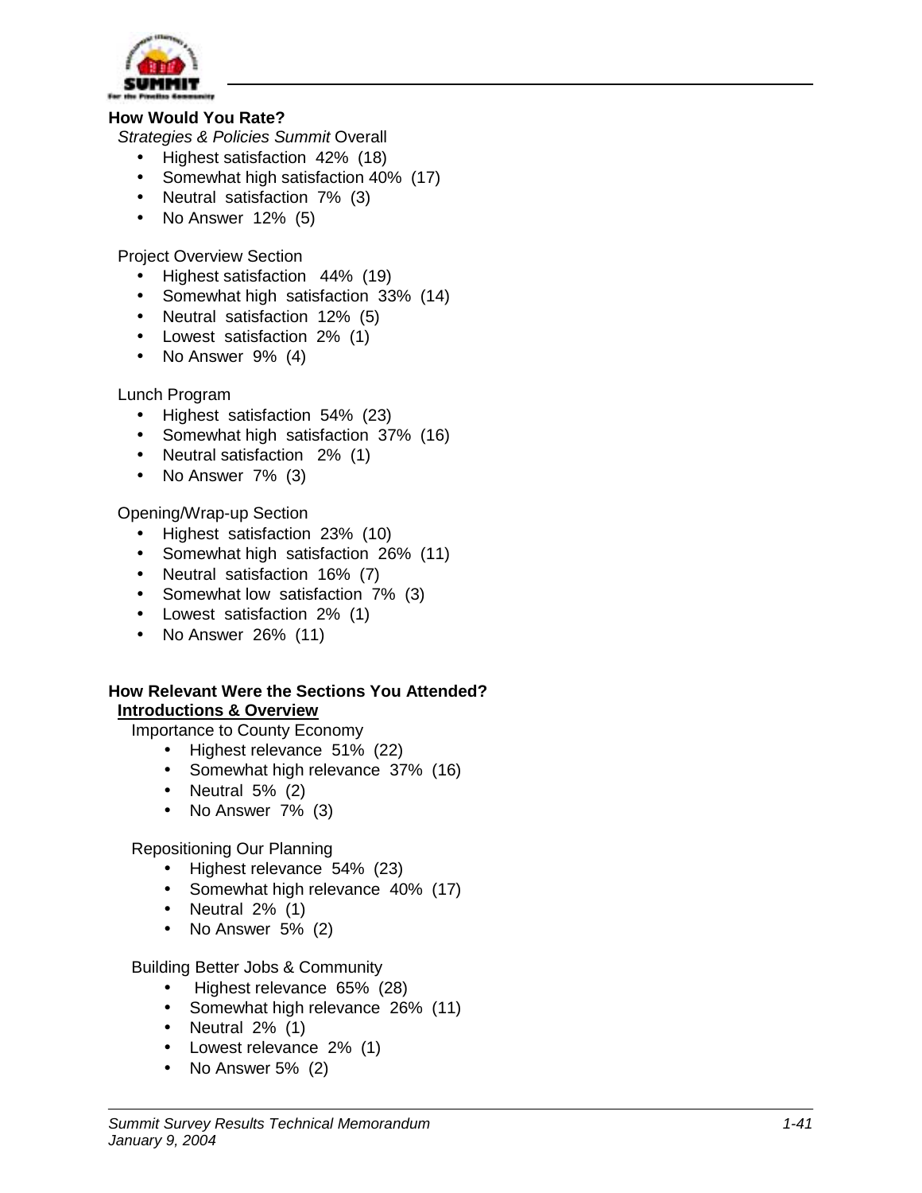**How Would You Rate?**

*Strategies & Policies Summit* Overall

- Highest satisfaction 42% (18)
- Somewhat high satisfaction 40% (17)
- Neutral satisfaction 7% (3)
- No Answer 12% (5)

Project Overview Section

- Highest satisfaction 44% (19)
- Somewhat high satisfaction 33% (14)
- Neutral satisfaction 12% (5)
- Lowest satisfaction 2% (1)
- No Answer 9% (4)

Lunch Program

- Highest satisfaction 54% (23)
- Somewhat high satisfaction 37% (16)
- Neutral satisfaction 2% (1)
- No Answer 7% (3)

Opening/Wrap-up Section

- Highest satisfaction 23% (10)
- Somewhat high satisfaction 26% (11)
- Neutral satisfaction 16% (7)
- Somewhat low satisfaction 7% (3)
- Lowest satisfaction 2% (1)
- No Answer 26% (11)

**How Relevant Were the Sections You Attended?**

**<u>Introductions & Overview</u>**

Importance to County Economy

- Highest relevance 51% (22)
- Somewhat high relevance 37% (16)
- Neutral 5% (2)
- No Answer 7% (3)

Repositioning Our Planning

- Highest relevance 54% (23)
- Somewhat high relevance 40% (17)
- Neutral 2% (1)
- No Answer 5% (2)

Building Better Jobs & Community

- Highest relevance 65% (28)
- Somewhat high relevance 26% (11)
- Neutral 2% (1)
- Lowest relevance 2% (1)
- No Answer 5% (2)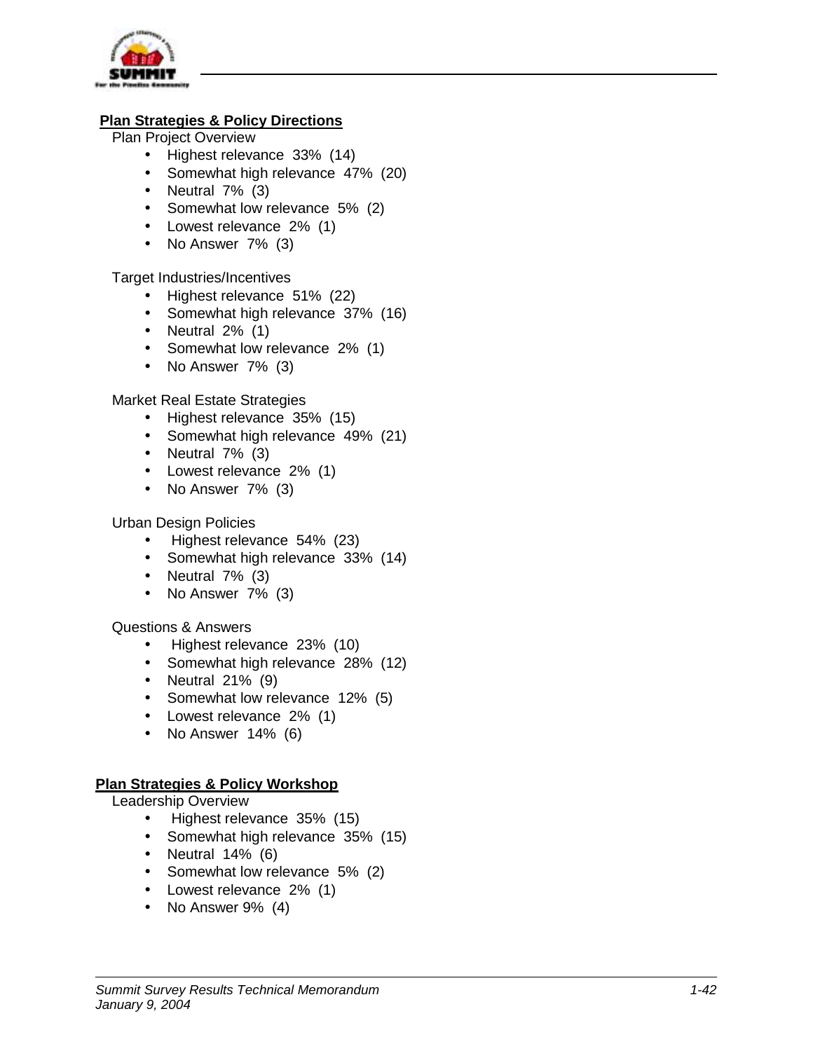**Plan Strategies & Policy Directions**

Plan Project Overview

- Highest relevance 33% (14)
- Somewhat high relevance 47% (20)
- Neutral 7% (3)
- Somewhat low relevance 5% (2)
- Lowest relevance 2% (1)
- No Answer 7% (3)

Target Industries/Incentives

- Highest relevance 51% (22)
- Somewhat high relevance 37% (16)
- Neutral 2% (1)
- Somewhat low relevance 2% (1)
- No Answer 7% (3)

Market Real Estate Strategies

- Highest relevance 35% (15)
- Somewhat high relevance 49% (21)
- Neutral 7% (3)
- Lowest relevance 2% (1)
- No Answer 7% (3)

Urban Design Policies

- Highest relevance 54% (23)
- Somewhat high relevance 33% (14)
- Neutral 7% (3)
- No Answer 7% (3)

Questions & Answers

- Highest relevance 23% (10)
- Somewhat high relevance 28% (12)
- Neutral 21% (9)
- Somewhat low relevance 12% (5)
- Lowest relevance 2% (1)
- No Answer 14% (6)

**Plan Strategies & Policy Workshop**

Leadership Overview

- Highest relevance 35% (15)
- Somewhat high relevance 35% (15)
- Neutral 14% (6)
- Somewhat low relevance 5% (2)
- Lowest relevance 2% (1)
- No Answer 9% (4)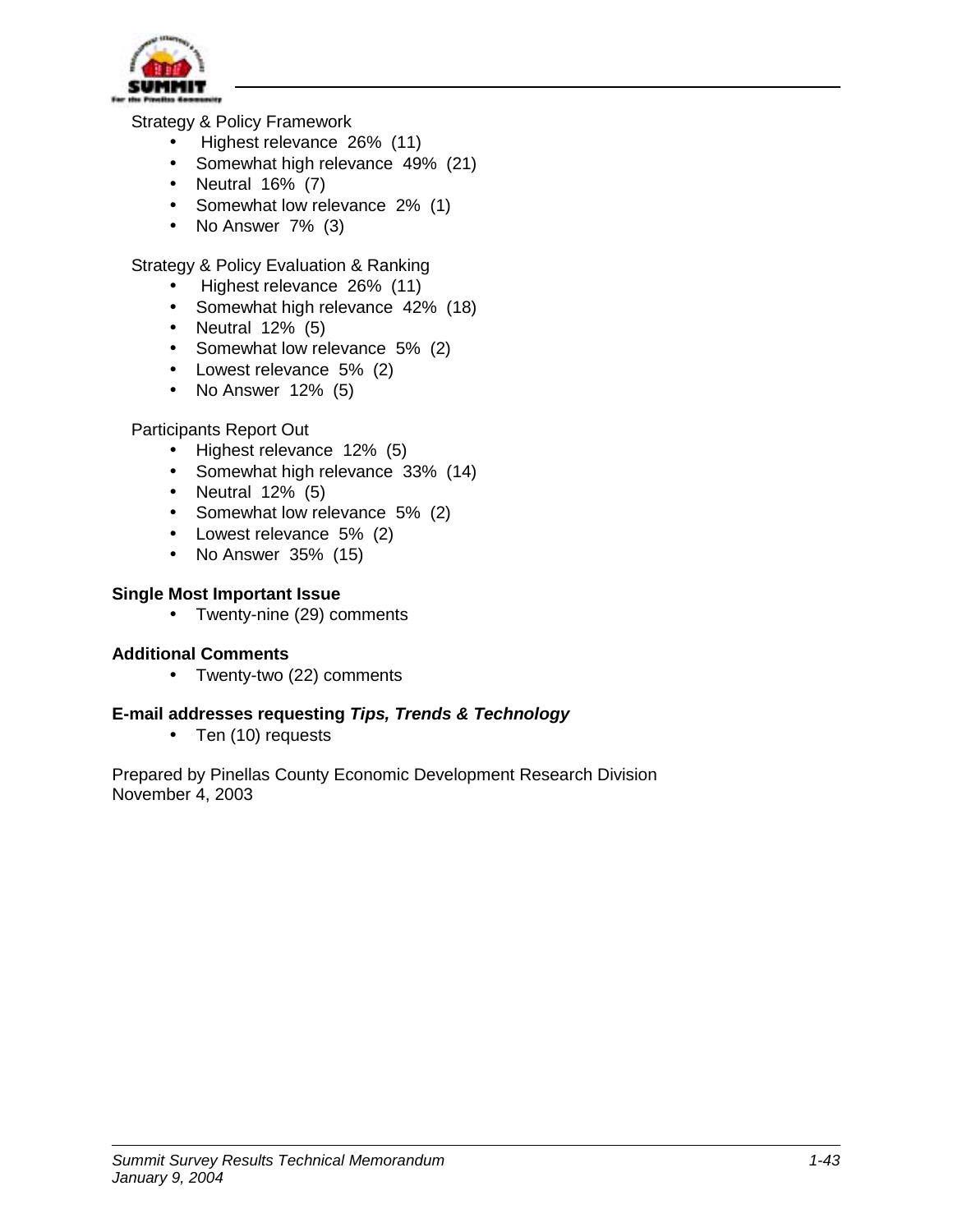Strategy & Policy Framework

- Highest relevance 26% (11)
- Somewhat high relevance 49% (21)
- Neutral 16% (7)
- Somewhat low relevance 2% (1)
- No Answer 7% (3)

Strategy & Policy Evaluation & Ranking

- Highest relevance 26% (11)
- Somewhat high relevance 42% (18)
- Neutral 12% (5)
- Somewhat low relevance 5% (2)
- Lowest relevance 5% (2)
- No Answer 12% (5)

Participants Report Out

- Highest relevance 12% (5)
- Somewhat high relevance 33% (14)
- Neutral 12% (5)
- Somewhat low relevance 5% (2)
- Lowest relevance 5% (2)
- No Answer 35% (15)

**Single Most Important Issue**

- Twenty-nine (29) comments

**Additional Comments**

- Twenty-two (22) comments

**E-mail addresses requesting *Tips, Trends & Technology***

- Ten (10) requests

Prepared by Pinellas County Economic Development Research Division
November 4, 2003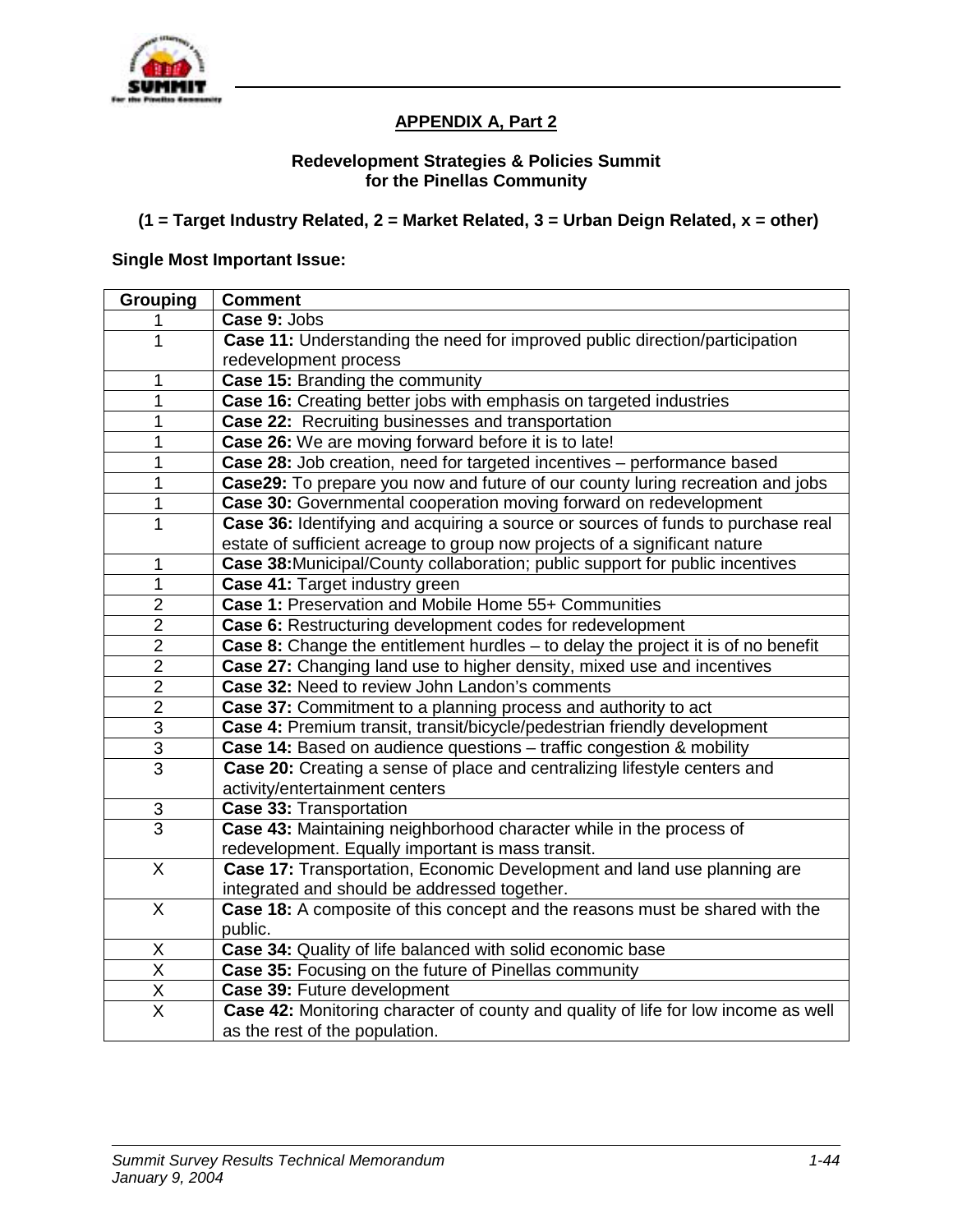## APPENDIX A, Part 2

**Redevelopment Strategies & Policies Summit for the Pinellas Community**

**(1 = Target Industry Related, 2 = Market Related, 3 = Urban Deign Related, x = other)**

**Single Most Important Issue:**

| Grouping | Comment |
|---|---|
| 1 | **Case 9:** Jobs |
| 1 | **Case 11:** Understanding the need for improved public direction/participation redevelopment process |
| 1 | **Case 15:** Branding the community |
| 1 | **Case 16:** Creating better jobs with emphasis on targeted industries |
| 1 | **Case 22:** Recruiting businesses and transportation |
| 1 | **Case 26:** We are moving forward before it is to late! |
| 1 | **Case 28:** Job creation, need for targeted incentives – performance based |
| 1 | **Case29:** To prepare you now and future of our county luring recreation and jobs |
| 1 | **Case 30:** Governmental cooperation moving forward on redevelopment |
| 1 | **Case 36:** Identifying and acquiring a source or sources of funds to purchase real estate of sufficient acreage to group now projects of a significant nature |
| 1 | **Case 38:**Municipal/County collaboration; public support for public incentives |
| 1 | **Case 41:** Target industry green |
| 2 | **Case 1:** Preservation and Mobile Home 55+ Communities |
| 2 | **Case 6:** Restructuring development codes for redevelopment |
| 2 | **Case 8:** Change the entitlement hurdles – to delay the project it is of no benefit |
| 2 | **Case 27:** Changing land use to higher density, mixed use and incentives |
| 2 | **Case 32:** Need to review John Landon's comments |
| 2 | **Case 37:** Commitment to a planning process and authority to act |
| 3 | **Case 4:** Premium transit, transit/bicycle/pedestrian friendly development |
| 3 | **Case 14:** Based on audience questions – traffic congestion & mobility |
| 3 | **Case 20:** Creating a sense of place and centralizing lifestyle centers and activity/entertainment centers |
| 3 | **Case 33:** Transportation |
| 3 | **Case 43:** Maintaining neighborhood character while in the process of redevelopment. Equally important is mass transit. |
| X | **Case 17:** Transportation, Economic Development and land use planning are integrated and should be addressed together. |
| X | **Case 18:** A composite of this concept and the reasons must be shared with the public. |
| X | **Case 34:** Quality of life balanced with solid economic base |
| X | **Case 35:** Focusing on the future of Pinellas community |
| X | **Case 39:** Future development |
| X | **Case 42:** Monitoring character of county and quality of life for low income as well as the rest of the population. |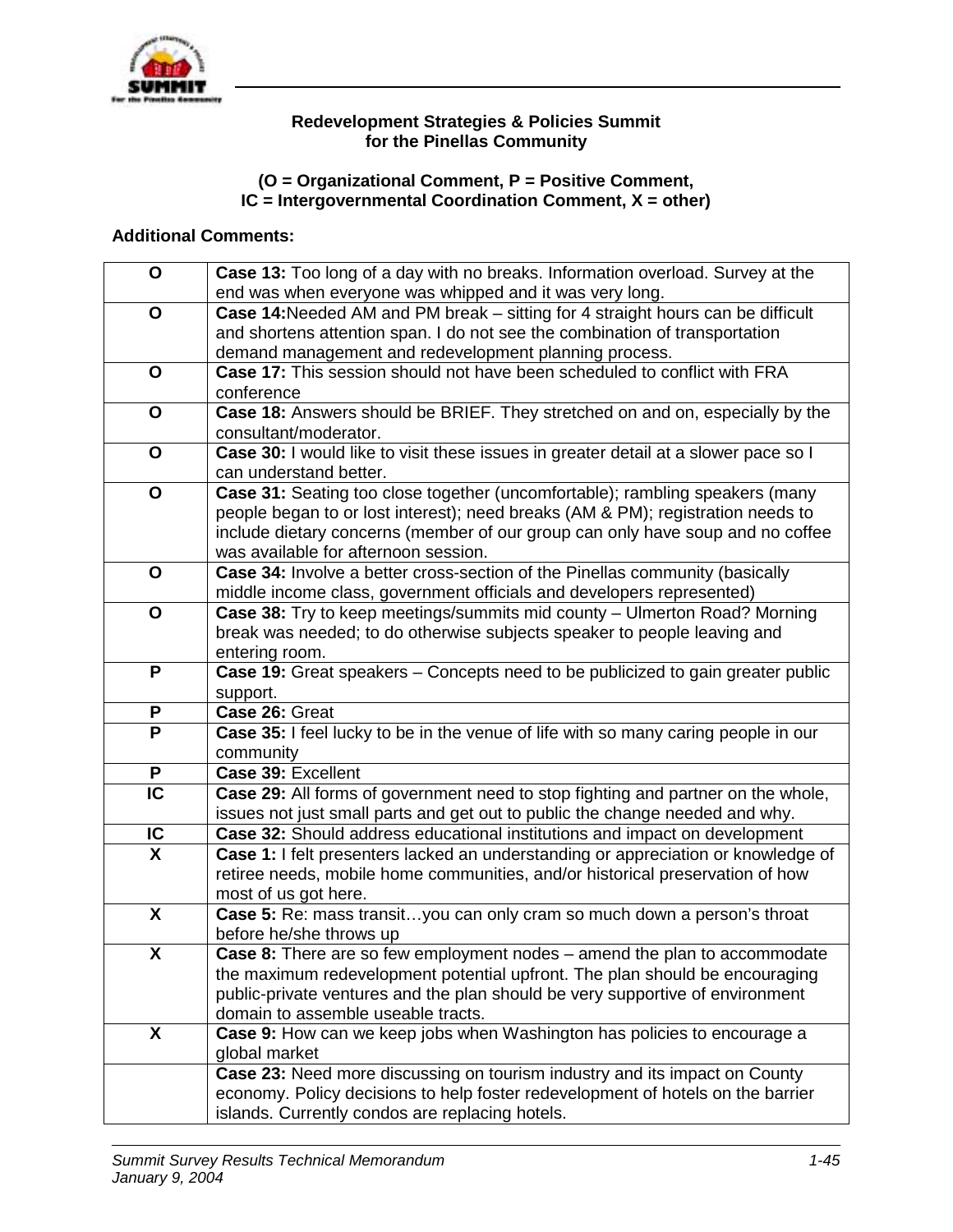**Redevelopment Strategies & Policies Summit**
**for the Pinellas Community**

**(O = Organizational Comment, P = Positive Comment, IC = Intergovernmental Coordination Comment, X = other)**

**Additional Comments:**

| | |
|---|---|
| **O** | **Case 13:** Too long of a day with no breaks. Information overload. Survey at the end was when everyone was whipped and it was very long. |
| **O** | **Case 14:**Needed AM and PM break – sitting for 4 straight hours can be difficult and shortens attention span. I do not see the combination of transportation demand management and redevelopment planning process. |
| **O** | **Case 17:** This session should not have been scheduled to conflict with FRA conference |
| **O** | **Case 18:** Answers should be BRIEF. They stretched on and on, especially by the consultant/moderator. |
| **O** | **Case 30:** I would like to visit these issues in greater detail at a slower pace so I can understand better. |
| **O** | **Case 31:** Seating too close together (uncomfortable); rambling speakers (many people began to or lost interest); need breaks (AM & PM); registration needs to include dietary concerns (member of our group can only have soup and no coffee was available for afternoon session. |
| **O** | **Case 34:** Involve a better cross-section of the Pinellas community (basically middle income class, government officials and developers represented) |
| **O** | **Case 38:** Try to keep meetings/summits mid county – Ulmerton Road? Morning break was needed; to do otherwise subjects speaker to people leaving and entering room. |
| **P** | **Case 19:** Great speakers – Concepts need to be publicized to gain greater public support. |
| **P** | **Case 26:** Great |
| **P** | **Case 35:** I feel lucky to be in the venue of life with so many caring people in our community |
| **P** | **Case 39:** Excellent |
| **IC** | **Case 29:** All forms of government need to stop fighting and partner on the whole, issues not just small parts and get out to public the change needed and why. |
| **IC** | **Case 32:** Should address educational institutions and impact on development |
| **X** | **Case 1:** I felt presenters lacked an understanding or appreciation or knowledge of retiree needs, mobile home communities, and/or historical preservation of how most of us got here. |
| **X** | **Case 5:** Re: mass transit…you can only cram so much down a person's throat before he/she throws up |
| **X** | **Case 8:** There are so few employment nodes – amend the plan to accommodate the maximum redevelopment potential upfront. The plan should be encouraging public-private ventures and the plan should be very supportive of environment domain to assemble useable tracts. |
| **X** | **Case 9:** How can we keep jobs when Washington has policies to encourage a global market |
| | **Case 23:** Need more discussing on tourism industry and its impact on County economy. Policy decisions to help foster redevelopment of hotels on the barrier islands. Currently condos are replacing hotels. |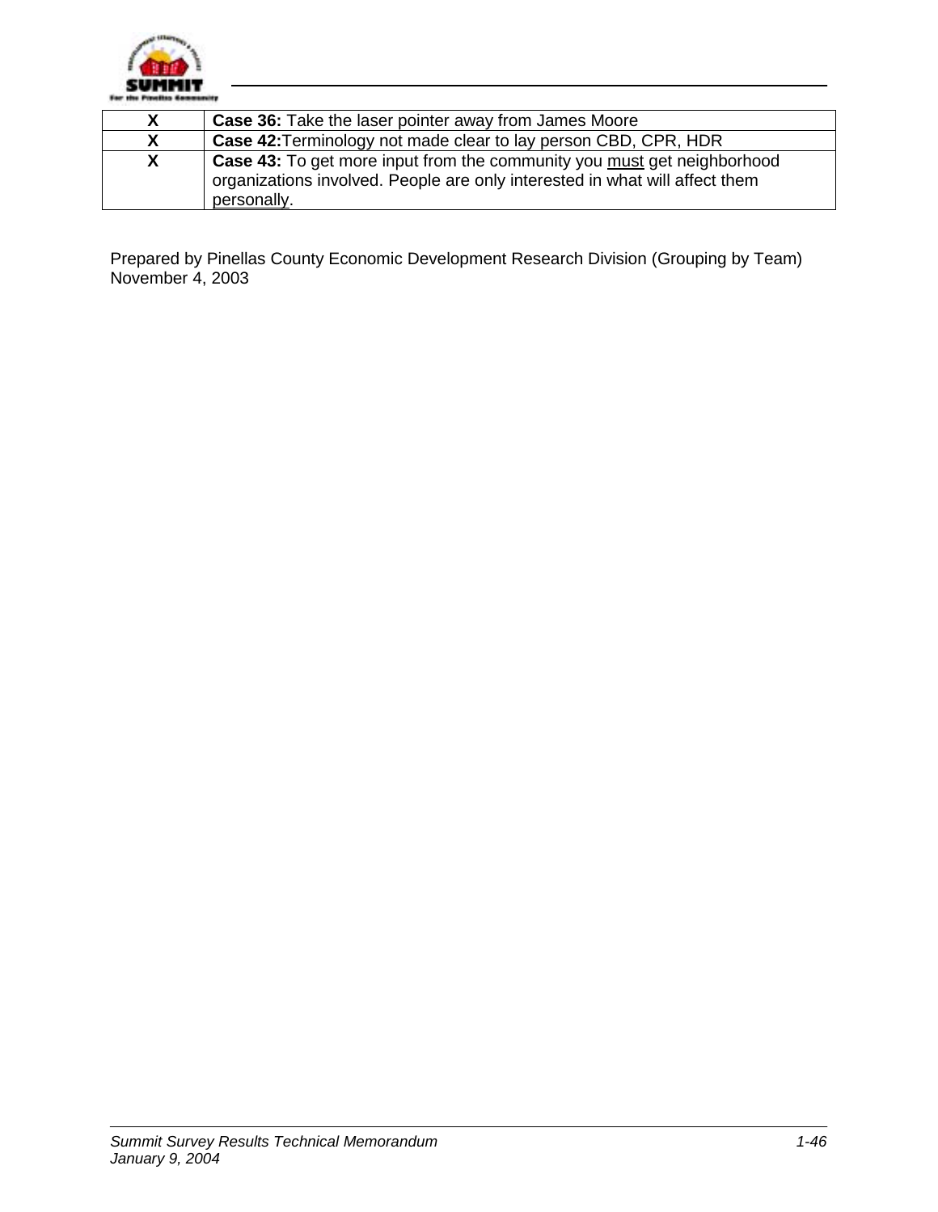| | |
|---|---|
| X | **Case 36:** Take the laser pointer away from James Moore |
| X | **Case 42:**Terminology not made clear to lay person CBD, CPR, HDR |
| X | **Case 43:** To get more input from the community you <u>must</u> get neighborhood organizations involved. People are only interested in what will affect them <u>personally</u>. |

Prepared by Pinellas County Economic Development Research Division (Grouping by Team)
November 4, 2003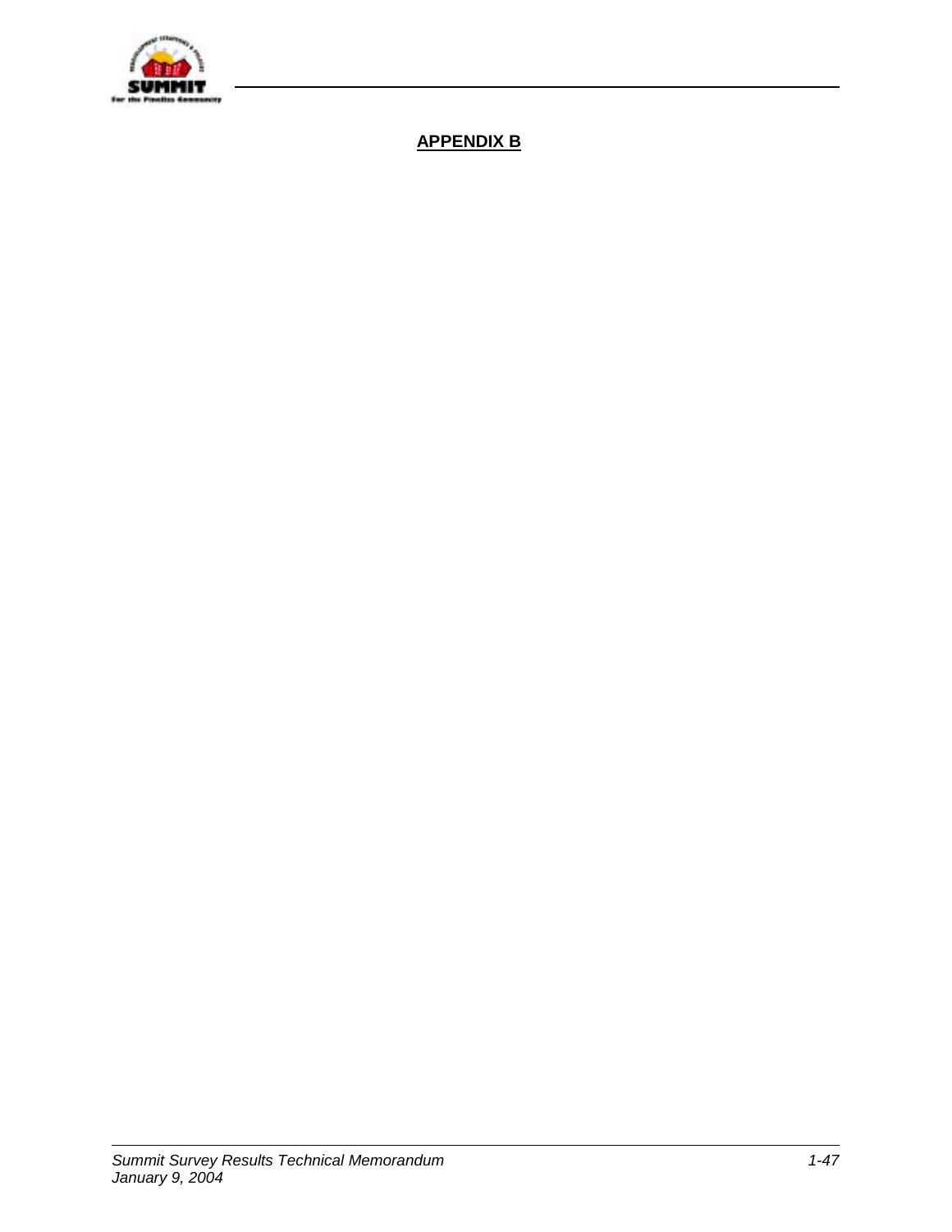**APPENDIX B**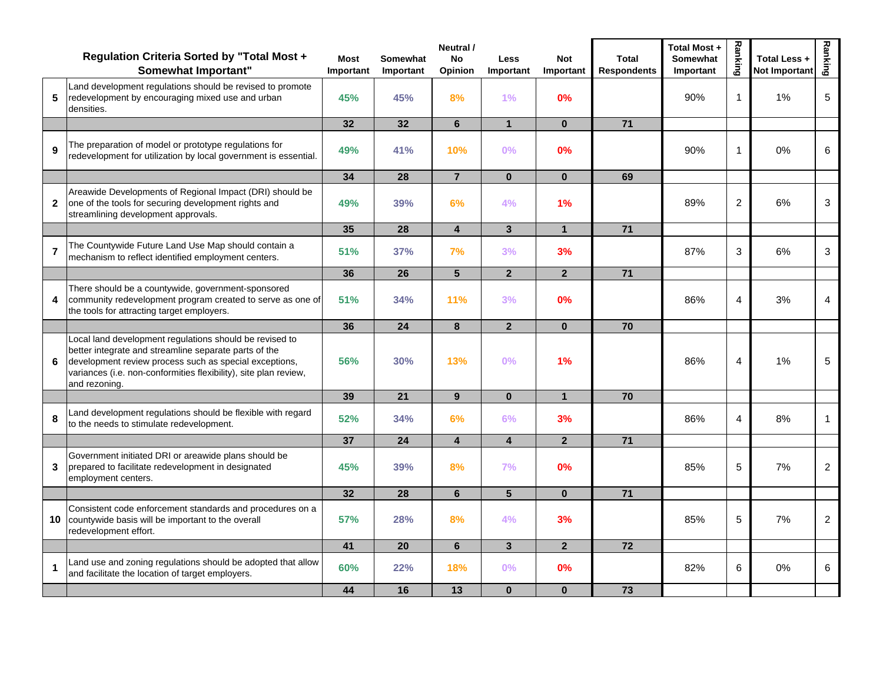| | Regulation Criteria Sorted by "Total Most + Somewhat Important" | Most Important | Somewhat Important | Neutral / No Opinion | Less Important | Not Important | Total Respondents | Total Most + Somewhat Important | Ranking | Total Less + Not Important | Ranking |
|---|---|---|---|---|---|---|---|---|---|---|---|
| 5 | Land development regulations should be revised to promote redevelopment by encouraging mixed use and urban densities. | 45% | 45% | 8% | 1% | 0% | | 90% | 1 | 1% | 5 |
| | | 32 | 32 | 6 | 1 | 0 | 71 | | | | |
| 9 | The preparation of model or prototype regulations for redevelopment for utilization by local government is essential. | 49% | 41% | 10% | 0% | 0% | | 90% | 1 | 0% | 6 |
| | | 34 | 28 | 7 | 0 | 0 | 69 | | | | |
| 2 | Areawide Developments of Regional Impact (DRI) should be one of the tools for securing development rights and streamlining development approvals. | 49% | 39% | 6% | 4% | 1% | | 89% | 2 | 6% | 3 |
| | | 35 | 28 | 4 | 3 | 1 | 71 | | | | |
| 7 | The Countywide Future Land Use Map should contain a mechanism to reflect identified employment centers. | 51% | 37% | 7% | 3% | 3% | | 87% | 3 | 6% | 3 |
| | | 36 | 26 | 5 | 2 | 2 | 71 | | | | |
| 4 | There should be a countywide, government-sponsored community redevelopment program created to serve as one of the tools for attracting target employers. | 51% | 34% | 11% | 3% | 0% | | 86% | 4 | 3% | 4 |
| | | 36 | 24 | 8 | 2 | 0 | 70 | | | | |
| 6 | Local land development regulations should be revised to better integrate and streamline separate parts of the development review process such as special exceptions, variances (i.e. non-conformities flexibility), site plan review, and rezoning. | 56% | 30% | 13% | 0% | 1% | | 86% | 4 | 1% | 5 |
| | | 39 | 21 | 9 | 0 | 1 | 70 | | | | |
| 8 | Land development regulations should be flexible with regard to the needs to stimulate redevelopment. | 52% | 34% | 6% | 6% | 3% | | 86% | 4 | 8% | 1 |
| | | 37 | 24 | 4 | 4 | 2 | 71 | | | | |
| 3 | Government initiated DRI or areawide plans should be prepared to facilitate redevelopment in designated employment centers. | 45% | 39% | 8% | 7% | 0% | | 85% | 5 | 7% | 2 |
| | | 32 | 28 | 6 | 5 | 0 | 71 | | | | |
| 10 | Consistent code enforcement standards and procedures on a countywide basis will be important to the overall redevelopment effort. | 57% | 28% | 8% | 4% | 3% | | 85% | 5 | 7% | 2 |
| | | 41 | 20 | 6 | 3 | 2 | 72 | | | | |
| 1 | Land use and zoning regulations should be adopted that allow and facilitate the location of target employers. | 60% | 22% | 18% | 0% | 0% | | 82% | 6 | 0% | 6 |
| | | 44 | 16 | 13 | 0 | 0 | 73 | | | | |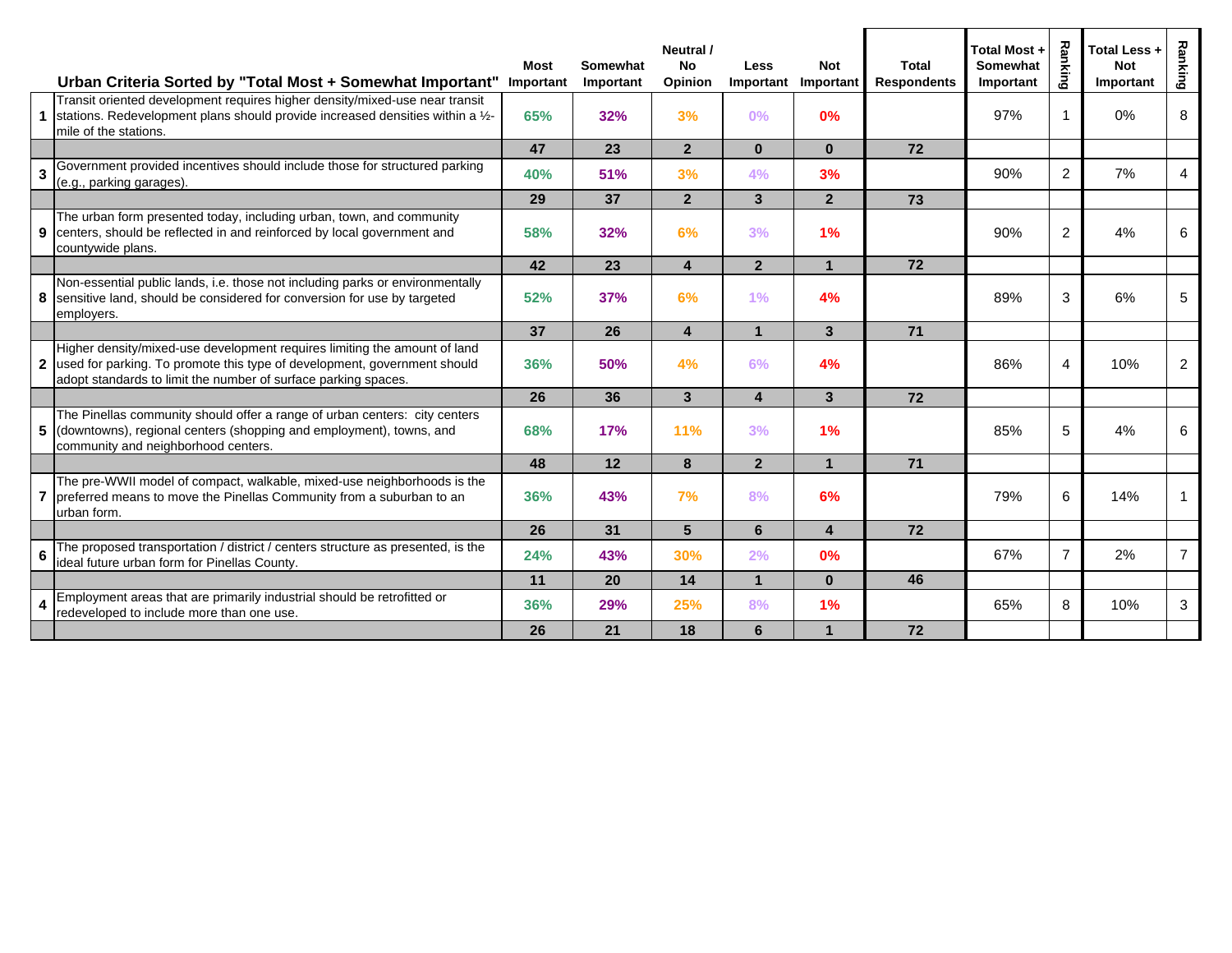| | Urban Criteria Sorted by "Total Most + Somewhat Important" | Most Important | Somewhat Important | Neutral / No Opinion | Less Important | Not Important | Total Respondents | Total Most + Somewhat Important | Ranking | Total Less + Not Important | Ranking |
|---|---|---|---|---|---|---|---|---|---|---|---|
| 1 | Transit oriented development requires higher density/mixed-use near transit stations. Redevelopment plans should provide increased densities within a ½-mile of the stations. | 65% | 32% | 3% | 0% | 0% | | 97% | 1 | 0% | 8 |
| | | 47 | 23 | 2 | 0 | 0 | 72 | | | | |
| 3 | Government provided incentives should include those for structured parking (e.g., parking garages). | 40% | 51% | 3% | 4% | 3% | | 90% | 2 | 7% | 4 |
| | | 29 | 37 | 2 | 3 | 2 | 73 | | | | |
| 9 | The urban form presented today, including urban, town, and community centers, should be reflected in and reinforced by local government and countywide plans. | 58% | 32% | 6% | 3% | 1% | | 90% | 2 | 4% | 6 |
| | | 42 | 23 | 4 | 2 | 1 | 72 | | | | |
| 8 | Non-essential public lands, i.e. those not including parks or environmentally sensitive land, should be considered for conversion for use by targeted employers. | 52% | 37% | 6% | 1% | 4% | | 89% | 3 | 6% | 5 |
| | | 37 | 26 | 4 | 1 | 3 | 71 | | | | |
| 2 | Higher density/mixed-use development requires limiting the amount of land used for parking. To promote this type of development, government should adopt standards to limit the number of surface parking spaces. | 36% | 50% | 4% | 6% | 4% | | 86% | 4 | 10% | 2 |
| | | 26 | 36 | 3 | 4 | 3 | 72 | | | | |
| 5 | The Pinellas community should offer a range of urban centers: city centers (downtowns), regional centers (shopping and employment), towns, and community and neighborhood centers. | 68% | 17% | 11% | 3% | 1% | | 85% | 5 | 4% | 6 |
| | | 48 | 12 | 8 | 2 | 1 | 71 | | | | |
| 7 | The pre-WWII model of compact, walkable, mixed-use neighborhoods is the preferred means to move the Pinellas Community from a suburban to an urban form. | 36% | 43% | 7% | 8% | 6% | | 79% | 6 | 14% | 1 |
| | | 26 | 31 | 5 | 6 | 4 | 72 | | | | |
| 6 | The proposed transportation / district / centers structure as presented, is the ideal future urban form for Pinellas County. | 24% | 43% | 30% | 2% | 0% | | 67% | 7 | 2% | 7 |
| | | 11 | 20 | 14 | 1 | 0 | 46 | | | | |
| 4 | Employment areas that are primarily industrial should be retrofitted or redeveloped to include more than one use. | 36% | 29% | 25% | 8% | 1% | | 65% | 8 | 10% | 3 |
| | | 26 | 21 | 18 | 6 | 1 | 72 | | | | |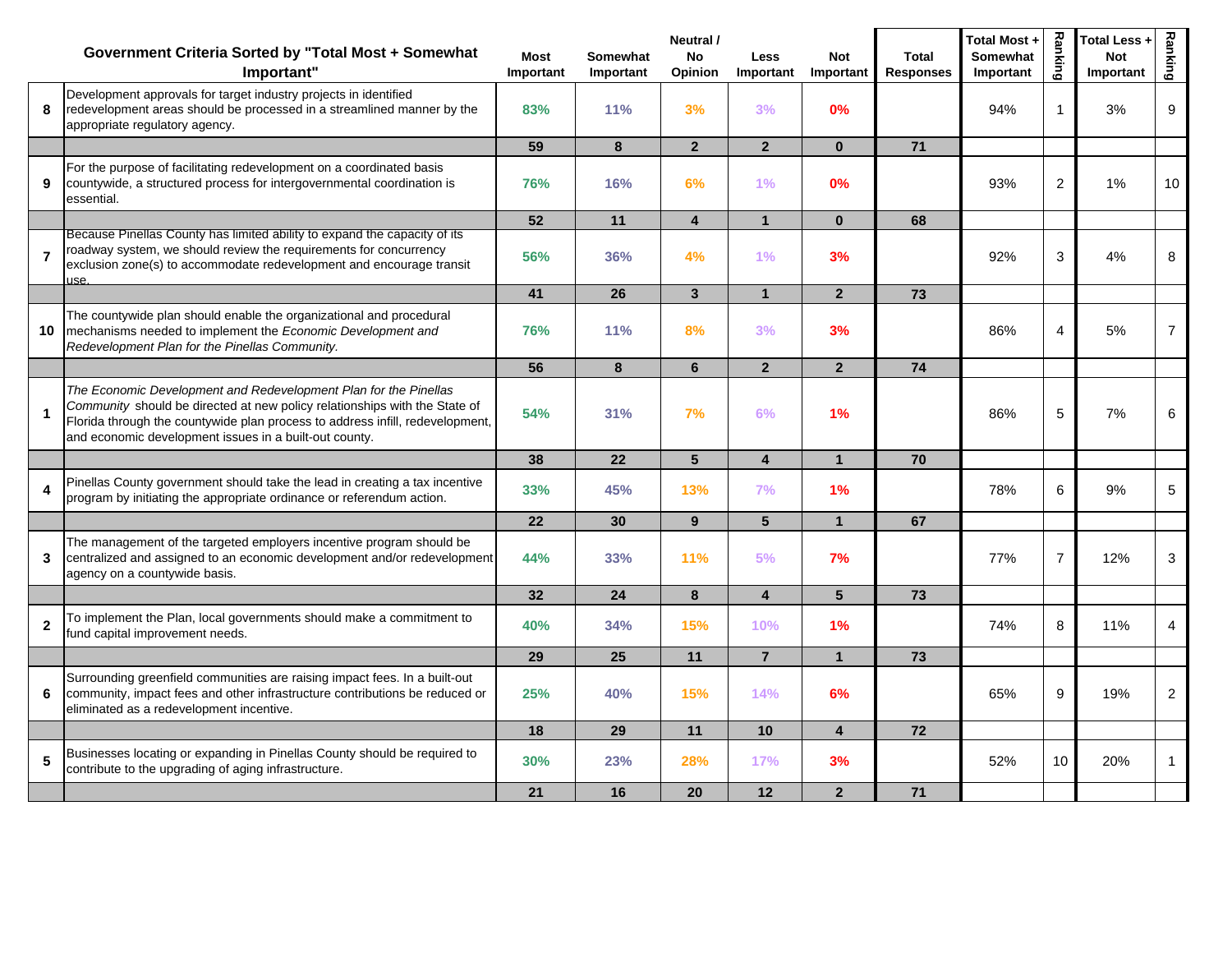| | Government Criteria Sorted by "Total Most + Somewhat Important" | Most Important | Somewhat Important | Neutral / No Opinion | Less Important | Not Important | Total Responses | Total Most + Somewhat Important | Ranking | Total Less + Not Important | Ranking |
|---|---|---|---|---|---|---|---|---|---|---|---|
| 8 | Development approvals for target industry projects in identified redevelopment areas should be processed in a streamlined manner by the appropriate regulatory agency. | 83% | 11% | 3% | 3% | 0% | | 94% | 1 | 3% | 9 |
| | | 59 | 8 | 2 | 2 | 0 | 71 | | | | |
| 9 | For the purpose of facilitating redevelopment on a coordinated basis countywide, a structured process for intergovernmental coordination is essential. | 76% | 16% | 6% | 1% | 0% | | 93% | 2 | 1% | 10 |
| | | 52 | 11 | 4 | 1 | 0 | 68 | | | | |
| 7 | Because Pinellas County has limited ability to expand the capacity of its roadway system, we should review the requirements for concurrency exclusion zone(s) to accommodate redevelopment and encourage transit use. | 56% | 36% | 4% | 1% | 3% | | 92% | 3 | 4% | 8 |
| | | 41 | 26 | 3 | 1 | 2 | 73 | | | | |
| 10 | The countywide plan should enable the organizational and procedural mechanisms needed to implement the *Economic Development and Redevelopment Plan for the Pinellas Community.* | 76% | 11% | 8% | 3% | 3% | | 86% | 4 | 5% | 7 |
| | | 56 | 8 | 6 | 2 | 2 | 74 | | | | |
| 1 | *The Economic Development and Redevelopment Plan for the Pinellas Community* should be directed at new policy relationships with the State of Florida through the countywide plan process to address infill, redevelopment, and economic development issues in a built-out county. | 54% | 31% | 7% | 6% | 1% | | 86% | 5 | 7% | 6 |
| | | 38 | 22 | 5 | 4 | 1 | 70 | | | | |
| 4 | Pinellas County government should take the lead in creating a tax incentive program by initiating the appropriate ordinance or referendum action. | 33% | 45% | 13% | 7% | 1% | | 78% | 6 | 9% | 5 |
| | | 22 | 30 | 9 | 5 | 1 | 67 | | | | |
| 3 | The management of the targeted employers incentive program should be centralized and assigned to an economic development and/or redevelopment agency on a countywide basis. | 44% | 33% | 11% | 5% | 7% | | 77% | 7 | 12% | 3 |
| | | 32 | 24 | 8 | 4 | 5 | 73 | | | | |
| 2 | To implement the Plan, local governments should make a commitment to fund capital improvement needs. | 40% | 34% | 15% | 10% | 1% | | 74% | 8 | 11% | 4 |
| | | 29 | 25 | 11 | 7 | 1 | 73 | | | | |
| 6 | Surrounding greenfield communities are raising impact fees. In a built-out community, impact fees and other infrastructure contributions be reduced or eliminated as a redevelopment incentive. | 25% | 40% | 15% | 14% | 6% | | 65% | 9 | 19% | 2 |
| | | 18 | 29 | 11 | 10 | 4 | 72 | | | | |
| 5 | Businesses locating or expanding in Pinellas County should be required to contribute to the upgrading of aging infrastructure. | 30% | 23% | 28% | 17% | 3% | | 52% | 10 | 20% | 1 |
| | | 21 | 16 | 20 | 12 | 2 | 71 | | | | |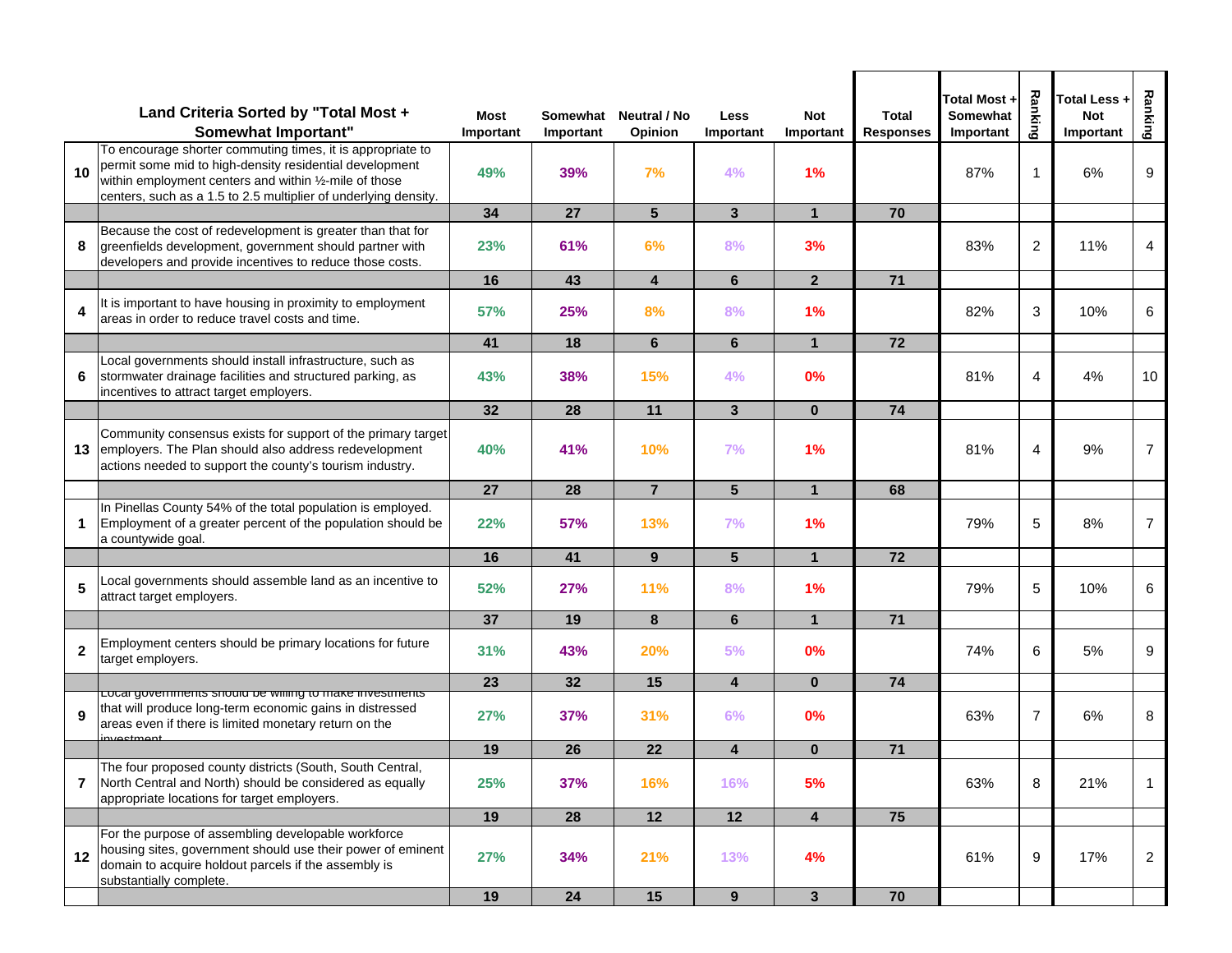| | Land Criteria Sorted by "Total Most + Somewhat Important" | Most Important | Somewhat Important | Neutral / No Opinion | Less Important | Not Important | Total Responses | Total Most + Somewhat Important | Ranking | Total Less + Not Important | Ranking |
|---|---|---|---|---|---|---|---|---|---|---|---|
| 10 | To encourage shorter commuting times, it is appropriate to permit some mid to high-density residential development within employment centers and within ½-mile of those centers, such as a 1.5 to 2.5 multiplier of underlying density. | 49% | 39% | 7% | 4% | 1% | | 87% | 1 | 6% | 9 |
| | | 34 | 27 | 5 | 3 | 1 | 70 | | | | |
| 8 | Because the cost of redevelopment is greater than that for greenfields development, government should partner with developers and provide incentives to reduce those costs. | 23% | 61% | 6% | 8% | 3% | | 83% | 2 | 11% | 4 |
| | | 16 | 43 | 4 | 6 | 2 | 71 | | | | |
| 4 | It is important to have housing in proximity to employment areas in order to reduce travel costs and time. | 57% | 25% | 8% | 8% | 1% | | 82% | 3 | 10% | 6 |
| | | 41 | 18 | 6 | 6 | 1 | 72 | | | | |
| 6 | Local governments should install infrastructure, such as stormwater drainage facilities and structured parking, as incentives to attract target employers. | 43% | 38% | 15% | 4% | 0% | | 81% | 4 | 4% | 10 |
| | | 32 | 28 | 11 | 3 | 0 | 74 | | | | |
| 13 | Community consensus exists for support of the primary target employers. The Plan should also address redevelopment actions needed to support the county's tourism industry. | 40% | 41% | 10% | 7% | 1% | | 81% | 4 | 9% | 7 |
| | | 27 | 28 | 7 | 5 | 1 | 68 | | | | |
| 1 | In Pinellas County 54% of the total population is employed. Employment of a greater percent of the population should be a countywide goal. | 22% | 57% | 13% | 7% | 1% | | 79% | 5 | 8% | 7 |
| | | 16 | 41 | 9 | 5 | 1 | 72 | | | | |
| 5 | Local governments should assemble land as an incentive to attract target employers. | 52% | 27% | 11% | 8% | 1% | | 79% | 5 | 10% | 6 |
| | | 37 | 19 | 8 | 6 | 1 | 71 | | | | |
| 2 | Employment centers should be primary locations for future target employers. | 31% | 43% | 20% | 5% | 0% | | 74% | 6 | 5% | 9 |
| | | 23 | 32 | 15 | 4 | 0 | 74 | | | | |
| 9 | Local governments should be willing to make investments that will produce long-term economic gains in distressed areas even if there is limited monetary return on the investment | 27% | 37% | 31% | 6% | 0% | | 63% | 7 | 6% | 8 |
| | | 19 | 26 | 22 | 4 | 0 | 71 | | | | |
| 7 | The four proposed county districts (South, South Central, North Central and North) should be considered as equally appropriate locations for target employers. | 25% | 37% | 16% | 16% | 5% | | 63% | 8 | 21% | 1 |
| | | 19 | 28 | 12 | 12 | 4 | 75 | | | | |
| 12 | For the purpose of assembling developable workforce housing sites, government should use their power of eminent domain to acquire holdout parcels if the assembly is substantially complete. | 27% | 34% | 21% | 13% | 4% | | 61% | 9 | 17% | 2 |
| | | 19 | 24 | 15 | 9 | 3 | 70 | | | | |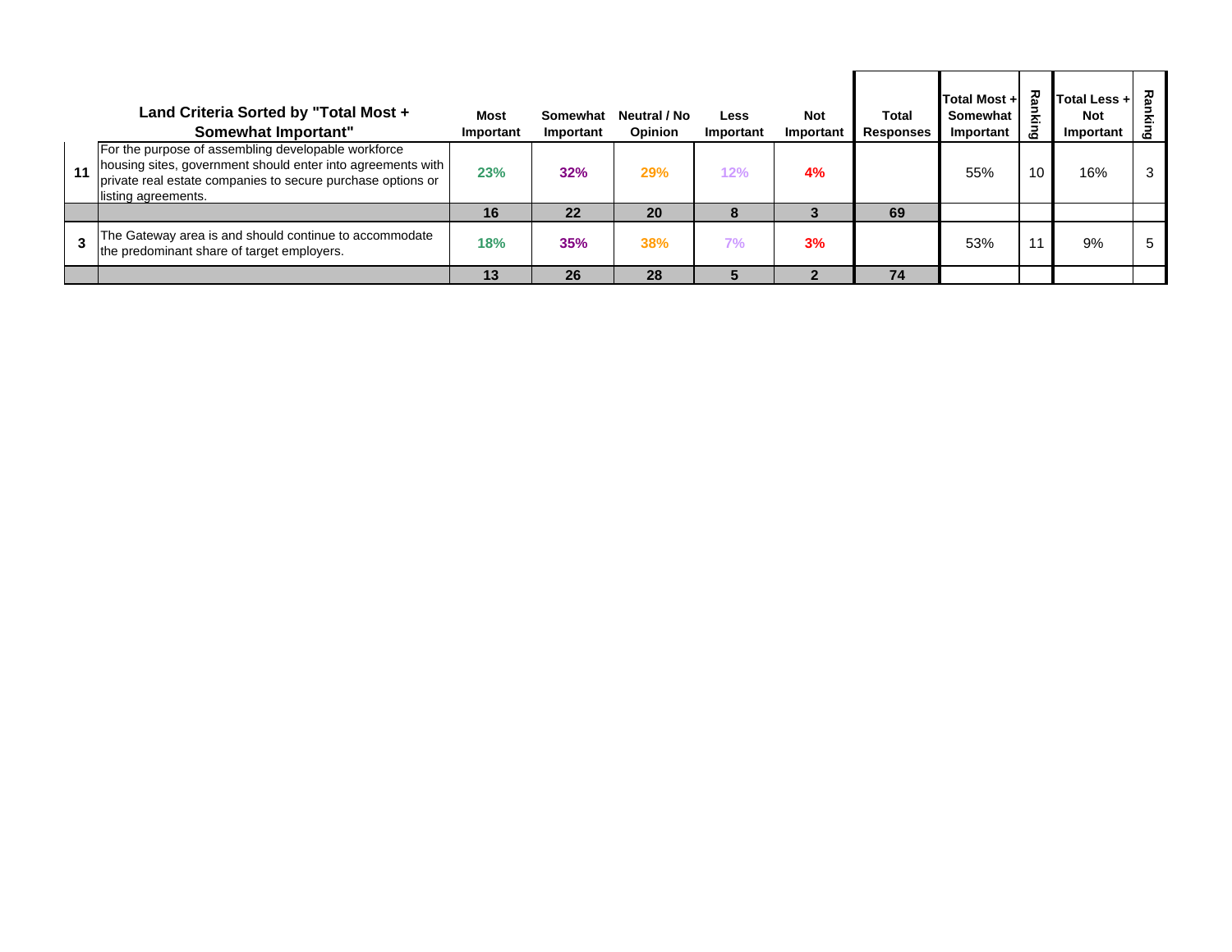| | Land Criteria Sorted by "Total Most + Somewhat Important" | Most Important | Somewhat Important | Neutral / No Opinion | Less Important | Not Important | Total Responses | Total Most + Somewhat Important | Ranking | Total Less + Not Important | Ranking |
|---|---|---|---|---|---|---|---|---|---|---|---|
| 11 | For the purpose of assembling developable workforce housing sites, government should enter into agreements with private real estate companies to secure purchase options or listing agreements. | 23% | 32% | 29% | 12% | 4% | | 55% | 10 | 16% | 3 |
| | | 16 | 22 | 20 | 8 | 3 | 69 | | | | |
| 3 | The Gateway area is and should continue to accommodate the predominant share of target employers. | 18% | 35% | 38% | 7% | 3% | | 53% | 11 | 9% | 5 |
| | | 13 | 26 | 28 | 5 | 2 | 74 | | | | |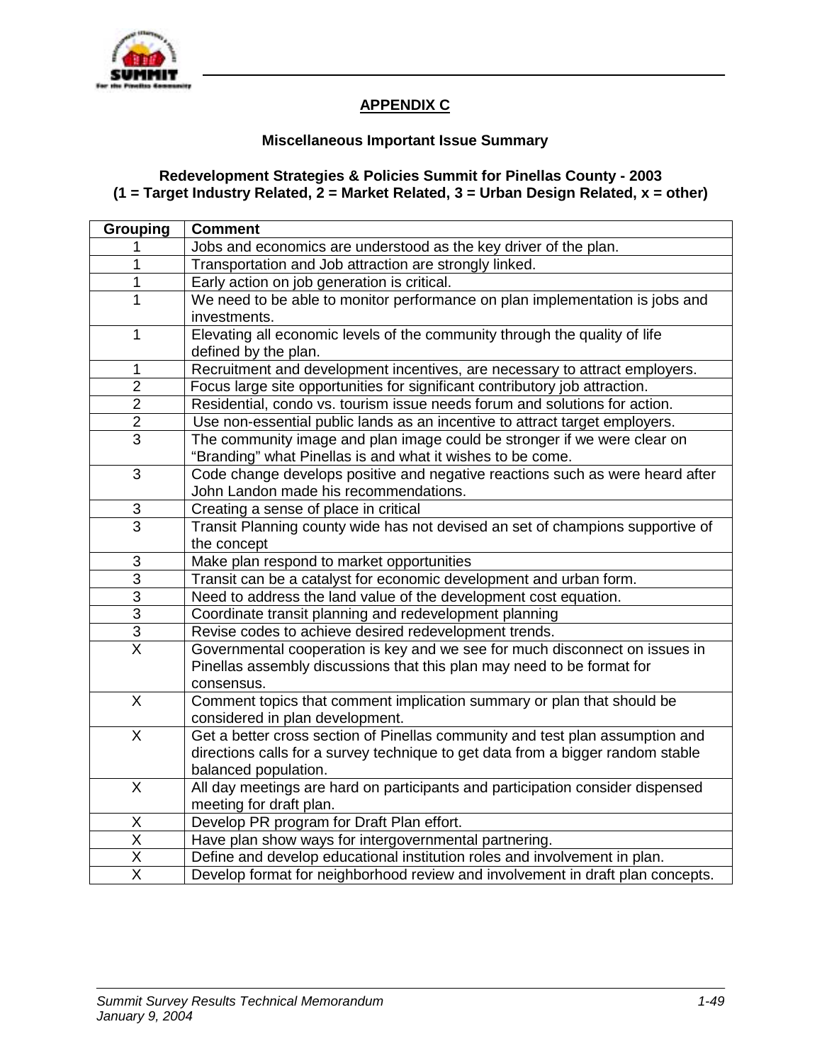## APPENDIX C

### Miscellaneous Important Issue Summary

**Redevelopment Strategies & Policies Summit for Pinellas County - 2003**
**(1 = Target Industry Related, 2 = Market Related, 3 = Urban Design Related, x = other)**

| Grouping | Comment |
|---|---|
| 1 | Jobs and economics are understood as the key driver of the plan. |
| 1 | Transportation and Job attraction are strongly linked. |
| 1 | Early action on job generation is critical. |
| 1 | We need to be able to monitor performance on plan implementation is jobs and investments. |
| 1 | Elevating all economic levels of the community through the quality of life defined by the plan. |
| 1 | Recruitment and development incentives, are necessary to attract employers. |
| 2 | Focus large site opportunities for significant contributory job attraction. |
| 2 | Residential, condo vs. tourism issue needs forum and solutions for action. |
| 2 | Use non-essential public lands as an incentive to attract target employers. |
| 3 | The community image and plan image could be stronger if we were clear on "Branding" what Pinellas is and what it wishes to be come. |
| 3 | Code change develops positive and negative reactions such as were heard after John Landon made his recommendations. |
| 3 | Creating a sense of place in critical |
| 3 | Transit Planning county wide has not devised an set of champions supportive of the concept |
| 3 | Make plan respond to market opportunities |
| 3 | Transit can be a catalyst for economic development and urban form. |
| 3 | Need to address the land value of the development cost equation. |
| 3 | Coordinate transit planning and redevelopment planning |
| 3 | Revise codes to achieve desired redevelopment trends. |
| X | Governmental cooperation is key and we see for much disconnect on issues in Pinellas assembly discussions that this plan may need to be format for consensus. |
| X | Comment topics that comment implication summary or plan that should be considered in plan development. |
| X | Get a better cross section of Pinellas community and test plan assumption and directions calls for a survey technique to get data from a bigger random stable balanced population. |
| X | All day meetings are hard on participants and participation consider dispensed meeting for draft plan. |
| X | Develop PR program for Draft Plan effort. |
| X | Have plan show ways for intergovernmental partnering. |
| X | Define and develop educational institution roles and involvement in plan. |
| X | Develop format for neighborhood review and involvement in draft plan concepts. |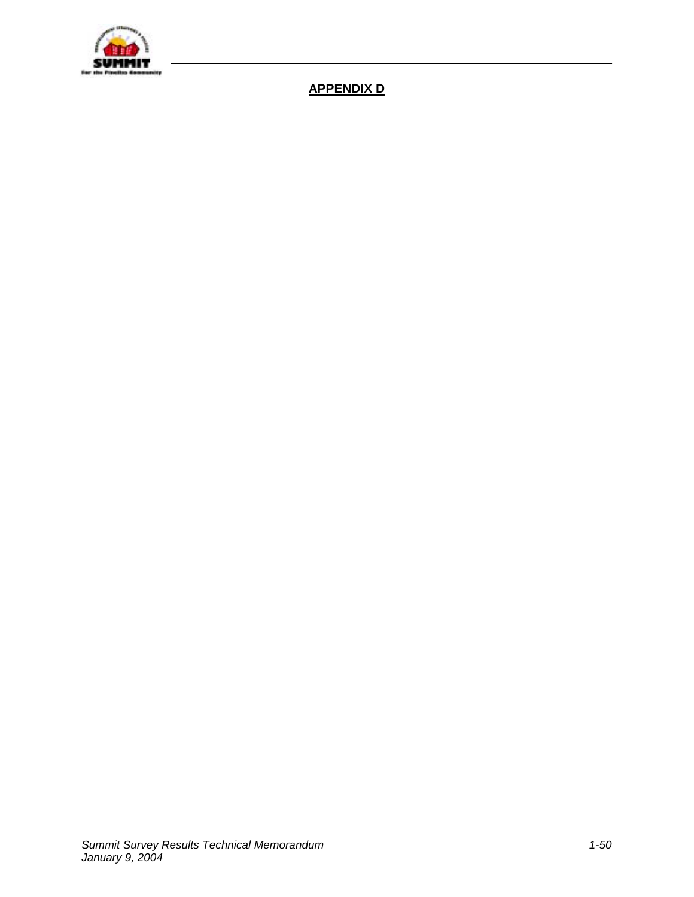**APPENDIX D**